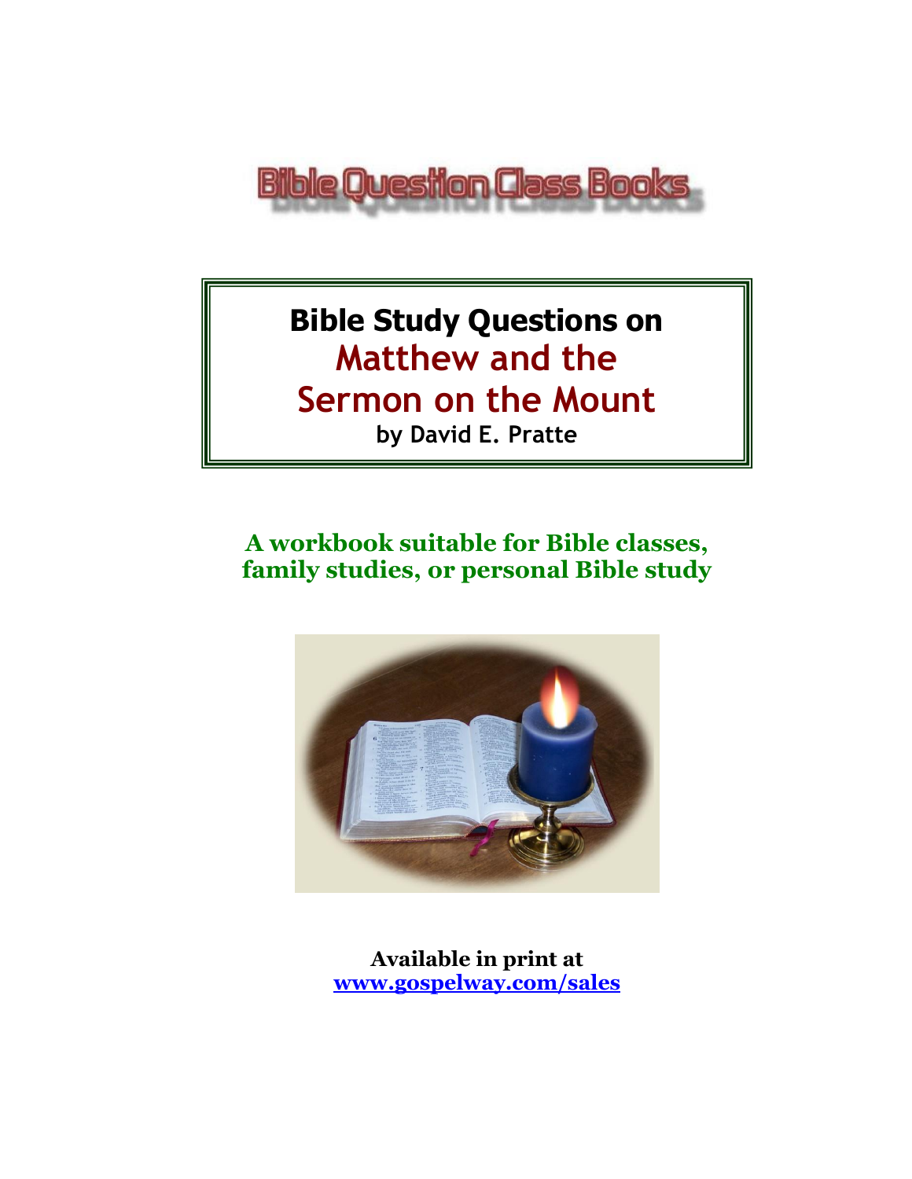Bible Question Class Books

# Bible Study Questions on Matthew and the Sermon on the Mount

**by David E. Pratte**

**A workbook suitable for Bible classes, family studies, or personal Bible study**

**Available in print at**
**[www.gospelway.com/sales](http://www.gospelway.com/sales)**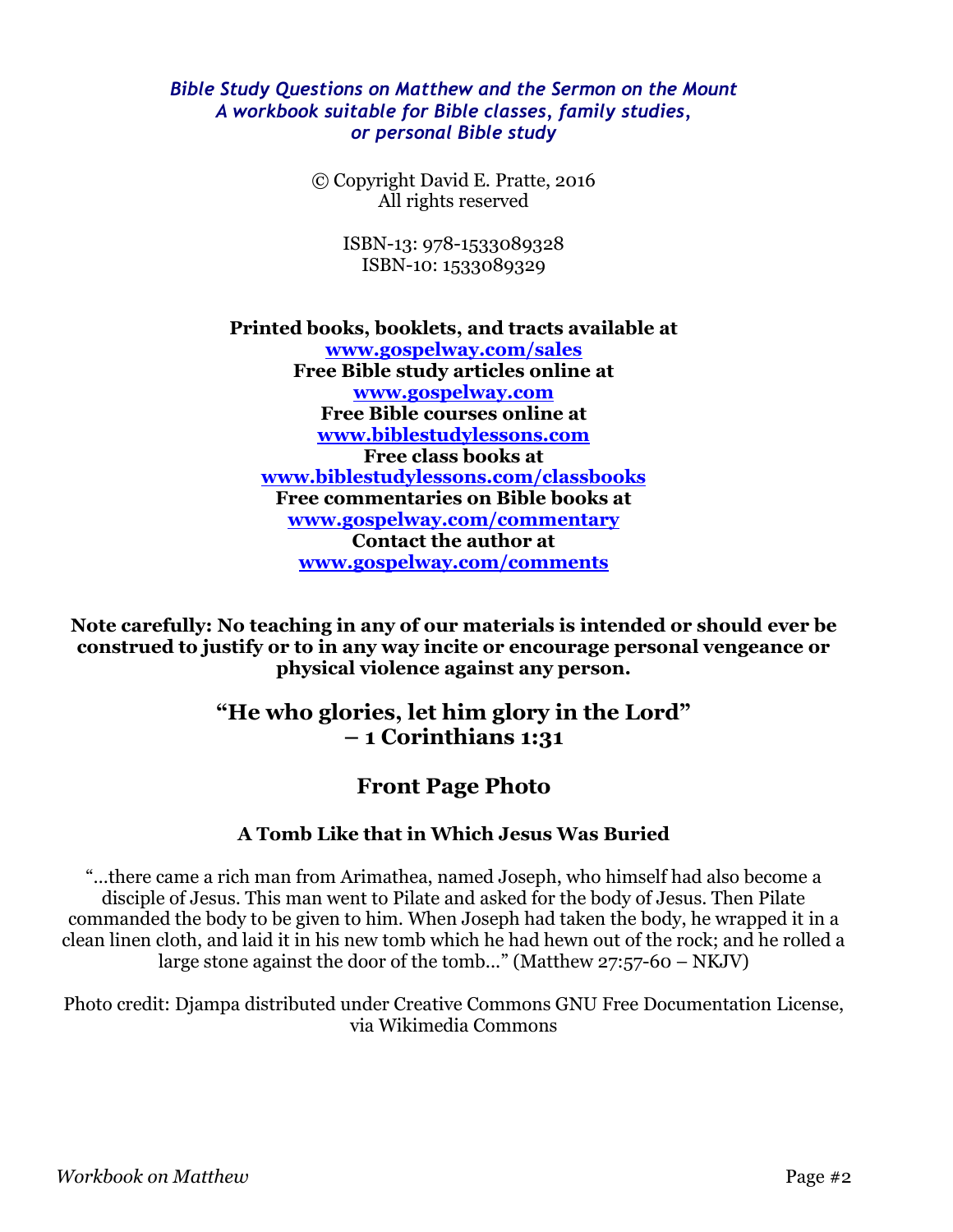*Bible Study Questions on Matthew and the Sermon on the Mount*
*A workbook suitable for Bible classes, family studies, or personal Bible study*

© Copyright David E. Pratte, 2016
All rights reserved

ISBN-13: 978-1533089328
ISBN-10: 1533089329

**Printed books, booklets, and tracts available at**
**www.gospelway.com/sales**
**Free Bible study articles online at**
**www.gospelway.com**
**Free Bible courses online at**
**www.biblestudylessons.com**
**Free class books at**
**www.biblestudylessons.com/classbooks**
**Free commentaries on Bible books at**
**www.gospelway.com/commentary**
**Contact the author at**
**www.gospelway.com/comments**

**Note carefully: No teaching in any of our materials is intended or should ever be construed to justify or to in any way incite or encourage personal vengeance or physical violence against any person.**

## "He who glories, let him glory in the Lord" – 1 Corinthians 1:31

## Front Page Photo

### A Tomb Like that in Which Jesus Was Buried

"…there came a rich man from Arimathea, named Joseph, who himself had also become a disciple of Jesus. This man went to Pilate and asked for the body of Jesus. Then Pilate commanded the body to be given to him. When Joseph had taken the body, he wrapped it in a clean linen cloth, and laid it in his new tomb which he had hewn out of the rock; and he rolled a large stone against the door of the tomb…" (Matthew 27:57-60 – NKJV)

Photo credit: Djampa distributed under Creative Commons GNU Free Documentation License, via Wikimedia Commons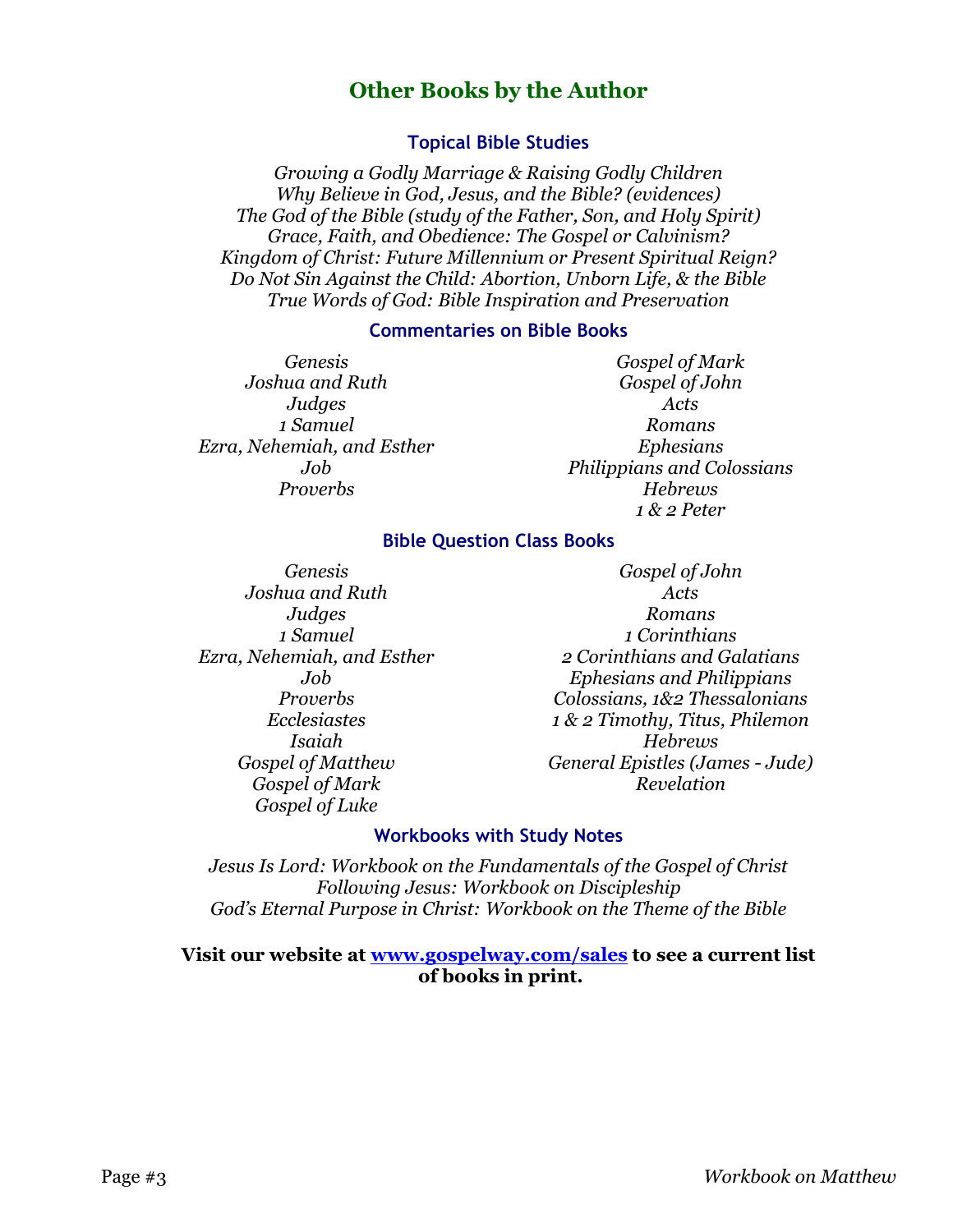# Other Books by the Author

### Topical Bible Studies

*Growing a Godly Marriage & Raising Godly Children*
*Why Believe in God, Jesus, and the Bible? (evidences)*
*The God of the Bible (study of the Father, Son, and Holy Spirit)*
*Grace, Faith, and Obedience: The Gospel or Calvinism?*
*Kingdom of Christ: Future Millennium or Present Spiritual Reign?*
*Do Not Sin Against the Child: Abortion, Unborn Life, & the Bible*
*True Words of God: Bible Inspiration and Preservation*

### Commentaries on Bible Books

*Genesis*
*Joshua and Ruth*
*Judges*
*1 Samuel*
*Ezra, Nehemiah, and Esther*
*Job*
*Proverbs*
*Gospel of Mark*
*Gospel of John*
*Acts*
*Romans*
*Ephesians*
*Philippians and Colossians*
*Hebrews*
*1 & 2 Peter*

### Bible Question Class Books

*Genesis*
*Joshua and Ruth*
*Judges*
*1 Samuel*
*Ezra, Nehemiah, and Esther*
*Job*
*Proverbs*
*Ecclesiastes*
*Isaiah*
*Gospel of Matthew*
*Gospel of Mark*
*Gospel of Luke*
*Gospel of John*
*Acts*
*Romans*
*1 Corinthians*
*2 Corinthians and Galatians*
*Ephesians and Philippians*
*Colossians, 1&2 Thessalonians*
*1 & 2 Timothy, Titus, Philemon*
*Hebrews*
*General Epistles (James - Jude)*
*Revelation*

### Workbooks with Study Notes

*Jesus Is Lord: Workbook on the Fundamentals of the Gospel of Christ*
*Following Jesus: Workbook on Discipleship*
*God's Eternal Purpose in Christ: Workbook on the Theme of the Bible*

**Visit our website at [www.gospelway.com/sales](http://www.gospelway.com/sales) to see a current list of books in print.**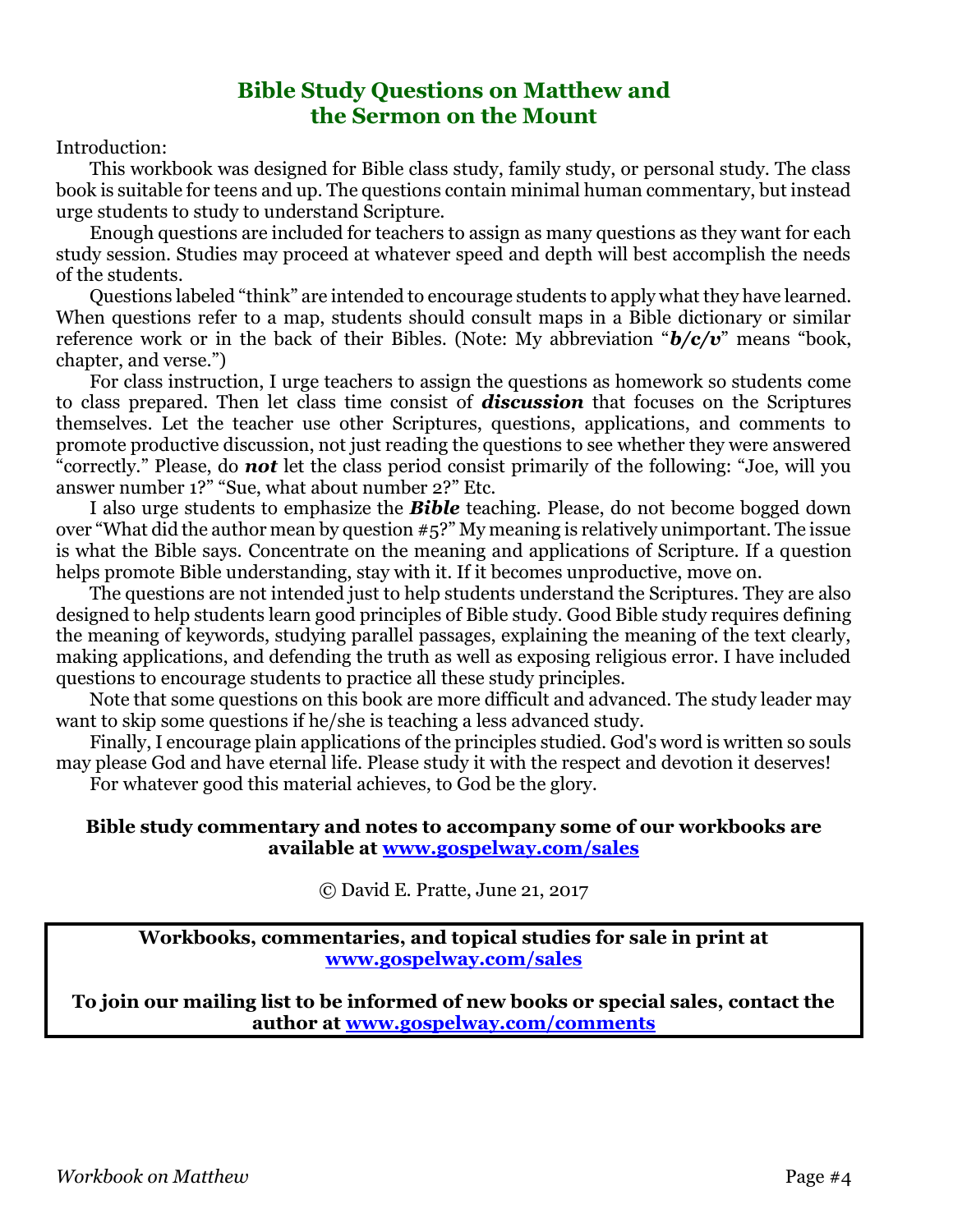# Bible Study Questions on Matthew and the Sermon on the Mount

Introduction:

This workbook was designed for Bible class study, family study, or personal study. The class book is suitable for teens and up. The questions contain minimal human commentary, but instead urge students to study to understand Scripture.

Enough questions are included for teachers to assign as many questions as they want for each study session. Studies may proceed at whatever speed and depth will best accomplish the needs of the students.

Questions labeled "think" are intended to encourage students to apply what they have learned. When questions refer to a map, students should consult maps in a Bible dictionary or similar reference work or in the back of their Bibles. (Note: My abbreviation "***b/c/v***" means "book, chapter, and verse.")

For class instruction, I urge teachers to assign the questions as homework so students come to class prepared. Then let class time consist of ***discussion*** that focuses on the Scriptures themselves. Let the teacher use other Scriptures, questions, applications, and comments to promote productive discussion, not just reading the questions to see whether they were answered "correctly." Please, do ***not*** let the class period consist primarily of the following: "Joe, will you answer number 1?" "Sue, what about number 2?" Etc.

I also urge students to emphasize the ***Bible*** teaching. Please, do not become bogged down over "What did the author mean by question #5?" My meaning is relatively unimportant. The issue is what the Bible says. Concentrate on the meaning and applications of Scripture. If a question helps promote Bible understanding, stay with it. If it becomes unproductive, move on.

The questions are not intended just to help students understand the Scriptures. They are also designed to help students learn good principles of Bible study. Good Bible study requires defining the meaning of keywords, studying parallel passages, explaining the meaning of the text clearly, making applications, and defending the truth as well as exposing religious error. I have included questions to encourage students to practice all these study principles.

Note that some questions on this book are more difficult and advanced. The study leader may want to skip some questions if he/she is teaching a less advanced study.

Finally, I encourage plain applications of the principles studied. God's word is written so souls may please God and have eternal life. Please study it with the respect and devotion it deserves!

For whatever good this material achieves, to God be the glory.

**Bible study commentary and notes to accompany some of our workbooks are available at [www.gospelway.com/sales](http://www.gospelway.com/sales)**

© David E. Pratte, June 21, 2017

**Workbooks, commentaries, and topical studies for sale in print at [www.gospelway.com/sales](http://www.gospelway.com/sales)**

**To join our mailing list to be informed of new books or special sales, contact the author at [www.gospelway.com/comments](http://www.gospelway.com/comments)**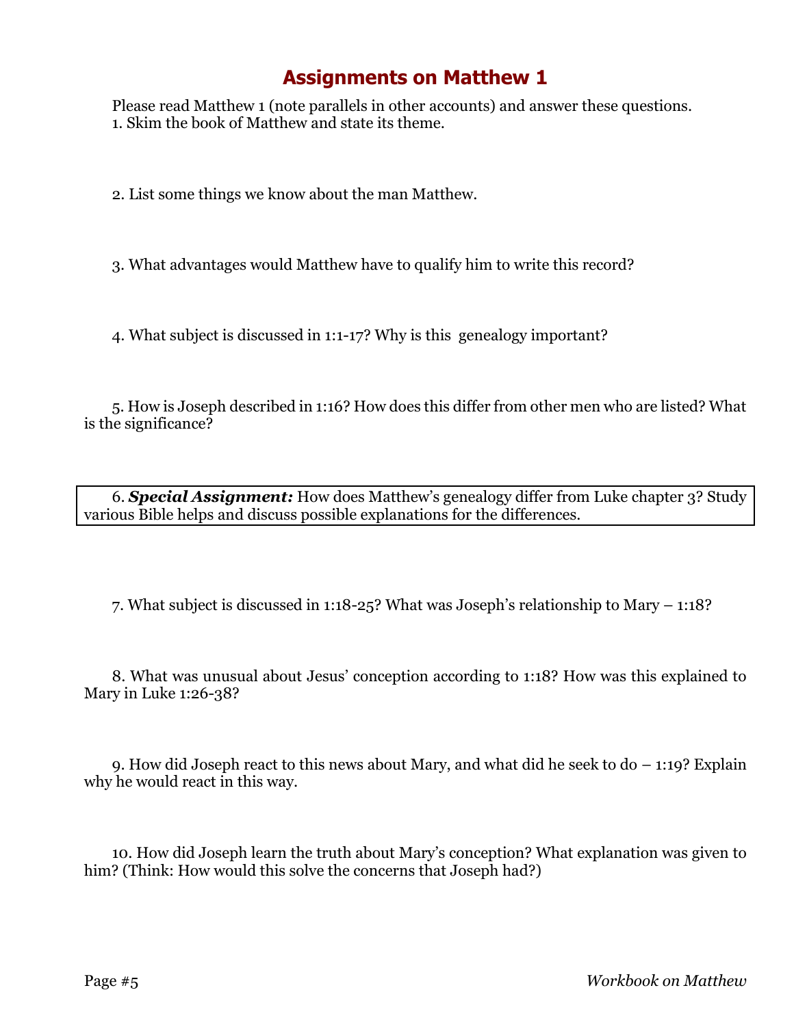# Assignments on Matthew 1

Please read Matthew 1 (note parallels in other accounts) and answer these questions.

1. Skim the book of Matthew and state its theme.

2. List some things we know about the man Matthew.

3. What advantages would Matthew have to qualify him to write this record?

4. What subject is discussed in 1:1-17? Why is this genealogy important?

5. How is Joseph described in 1:16? How does this differ from other men who are listed? What is the significance?

6. ***Special Assignment:*** How does Matthew's genealogy differ from Luke chapter 3? Study various Bible helps and discuss possible explanations for the differences.

7. What subject is discussed in 1:18-25? What was Joseph's relationship to Mary – 1:18?

8. What was unusual about Jesus' conception according to 1:18? How was this explained to Mary in Luke 1:26-38?

9. How did Joseph react to this news about Mary, and what did he seek to do – 1:19? Explain why he would react in this way.

10. How did Joseph learn the truth about Mary's conception? What explanation was given to him? (Think: How would this solve the concerns that Joseph had?)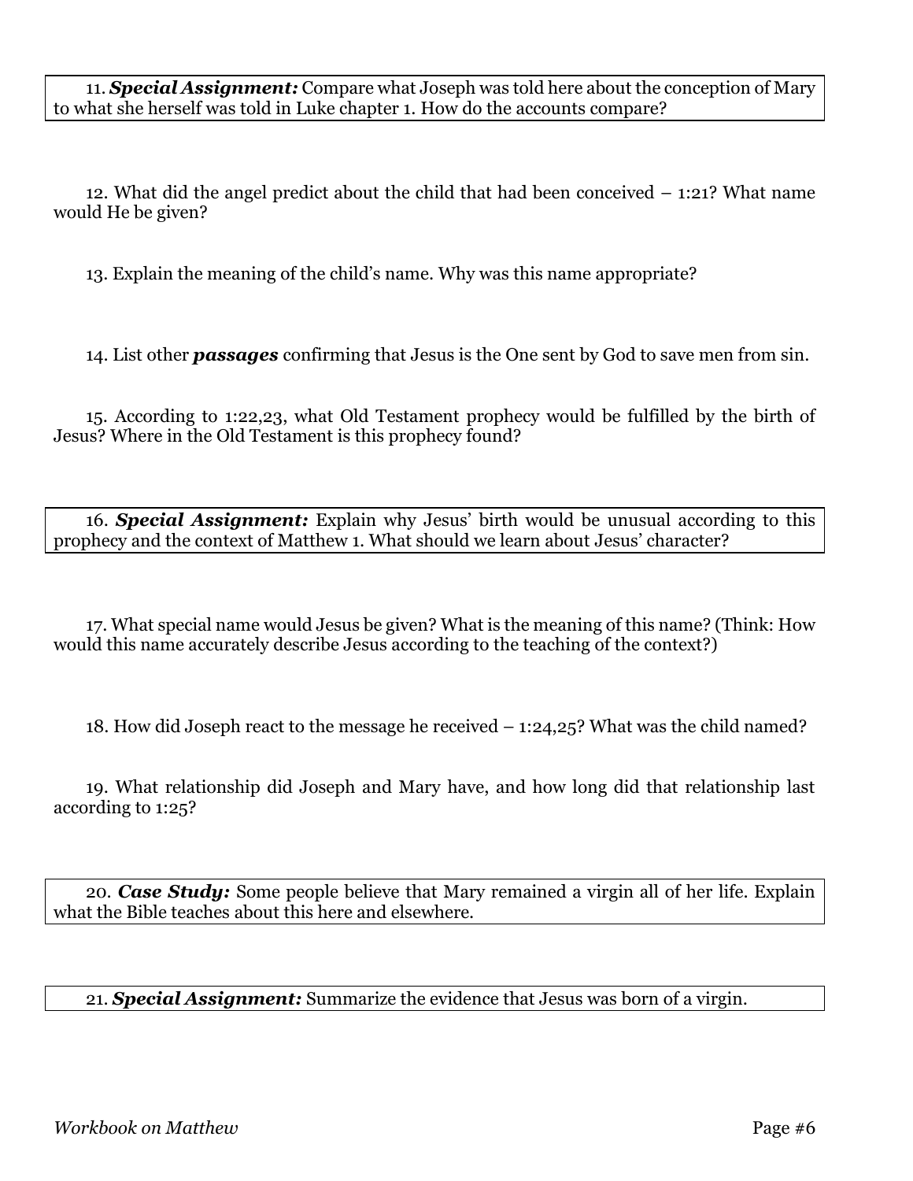11. ***Special Assignment:*** Compare what Joseph was told here about the conception of Mary to what she herself was told in Luke chapter 1. How do the accounts compare?

12. What did the angel predict about the child that had been conceived – 1:21? What name would He be given?

13. Explain the meaning of the child's name. Why was this name appropriate?

14. List other ***passages*** confirming that Jesus is the One sent by God to save men from sin.

15. According to 1:22,23, what Old Testament prophecy would be fulfilled by the birth of Jesus? Where in the Old Testament is this prophecy found?

16. ***Special Assignment:*** Explain why Jesus' birth would be unusual according to this prophecy and the context of Matthew 1. What should we learn about Jesus' character?

17. What special name would Jesus be given? What is the meaning of this name? (Think: How would this name accurately describe Jesus according to the teaching of the context?)

18. How did Joseph react to the message he received – 1:24,25? What was the child named?

19. What relationship did Joseph and Mary have, and how long did that relationship last according to 1:25?

20. ***Case Study:*** Some people believe that Mary remained a virgin all of her life. Explain what the Bible teaches about this here and elsewhere.

21. ***Special Assignment:*** Summarize the evidence that Jesus was born of a virgin.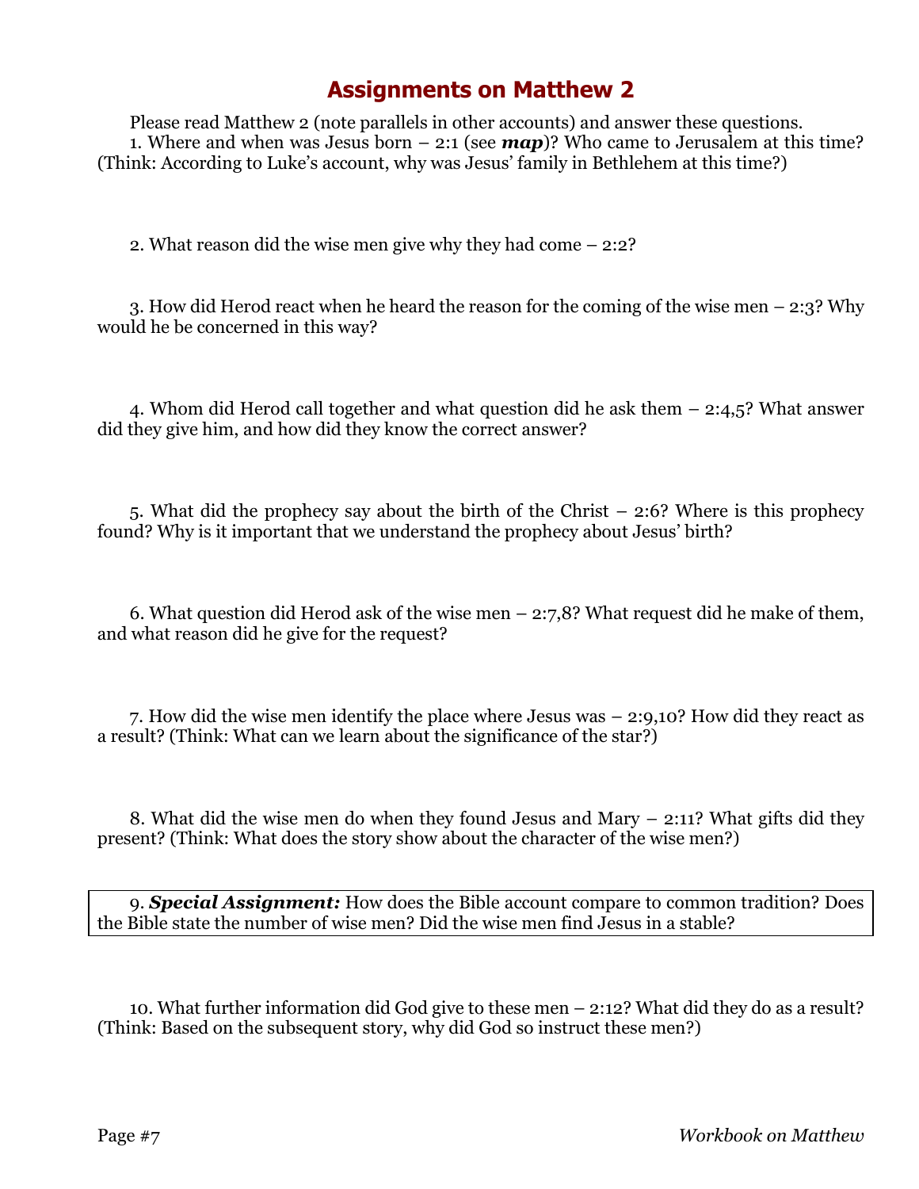# Assignments on Matthew 2

Please read Matthew 2 (note parallels in other accounts) and answer these questions.

1. Where and when was Jesus born – 2:1 (see ***map***)? Who came to Jerusalem at this time? (Think: According to Luke's account, why was Jesus' family in Bethlehem at this time?)

2. What reason did the wise men give why they had come – 2:2?

3. How did Herod react when he heard the reason for the coming of the wise men – 2:3? Why would he be concerned in this way?

4. Whom did Herod call together and what question did he ask them – 2:4,5? What answer did they give him, and how did they know the correct answer?

5. What did the prophecy say about the birth of the Christ – 2:6? Where is this prophecy found? Why is it important that we understand the prophecy about Jesus' birth?

6. What question did Herod ask of the wise men – 2:7,8? What request did he make of them, and what reason did he give for the request?

7. How did the wise men identify the place where Jesus was – 2:9,10? How did they react as a result? (Think: What can we learn about the significance of the star?)

8. What did the wise men do when they found Jesus and Mary – 2:11? What gifts did they present? (Think: What does the story show about the character of the wise men?)

9. ***Special Assignment:*** How does the Bible account compare to common tradition? Does the Bible state the number of wise men? Did the wise men find Jesus in a stable?

10. What further information did God give to these men – 2:12? What did they do as a result? (Think: Based on the subsequent story, why did God so instruct these men?)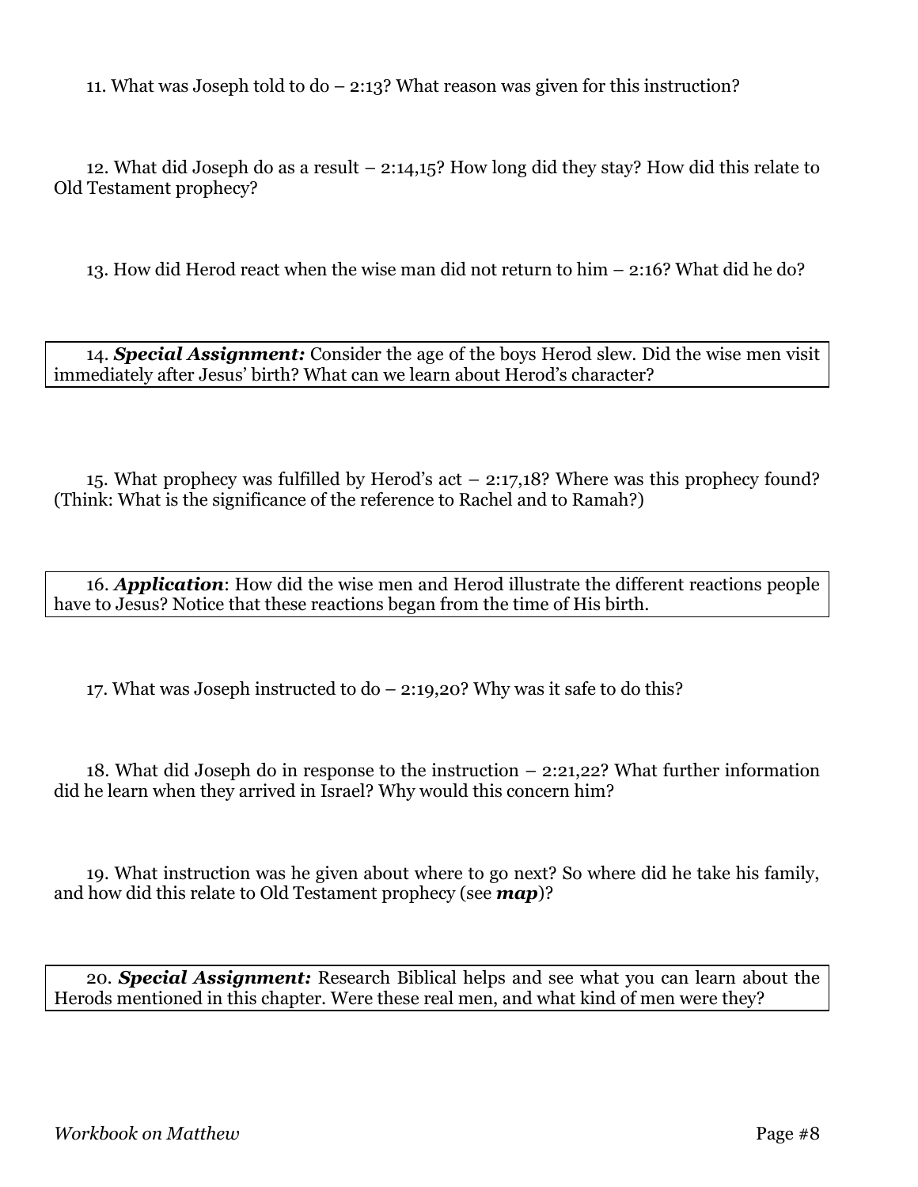11. What was Joseph told to do – 2:13? What reason was given for this instruction?

12. What did Joseph do as a result – 2:14,15? How long did they stay? How did this relate to Old Testament prophecy?

13. How did Herod react when the wise man did not return to him – 2:16? What did he do?

14. ***Special Assignment:*** Consider the age of the boys Herod slew. Did the wise men visit immediately after Jesus' birth? What can we learn about Herod's character?

15. What prophecy was fulfilled by Herod's act – 2:17,18? Where was this prophecy found? (Think: What is the significance of the reference to Rachel and to Ramah?)

16. ***Application***: How did the wise men and Herod illustrate the different reactions people have to Jesus? Notice that these reactions began from the time of His birth.

17. What was Joseph instructed to do – 2:19,20? Why was it safe to do this?

18. What did Joseph do in response to the instruction – 2:21,22? What further information did he learn when they arrived in Israel? Why would this concern him?

19. What instruction was he given about where to go next? So where did he take his family, and how did this relate to Old Testament prophecy (see ***map***)?

20. ***Special Assignment:*** Research Biblical helps and see what you can learn about the Herods mentioned in this chapter. Were these real men, and what kind of men were they?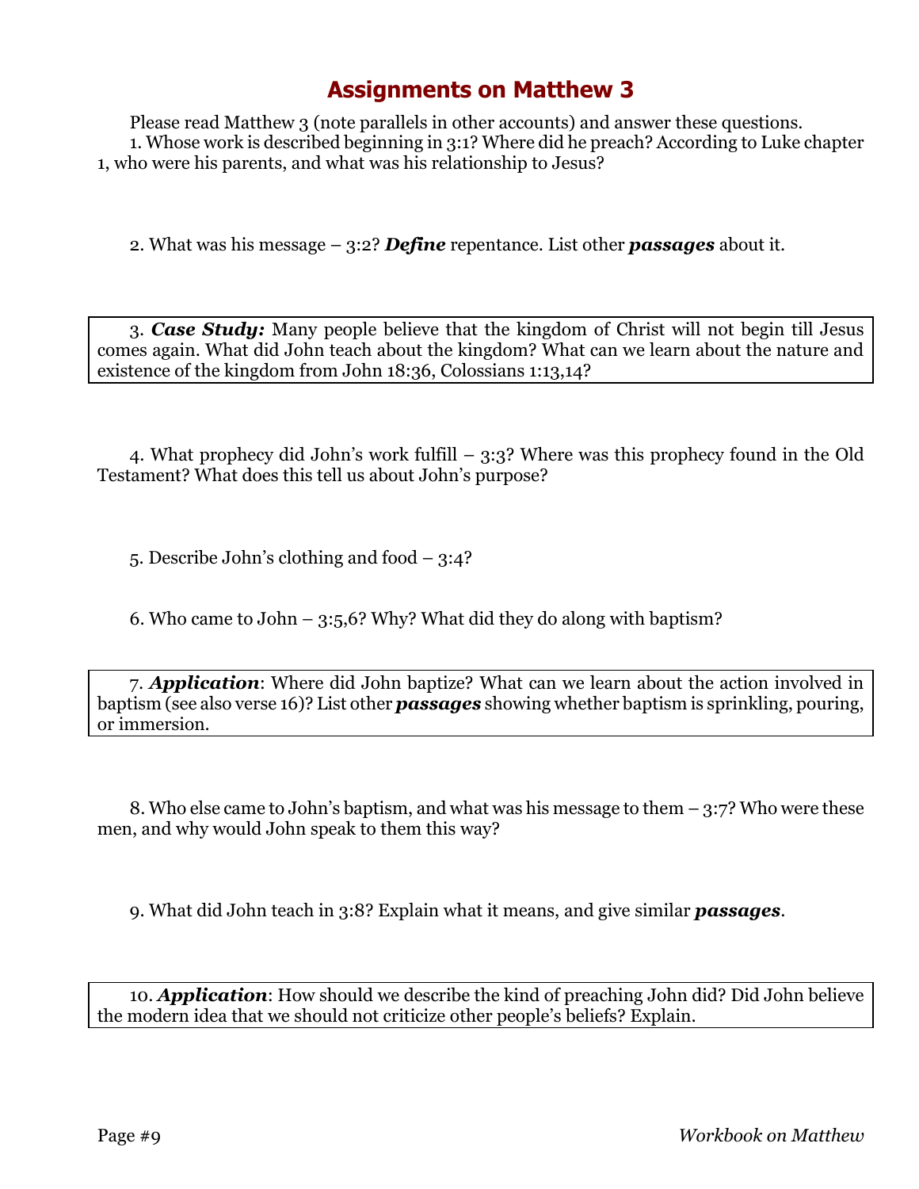# Assignments on Matthew 3

Please read Matthew 3 (note parallels in other accounts) and answer these questions.

1. Whose work is described beginning in 3:1? Where did he preach? According to Luke chapter 1, who were his parents, and what was his relationship to Jesus?

2. What was his message – 3:2? ***Define*** repentance. List other ***passages*** about it.

3. ***Case Study:*** Many people believe that the kingdom of Christ will not begin till Jesus comes again. What did John teach about the kingdom? What can we learn about the nature and existence of the kingdom from John 18:36, Colossians 1:13,14?

4. What prophecy did John's work fulfill – 3:3? Where was this prophecy found in the Old Testament? What does this tell us about John's purpose?

5. Describe John's clothing and food – 3:4?

6. Who came to John – 3:5,6? Why? What did they do along with baptism?

7. ***Application***: Where did John baptize? What can we learn about the action involved in baptism (see also verse 16)? List other ***passages*** showing whether baptism is sprinkling, pouring, or immersion.

8. Who else came to John's baptism, and what was his message to them – 3:7? Who were these men, and why would John speak to them this way?

9. What did John teach in 3:8? Explain what it means, and give similar ***passages***.

10. ***Application***: How should we describe the kind of preaching John did? Did John believe the modern idea that we should not criticize other people's beliefs? Explain.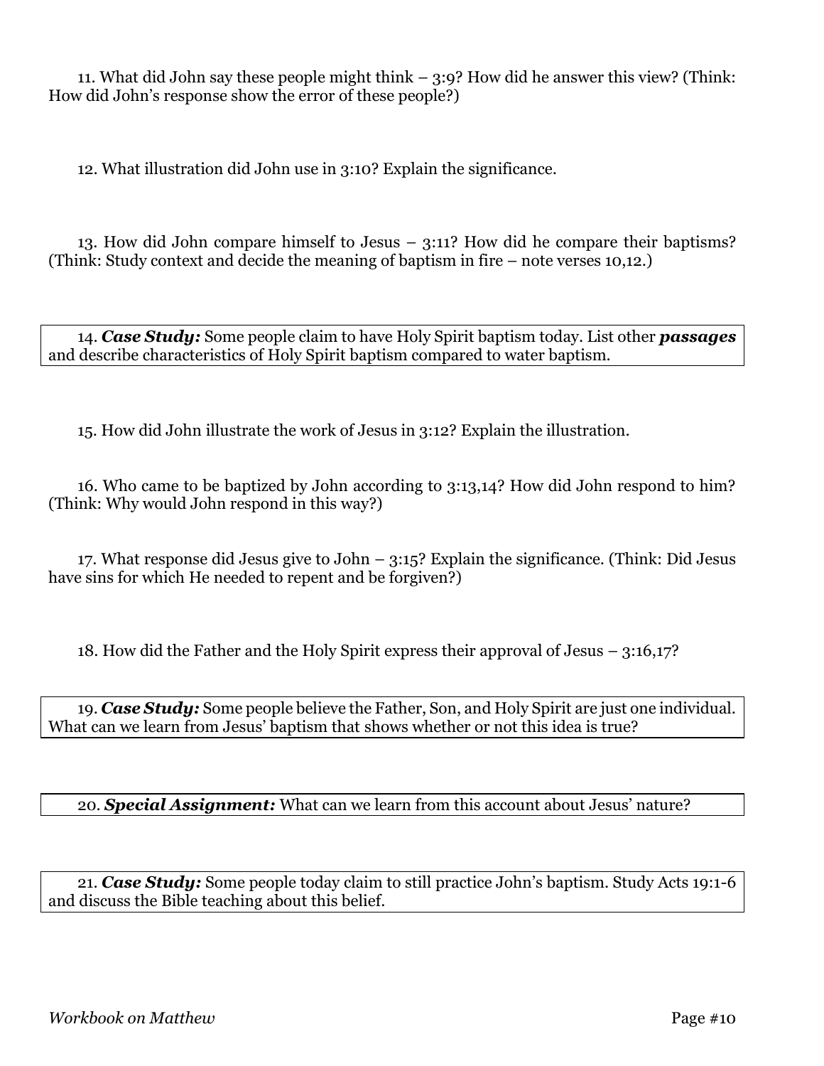11. What did John say these people might think – 3:9? How did he answer this view? (Think: How did John's response show the error of these people?)

12. What illustration did John use in 3:10? Explain the significance.

13. How did John compare himself to Jesus – 3:11? How did he compare their baptisms? (Think: Study context and decide the meaning of baptism in fire – note verses 10,12.)

14. ***Case Study:*** Some people claim to have Holy Spirit baptism today. List other ***passages*** and describe characteristics of Holy Spirit baptism compared to water baptism.

15. How did John illustrate the work of Jesus in 3:12? Explain the illustration.

16. Who came to be baptized by John according to 3:13,14? How did John respond to him? (Think: Why would John respond in this way?)

17. What response did Jesus give to John – 3:15? Explain the significance. (Think: Did Jesus have sins for which He needed to repent and be forgiven?)

18. How did the Father and the Holy Spirit express their approval of Jesus – 3:16,17?

19. ***Case Study:*** Some people believe the Father, Son, and Holy Spirit are just one individual. What can we learn from Jesus' baptism that shows whether or not this idea is true?

20. ***Special Assignment:*** What can we learn from this account about Jesus' nature?

21. ***Case Study:*** Some people today claim to still practice John's baptism. Study Acts 19:1-6 and discuss the Bible teaching about this belief.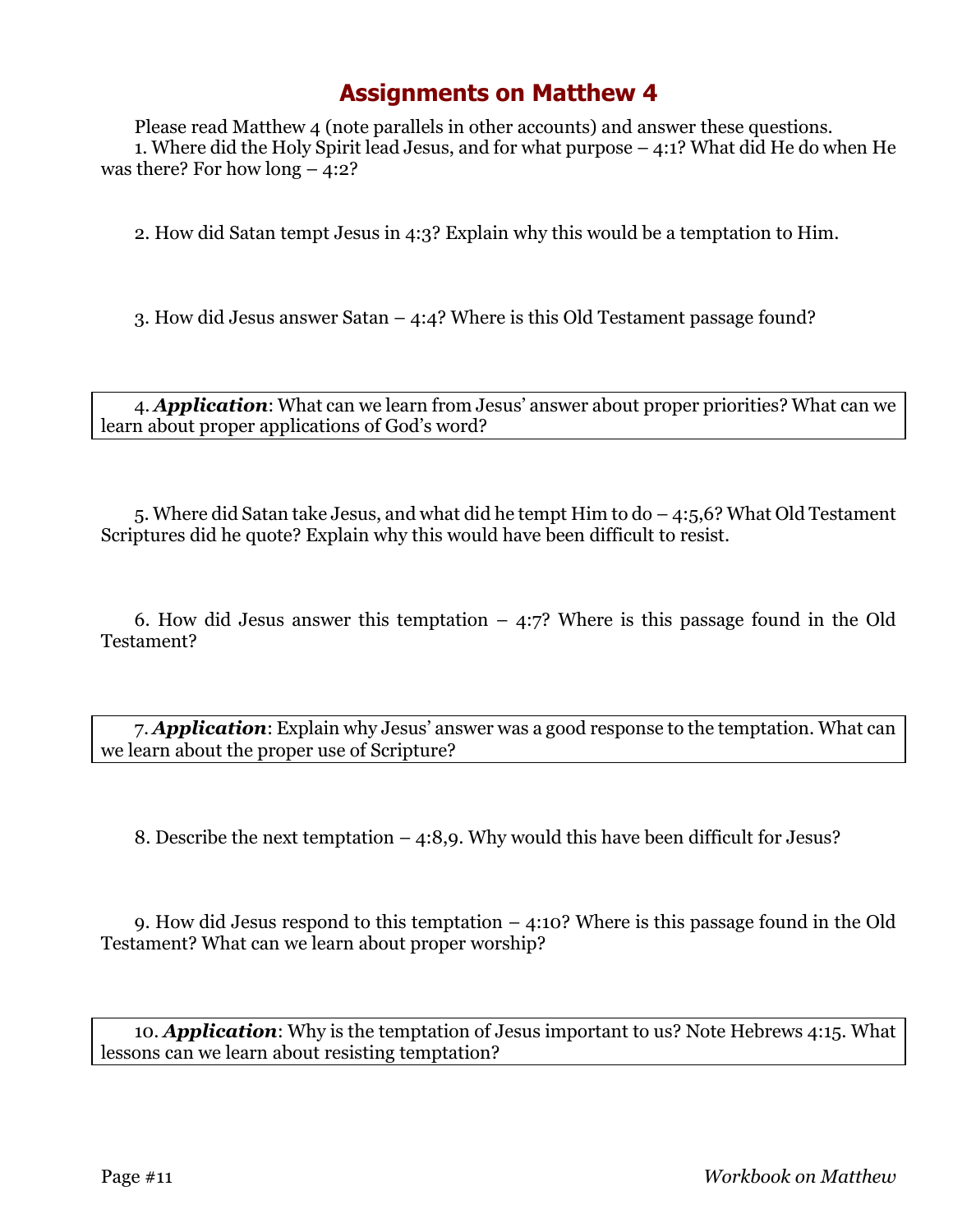# Assignments on Matthew 4

Please read Matthew 4 (note parallels in other accounts) and answer these questions.

1. Where did the Holy Spirit lead Jesus, and for what purpose – 4:1? What did He do when He was there? For how long – 4:2?

2. How did Satan tempt Jesus in 4:3? Explain why this would be a temptation to Him.

3. How did Jesus answer Satan – 4:4? Where is this Old Testament passage found?

4. ***Application***: What can we learn from Jesus' answer about proper priorities? What can we learn about proper applications of God's word?

5. Where did Satan take Jesus, and what did he tempt Him to do – 4:5,6? What Old Testament Scriptures did he quote? Explain why this would have been difficult to resist.

6. How did Jesus answer this temptation – 4:7? Where is this passage found in the Old Testament?

7. ***Application***: Explain why Jesus' answer was a good response to the temptation. What can we learn about the proper use of Scripture?

8. Describe the next temptation – 4:8,9. Why would this have been difficult for Jesus?

9. How did Jesus respond to this temptation – 4:10? Where is this passage found in the Old Testament? What can we learn about proper worship?

10. ***Application***: Why is the temptation of Jesus important to us? Note Hebrews 4:15. What lessons can we learn about resisting temptation?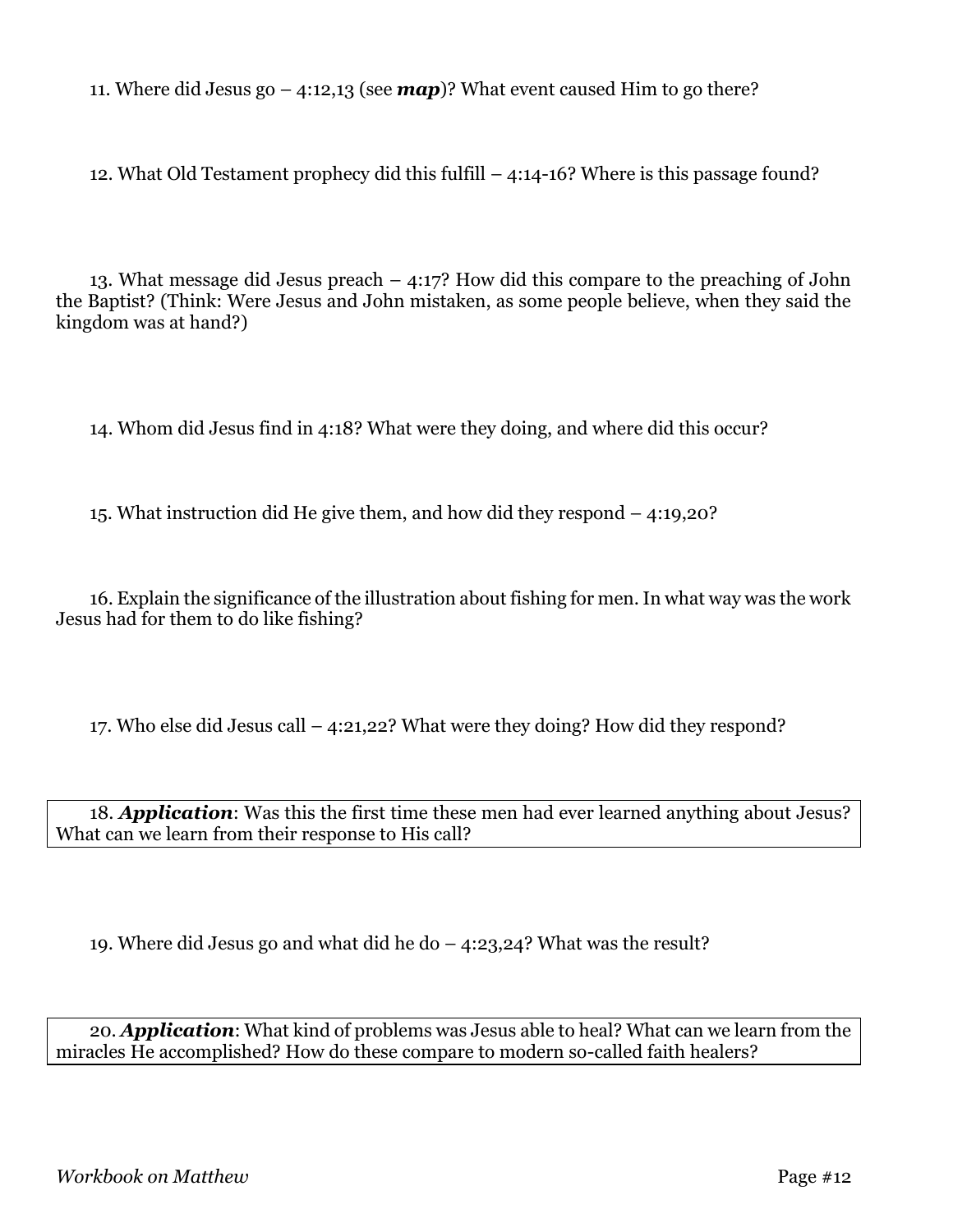11. Where did Jesus go – 4:12,13 (see ***map***)? What event caused Him to go there?

12. What Old Testament prophecy did this fulfill – 4:14-16? Where is this passage found?

13. What message did Jesus preach – 4:17? How did this compare to the preaching of John the Baptist? (Think: Were Jesus and John mistaken, as some people believe, when they said the kingdom was at hand?)

14. Whom did Jesus find in 4:18? What were they doing, and where did this occur?

15. What instruction did He give them, and how did they respond – 4:19,20?

16. Explain the significance of the illustration about fishing for men. In what way was the work Jesus had for them to do like fishing?

17. Who else did Jesus call – 4:21,22? What were they doing? How did they respond?

18. ***Application***: Was this the first time these men had ever learned anything about Jesus? What can we learn from their response to His call?

19. Where did Jesus go and what did he do – 4:23,24? What was the result?

20. ***Application***: What kind of problems was Jesus able to heal? What can we learn from the miracles He accomplished? How do these compare to modern so-called faith healers?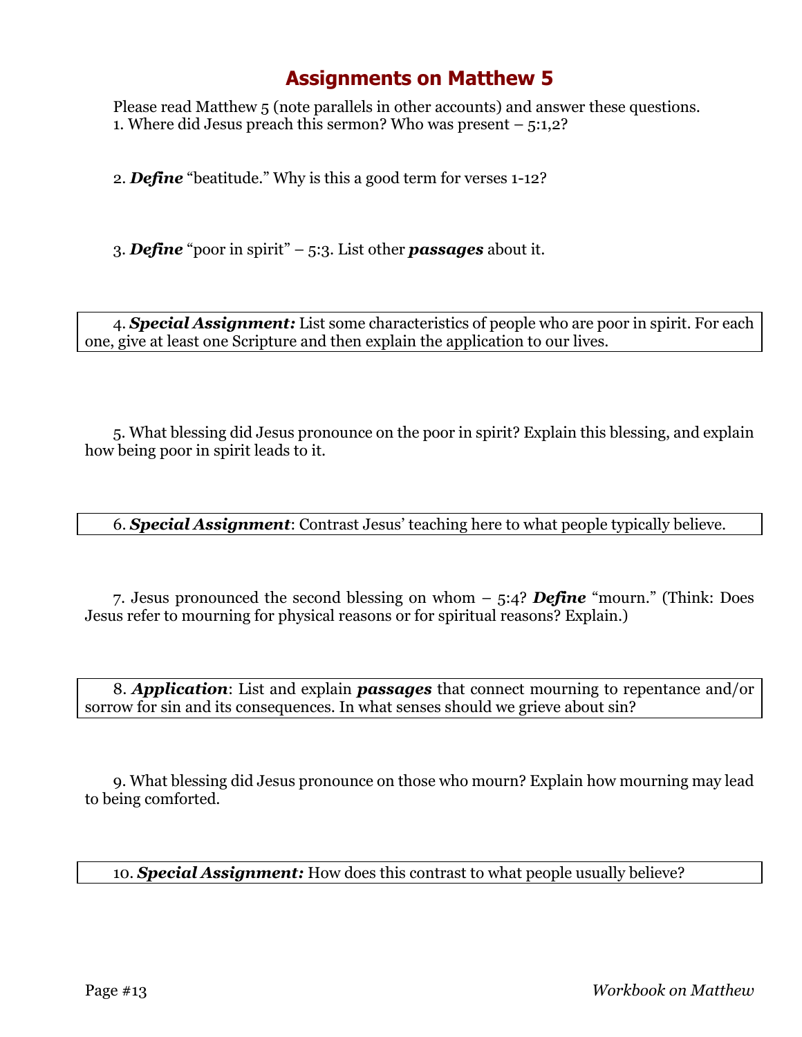# Assignments on Matthew 5

Please read Matthew 5 (note parallels in other accounts) and answer these questions.

1. Where did Jesus preach this sermon? Who was present – 5:1,2?

2. ***Define*** "beatitude." Why is this a good term for verses 1-12?

3. ***Define*** "poor in spirit" – 5:3. List other ***passages*** about it.

4. ***Special Assignment:*** List some characteristics of people who are poor in spirit. For each one, give at least one Scripture and then explain the application to our lives.

5. What blessing did Jesus pronounce on the poor in spirit? Explain this blessing, and explain how being poor in spirit leads to it.

6. ***Special Assignment***: Contrast Jesus' teaching here to what people typically believe.

7. Jesus pronounced the second blessing on whom – 5:4? ***Define*** "mourn." (Think: Does Jesus refer to mourning for physical reasons or for spiritual reasons? Explain.)

8. ***Application***: List and explain ***passages*** that connect mourning to repentance and/or sorrow for sin and its consequences. In what senses should we grieve about sin?

9. What blessing did Jesus pronounce on those who mourn? Explain how mourning may lead to being comforted.

10. ***Special Assignment:*** How does this contrast to what people usually believe?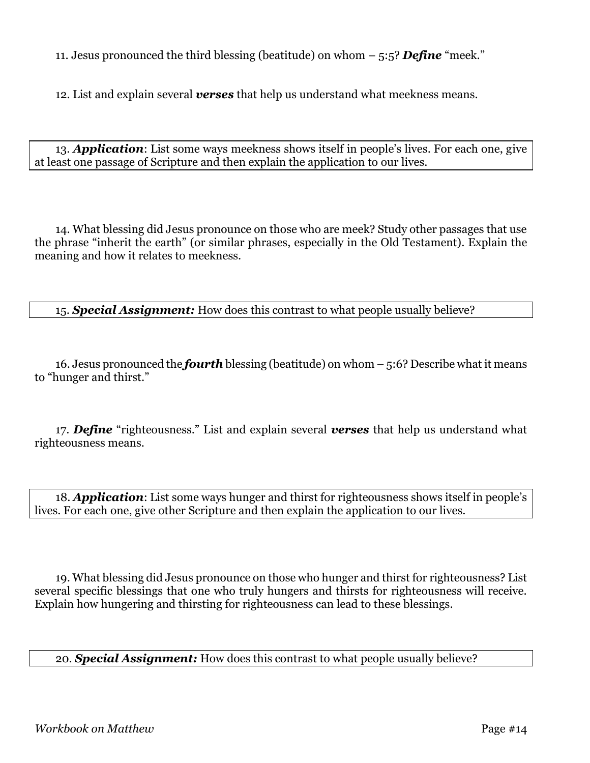11. Jesus pronounced the third blessing (beatitude) on whom – 5:5? ***Define*** "meek."

12. List and explain several ***verses*** that help us understand what meekness means.

13. ***Application***: List some ways meekness shows itself in people's lives. For each one, give at least one passage of Scripture and then explain the application to our lives.

14. What blessing did Jesus pronounce on those who are meek? Study other passages that use the phrase "inherit the earth" (or similar phrases, especially in the Old Testament). Explain the meaning and how it relates to meekness.

15. ***Special Assignment:*** How does this contrast to what people usually believe?

16. Jesus pronounced the ***fourth*** blessing (beatitude) on whom – 5:6? Describe what it means to "hunger and thirst."

17. ***Define*** "righteousness." List and explain several ***verses*** that help us understand what righteousness means.

18. ***Application***: List some ways hunger and thirst for righteousness shows itself in people's lives. For each one, give other Scripture and then explain the application to our lives.

19. What blessing did Jesus pronounce on those who hunger and thirst for righteousness? List several specific blessings that one who truly hungers and thirsts for righteousness will receive. Explain how hungering and thirsting for righteousness can lead to these blessings.

20. ***Special Assignment:*** How does this contrast to what people usually believe?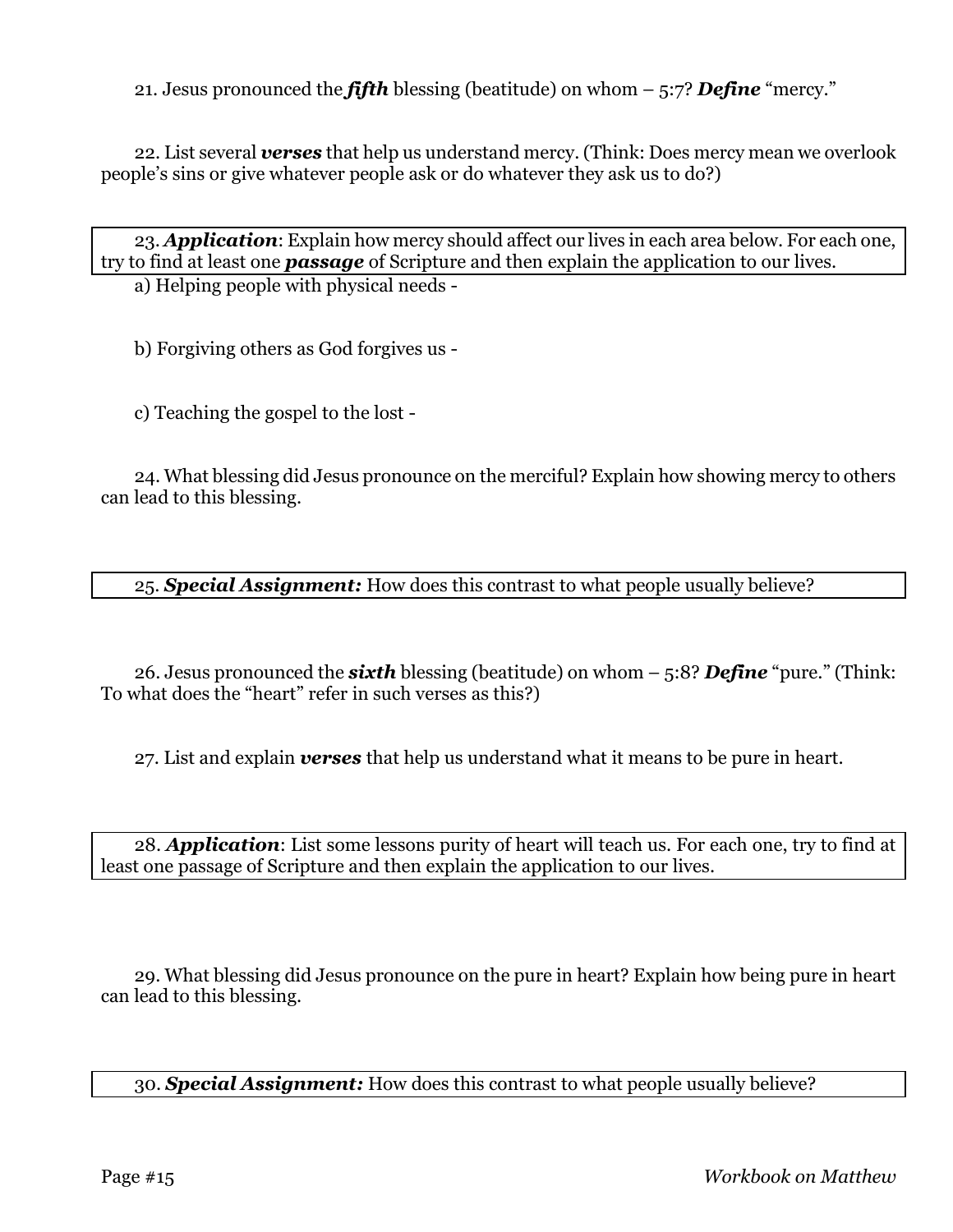21. Jesus pronounced the ***fifth*** blessing (beatitude) on whom – 5:7? ***Define*** "mercy."

22. List several ***verses*** that help us understand mercy. (Think: Does mercy mean we overlook people's sins or give whatever people ask or do whatever they ask us to do?)

23. ***Application***: Explain how mercy should affect our lives in each area below. For each one, try to find at least one ***passage*** of Scripture and then explain the application to our lives.

a) Helping people with physical needs -

b) Forgiving others as God forgives us -

c) Teaching the gospel to the lost -

24. What blessing did Jesus pronounce on the merciful? Explain how showing mercy to others can lead to this blessing.

25. ***Special Assignment:*** How does this contrast to what people usually believe?

26. Jesus pronounced the ***sixth*** blessing (beatitude) on whom – 5:8? ***Define*** "pure." (Think: To what does the "heart" refer in such verses as this?)

27. List and explain ***verses*** that help us understand what it means to be pure in heart.

28. ***Application***: List some lessons purity of heart will teach us. For each one, try to find at least one passage of Scripture and then explain the application to our lives.

29. What blessing did Jesus pronounce on the pure in heart? Explain how being pure in heart can lead to this blessing.

30. ***Special Assignment:*** How does this contrast to what people usually believe?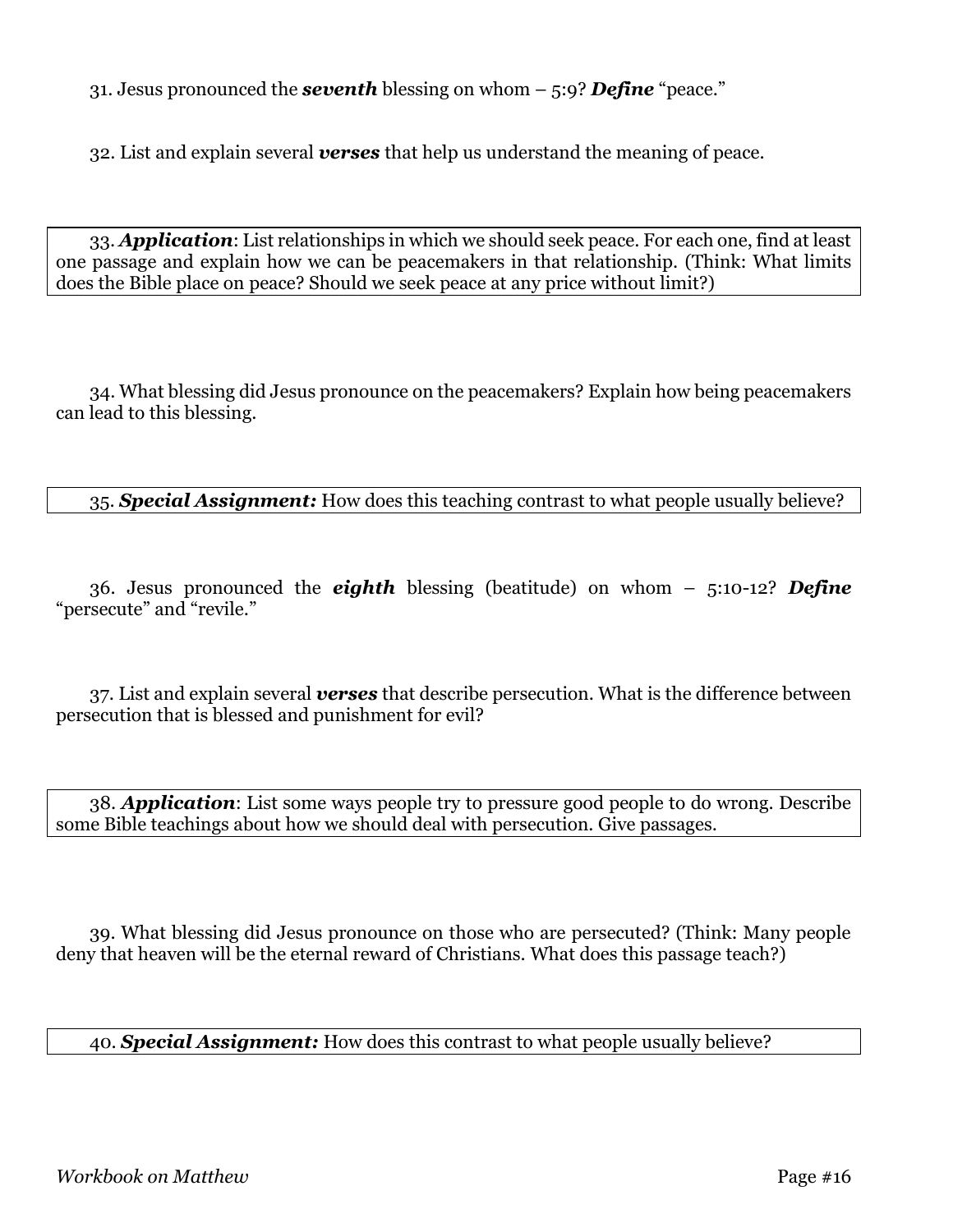31. Jesus pronounced the ***seventh*** blessing on whom – 5:9? ***Define*** "peace."

32. List and explain several ***verses*** that help us understand the meaning of peace.

33. ***Application***: List relationships in which we should seek peace. For each one, find at least one passage and explain how we can be peacemakers in that relationship. (Think: What limits does the Bible place on peace? Should we seek peace at any price without limit?)

34. What blessing did Jesus pronounce on the peacemakers? Explain how being peacemakers can lead to this blessing.

35. ***Special Assignment:*** How does this teaching contrast to what people usually believe?

36. Jesus pronounced the ***eighth*** blessing (beatitude) on whom – 5:10-12? ***Define*** "persecute" and "revile."

37. List and explain several ***verses*** that describe persecution. What is the difference between persecution that is blessed and punishment for evil?

38. ***Application***: List some ways people try to pressure good people to do wrong. Describe some Bible teachings about how we should deal with persecution. Give passages.

39. What blessing did Jesus pronounce on those who are persecuted? (Think: Many people deny that heaven will be the eternal reward of Christians. What does this passage teach?)

40. ***Special Assignment:*** How does this contrast to what people usually believe?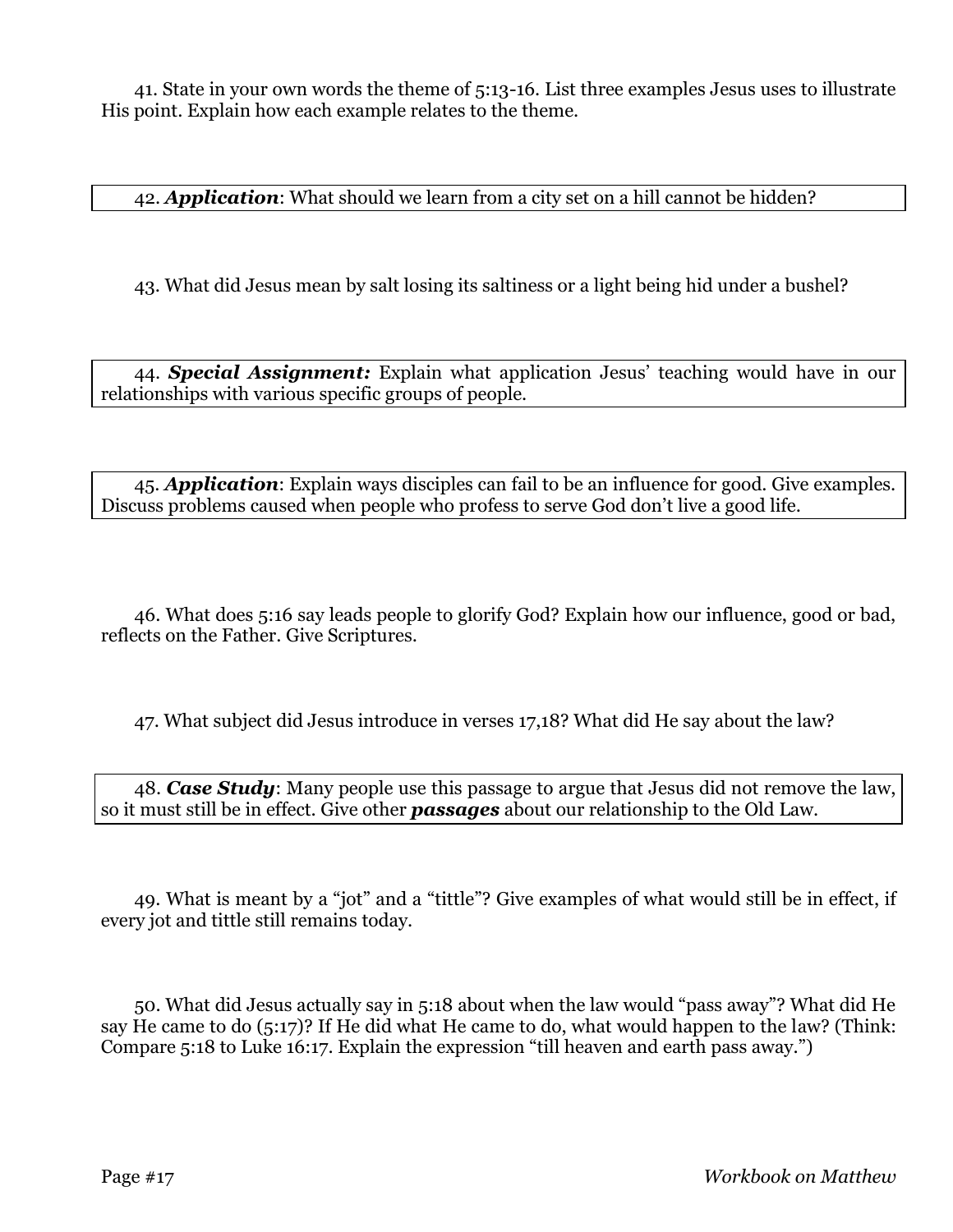41. State in your own words the theme of 5:13-16. List three examples Jesus uses to illustrate His point. Explain how each example relates to the theme.

42. ***Application***: What should we learn from a city set on a hill cannot be hidden?

43. What did Jesus mean by salt losing its saltiness or a light being hid under a bushel?

44. ***Special Assignment:*** Explain what application Jesus' teaching would have in our relationships with various specific groups of people.

45. ***Application***: Explain ways disciples can fail to be an influence for good. Give examples. Discuss problems caused when people who profess to serve God don't live a good life.

46. What does 5:16 say leads people to glorify God? Explain how our influence, good or bad, reflects on the Father. Give Scriptures.

47. What subject did Jesus introduce in verses 17,18? What did He say about the law?

48. ***Case Study***: Many people use this passage to argue that Jesus did not remove the law, so it must still be in effect. Give other ***passages*** about our relationship to the Old Law.

49. What is meant by a "jot" and a "tittle"? Give examples of what would still be in effect, if every jot and tittle still remains today.

50. What did Jesus actually say in 5:18 about when the law would "pass away"? What did He say He came to do (5:17)? If He did what He came to do, what would happen to the law? (Think: Compare 5:18 to Luke 16:17. Explain the expression "till heaven and earth pass away.")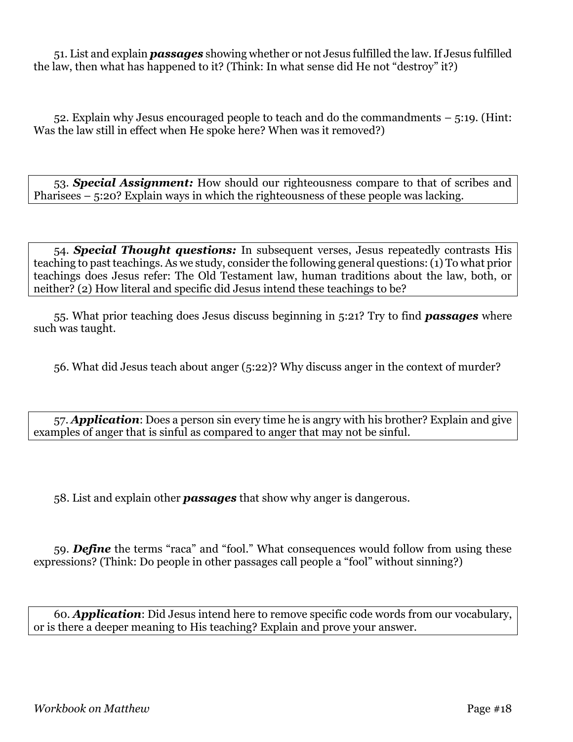51. List and explain ***passages*** showing whether or not Jesus fulfilled the law. If Jesus fulfilled the law, then what has happened to it? (Think: In what sense did He not "destroy" it?)

52. Explain why Jesus encouraged people to teach and do the commandments – 5:19. (Hint: Was the law still in effect when He spoke here? When was it removed?)

53. ***Special Assignment:*** How should our righteousness compare to that of scribes and Pharisees – 5:20? Explain ways in which the righteousness of these people was lacking.

54. ***Special Thought questions:*** In subsequent verses, Jesus repeatedly contrasts His teaching to past teachings. As we study, consider the following general questions: (1) To what prior teachings does Jesus refer: The Old Testament law, human traditions about the law, both, or neither? (2) How literal and specific did Jesus intend these teachings to be?

55. What prior teaching does Jesus discuss beginning in 5:21? Try to find ***passages*** where such was taught.

56. What did Jesus teach about anger (5:22)? Why discuss anger in the context of murder?

57. ***Application***: Does a person sin every time he is angry with his brother? Explain and give examples of anger that is sinful as compared to anger that may not be sinful.

58. List and explain other ***passages*** that show why anger is dangerous.

59. ***Define*** the terms "raca" and "fool." What consequences would follow from using these expressions? (Think: Do people in other passages call people a "fool" without sinning?)

60. ***Application***: Did Jesus intend here to remove specific code words from our vocabulary, or is there a deeper meaning to His teaching? Explain and prove your answer.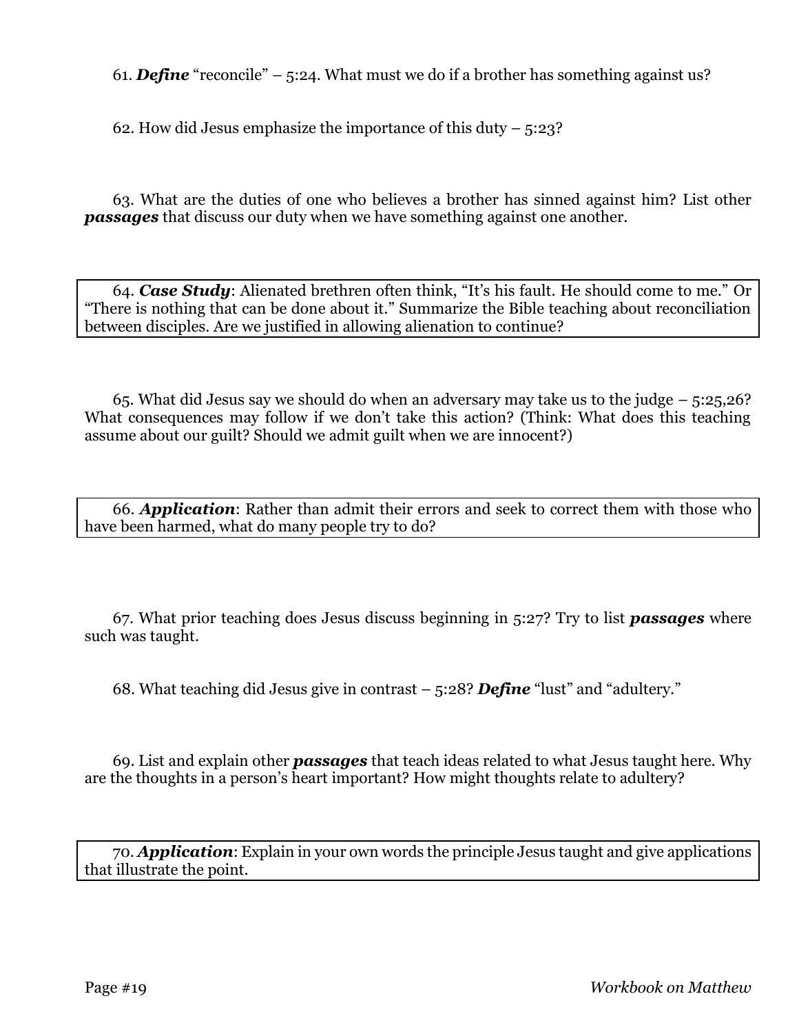61. ***Define*** "reconcile" – 5:24. What must we do if a brother has something against us?

62. How did Jesus emphasize the importance of this duty – 5:23?

63. What are the duties of one who believes a brother has sinned against him? List other ***passages*** that discuss our duty when we have something against one another.

64. ***Case Study***: Alienated brethren often think, "It's his fault. He should come to me." Or "There is nothing that can be done about it." Summarize the Bible teaching about reconciliation between disciples. Are we justified in allowing alienation to continue?

65. What did Jesus say we should do when an adversary may take us to the judge – 5:25,26? What consequences may follow if we don't take this action? (Think: What does this teaching assume about our guilt? Should we admit guilt when we are innocent?)

66. ***Application***: Rather than admit their errors and seek to correct them with those who have been harmed, what do many people try to do?

67. What prior teaching does Jesus discuss beginning in 5:27? Try to list ***passages*** where such was taught.

68. What teaching did Jesus give in contrast – 5:28? ***Define*** "lust" and "adultery."

69. List and explain other ***passages*** that teach ideas related to what Jesus taught here. Why are the thoughts in a person's heart important? How might thoughts relate to adultery?

70. ***Application***: Explain in your own words the principle Jesus taught and give applications that illustrate the point.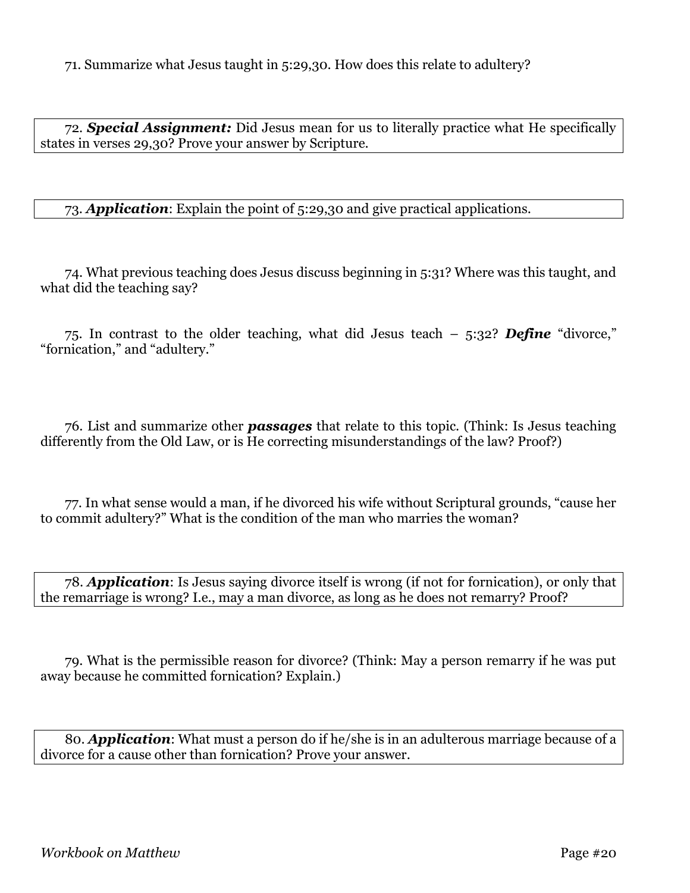71. Summarize what Jesus taught in 5:29,30. How does this relate to adultery?

72. ***Special Assignment:*** Did Jesus mean for us to literally practice what He specifically states in verses 29,30? Prove your answer by Scripture.

73. ***Application***: Explain the point of 5:29,30 and give practical applications.

74. What previous teaching does Jesus discuss beginning in 5:31? Where was this taught, and what did the teaching say?

75. In contrast to the older teaching, what did Jesus teach – 5:32? ***Define*** "divorce," "fornication," and "adultery."

76. List and summarize other ***passages*** that relate to this topic. (Think: Is Jesus teaching differently from the Old Law, or is He correcting misunderstandings of the law? Proof?)

77. In what sense would a man, if he divorced his wife without Scriptural grounds, "cause her to commit adultery?" What is the condition of the man who marries the woman?

78. ***Application***: Is Jesus saying divorce itself is wrong (if not for fornication), or only that the remarriage is wrong? I.e., may a man divorce, as long as he does not remarry? Proof?

79. What is the permissible reason for divorce? (Think: May a person remarry if he was put away because he committed fornication? Explain.)

80. ***Application***: What must a person do if he/she is in an adulterous marriage because of a divorce for a cause other than fornication? Prove your answer.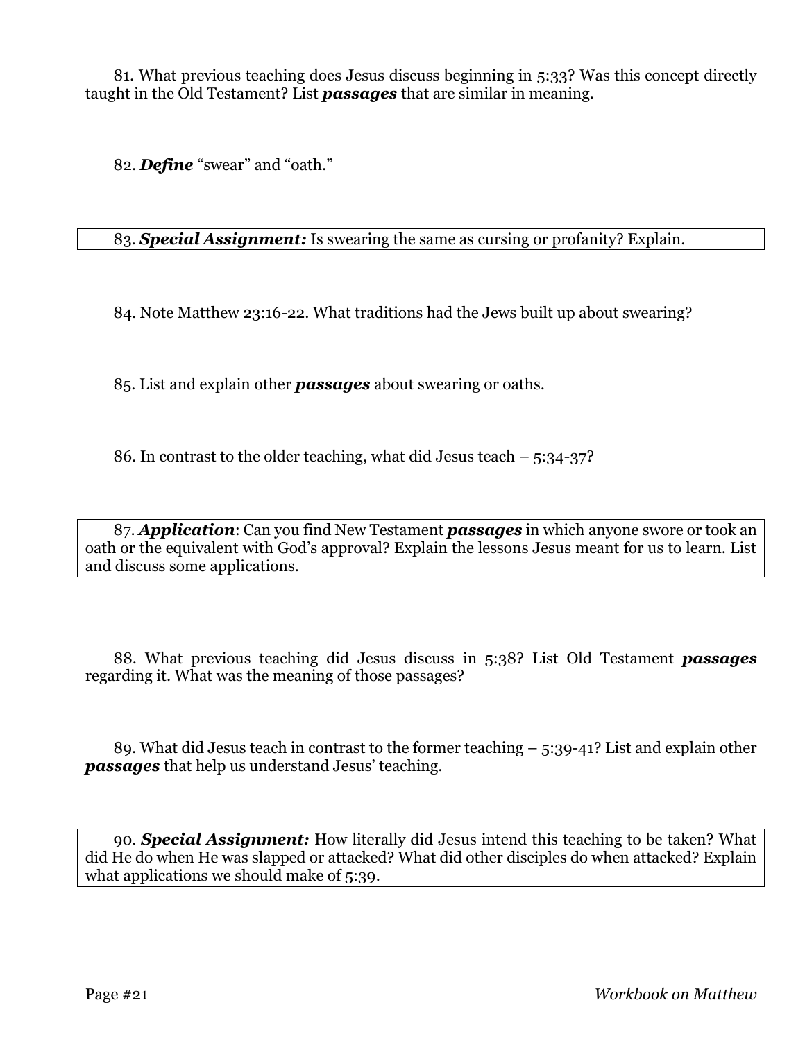81. What previous teaching does Jesus discuss beginning in 5:33? Was this concept directly taught in the Old Testament? List ***passages*** that are similar in meaning.

82. ***Define*** "swear" and "oath."

83. ***Special Assignment:*** Is swearing the same as cursing or profanity? Explain.

84. Note Matthew 23:16-22. What traditions had the Jews built up about swearing?

85. List and explain other ***passages*** about swearing or oaths.

86. In contrast to the older teaching, what did Jesus teach – 5:34-37?

87. ***Application***: Can you find New Testament ***passages*** in which anyone swore or took an oath or the equivalent with God's approval? Explain the lessons Jesus meant for us to learn. List and discuss some applications.

88. What previous teaching did Jesus discuss in 5:38? List Old Testament ***passages*** regarding it. What was the meaning of those passages?

89. What did Jesus teach in contrast to the former teaching – 5:39-41? List and explain other ***passages*** that help us understand Jesus' teaching.

90. ***Special Assignment:*** How literally did Jesus intend this teaching to be taken? What did He do when He was slapped or attacked? What did other disciples do when attacked? Explain what applications we should make of 5:39.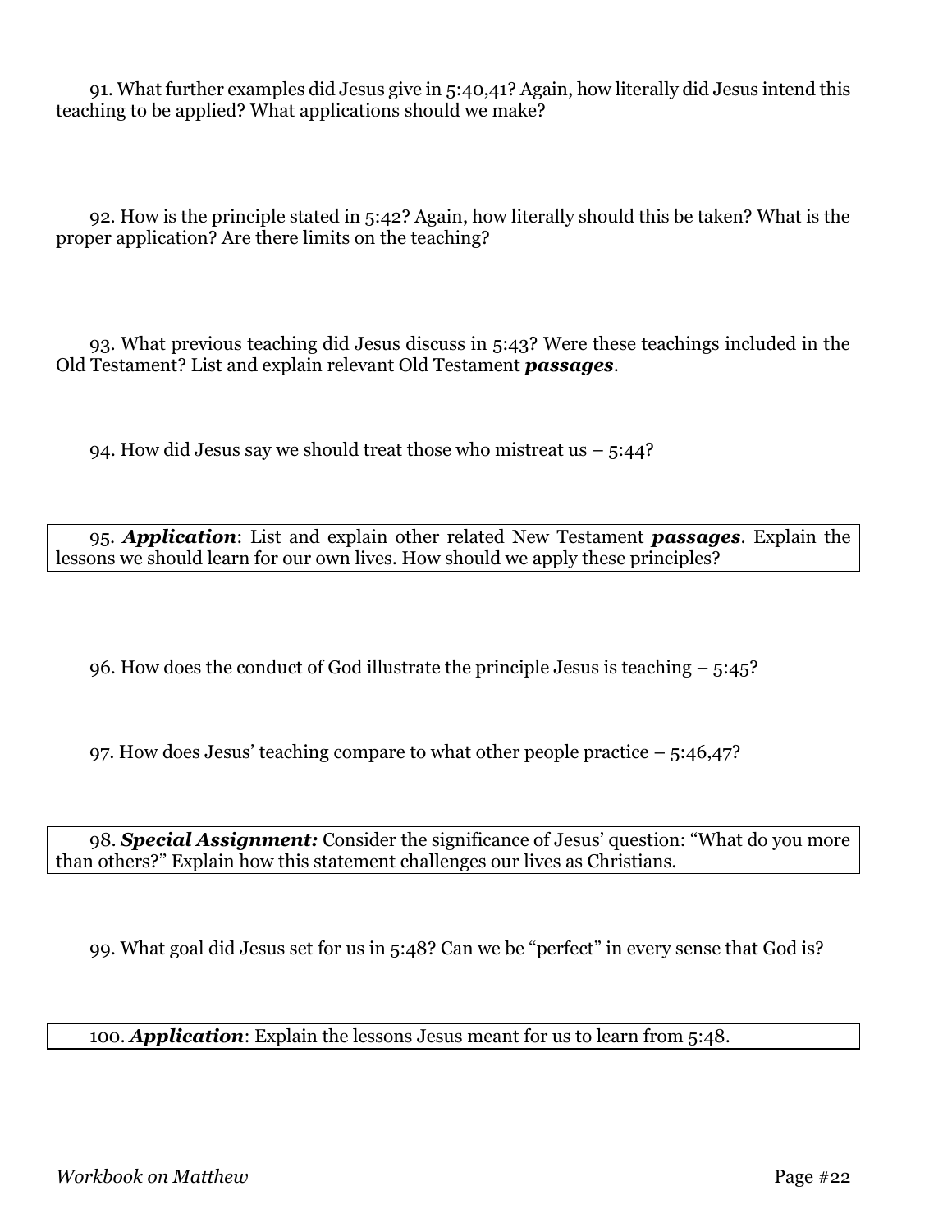91. What further examples did Jesus give in 5:40,41? Again, how literally did Jesus intend this teaching to be applied? What applications should we make?

92. How is the principle stated in 5:42? Again, how literally should this be taken? What is the proper application? Are there limits on the teaching?

93. What previous teaching did Jesus discuss in 5:43? Were these teachings included in the Old Testament? List and explain relevant Old Testament ***passages***.

94. How did Jesus say we should treat those who mistreat us – 5:44?

95. ***Application***: List and explain other related New Testament ***passages***. Explain the lessons we should learn for our own lives. How should we apply these principles?

96. How does the conduct of God illustrate the principle Jesus is teaching – 5:45?

97. How does Jesus' teaching compare to what other people practice – 5:46,47?

98. ***Special Assignment:*** Consider the significance of Jesus' question: "What do you more than others?" Explain how this statement challenges our lives as Christians.

99. What goal did Jesus set for us in 5:48? Can we be "perfect" in every sense that God is?

100. ***Application***: Explain the lessons Jesus meant for us to learn from 5:48.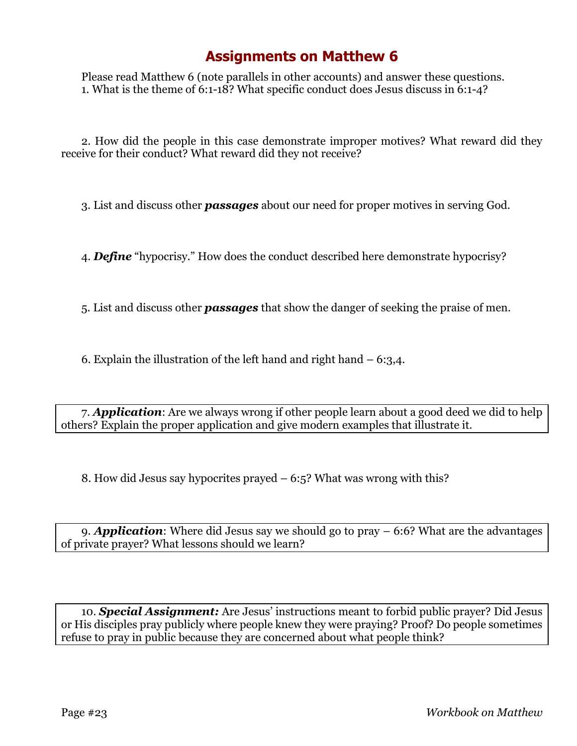## Assignments on Matthew 6

Please read Matthew 6 (note parallels in other accounts) and answer these questions.

1. What is the theme of 6:1-18? What specific conduct does Jesus discuss in 6:1-4?

2. How did the people in this case demonstrate improper motives? What reward did they receive for their conduct? What reward did they not receive?

3. List and discuss other ***passages*** about our need for proper motives in serving God.

4. ***Define*** "hypocrisy." How does the conduct described here demonstrate hypocrisy?

5. List and discuss other ***passages*** that show the danger of seeking the praise of men.

6. Explain the illustration of the left hand and right hand – 6:3,4.

7. ***Application***: Are we always wrong if other people learn about a good deed we did to help others? Explain the proper application and give modern examples that illustrate it.

8. How did Jesus say hypocrites prayed – 6:5? What was wrong with this?

9. ***Application***: Where did Jesus say we should go to pray – 6:6? What are the advantages of private prayer? What lessons should we learn?

10. ***Special Assignment:*** Are Jesus' instructions meant to forbid public prayer? Did Jesus or His disciples pray publicly where people knew they were praying? Proof? Do people sometimes refuse to pray in public because they are concerned about what people think?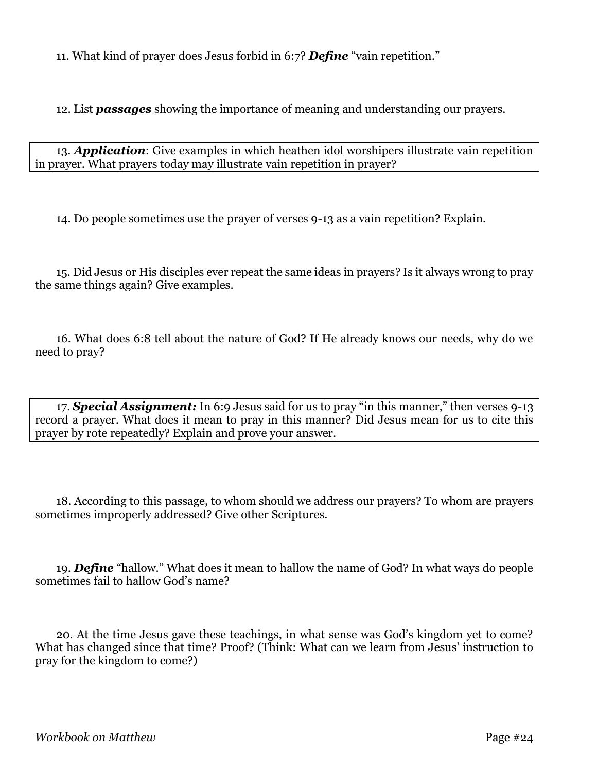11. What kind of prayer does Jesus forbid in 6:7? ***Define*** "vain repetition."

12. List ***passages*** showing the importance of meaning and understanding our prayers.

13. ***Application***: Give examples in which heathen idol worshipers illustrate vain repetition in prayer. What prayers today may illustrate vain repetition in prayer?

14. Do people sometimes use the prayer of verses 9-13 as a vain repetition? Explain.

15. Did Jesus or His disciples ever repeat the same ideas in prayers? Is it always wrong to pray the same things again? Give examples.

16. What does 6:8 tell about the nature of God? If He already knows our needs, why do we need to pray?

17. ***Special Assignment:*** In 6:9 Jesus said for us to pray "in this manner," then verses 9-13 record a prayer. What does it mean to pray in this manner? Did Jesus mean for us to cite this prayer by rote repeatedly? Explain and prove your answer.

18. According to this passage, to whom should we address our prayers? To whom are prayers sometimes improperly addressed? Give other Scriptures.

19. ***Define*** "hallow." What does it mean to hallow the name of God? In what ways do people sometimes fail to hallow God's name?

20. At the time Jesus gave these teachings, in what sense was God's kingdom yet to come? What has changed since that time? Proof? (Think: What can we learn from Jesus' instruction to pray for the kingdom to come?)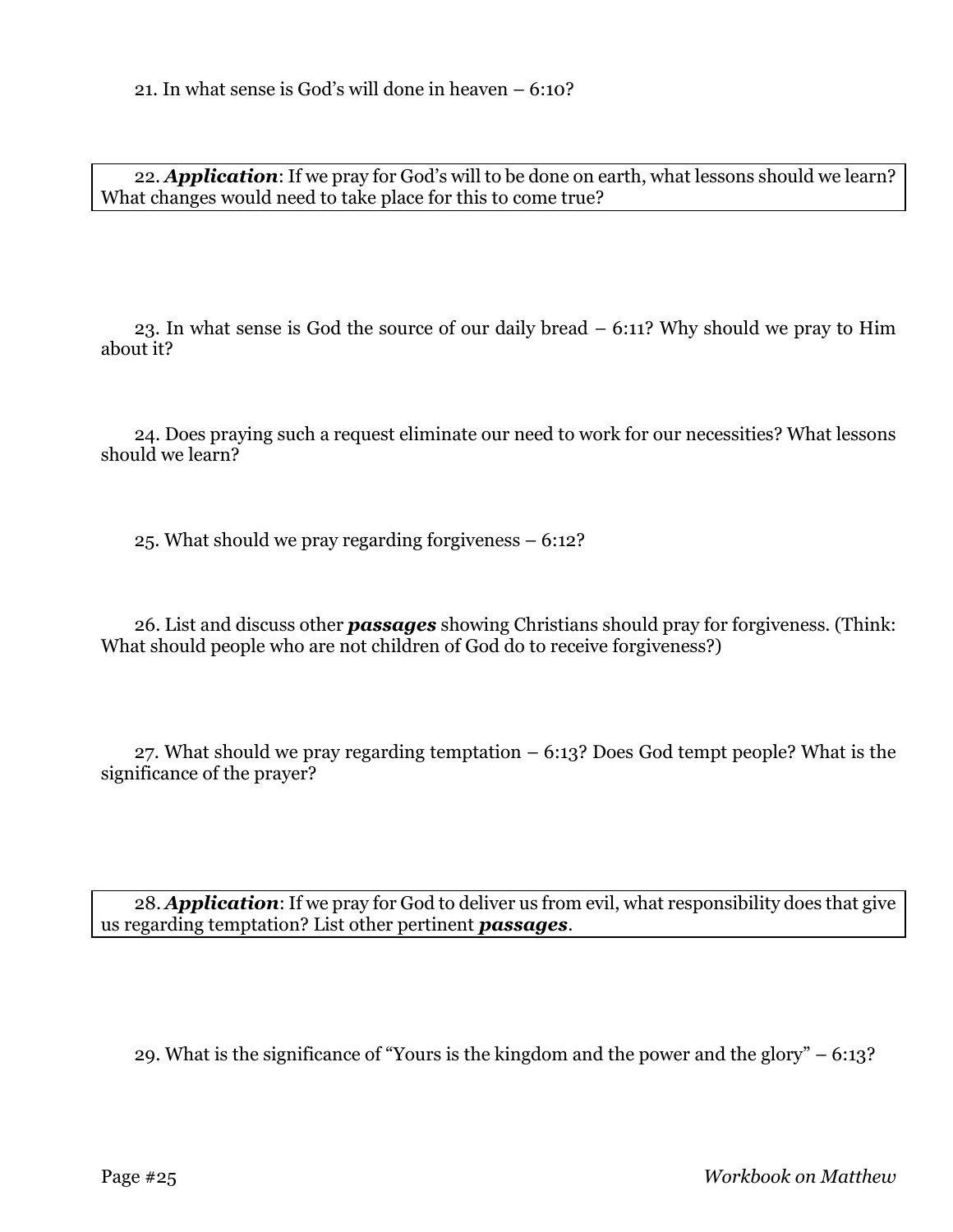21. In what sense is God's will done in heaven – 6:10?

22. ***Application***: If we pray for God's will to be done on earth, what lessons should we learn? What changes would need to take place for this to come true?

23. In what sense is God the source of our daily bread – 6:11? Why should we pray to Him about it?

24. Does praying such a request eliminate our need to work for our necessities? What lessons should we learn?

25. What should we pray regarding forgiveness – 6:12?

26. List and discuss other ***passages*** showing Christians should pray for forgiveness. (Think: What should people who are not children of God do to receive forgiveness?)

27. What should we pray regarding temptation – 6:13? Does God tempt people? What is the significance of the prayer?

28. ***Application***: If we pray for God to deliver us from evil, what responsibility does that give us regarding temptation? List other pertinent ***passages***.

29. What is the significance of "Yours is the kingdom and the power and the glory" – 6:13?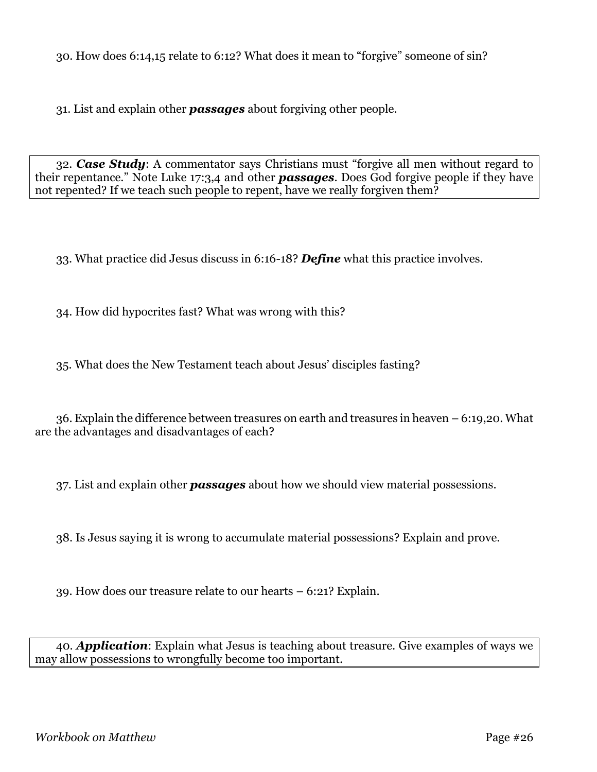30. How does 6:14,15 relate to 6:12? What does it mean to "forgive" someone of sin?

31. List and explain other ***passages*** about forgiving other people.

32. ***Case Study***: A commentator says Christians must "forgive all men without regard to their repentance." Note Luke 17:3,4 and other ***passages***. Does God forgive people if they have not repented? If we teach such people to repent, have we really forgiven them?

33. What practice did Jesus discuss in 6:16-18? ***Define*** what this practice involves.

34. How did hypocrites fast? What was wrong with this?

35. What does the New Testament teach about Jesus' disciples fasting?

36. Explain the difference between treasures on earth and treasures in heaven – 6:19,20. What are the advantages and disadvantages of each?

37. List and explain other ***passages*** about how we should view material possessions.

38. Is Jesus saying it is wrong to accumulate material possessions? Explain and prove.

39. How does our treasure relate to our hearts – 6:21? Explain.

40. ***Application***: Explain what Jesus is teaching about treasure. Give examples of ways we may allow possessions to wrongfully become too important.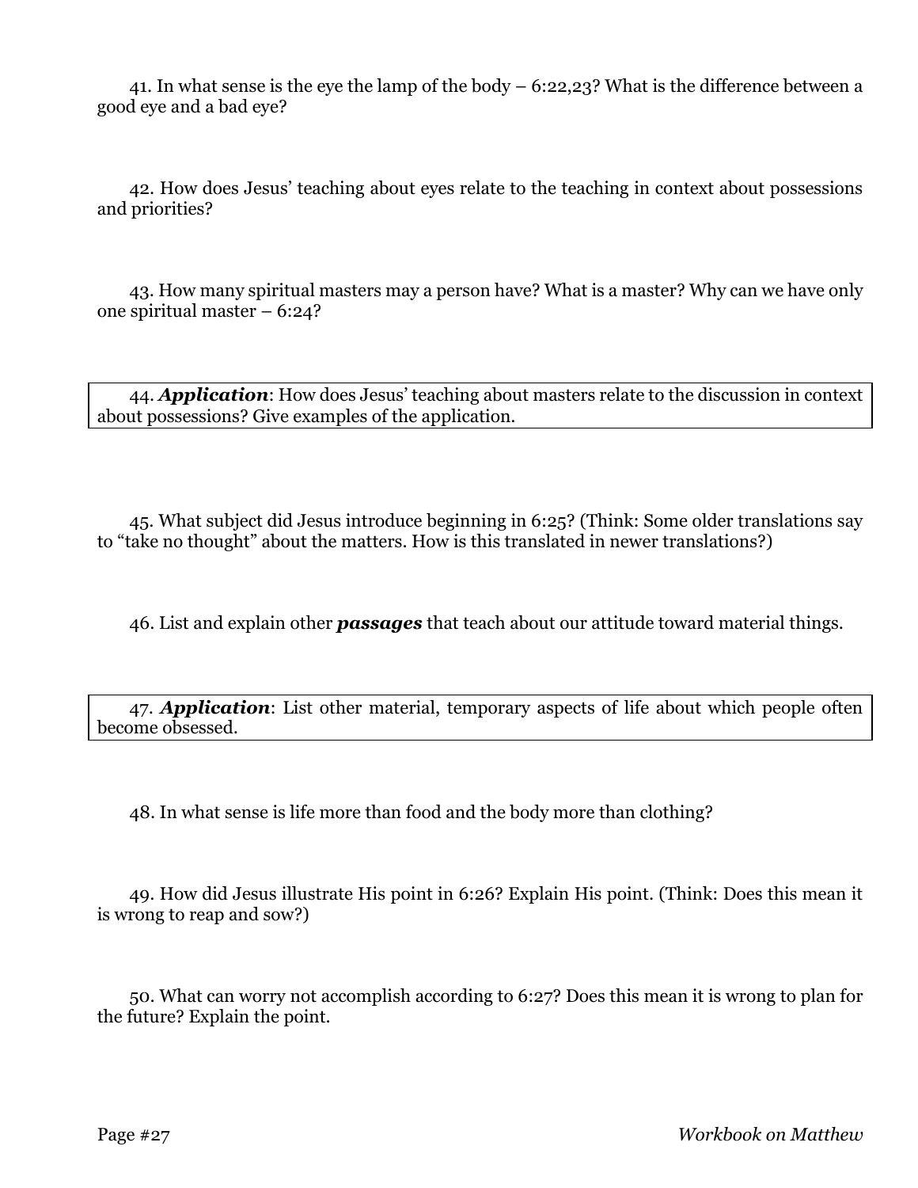41. In what sense is the eye the lamp of the body – 6:22,23? What is the difference between a good eye and a bad eye?

42. How does Jesus' teaching about eyes relate to the teaching in context about possessions and priorities?

43. How many spiritual masters may a person have? What is a master? Why can we have only one spiritual master – 6:24?

44. ***Application***: How does Jesus' teaching about masters relate to the discussion in context about possessions? Give examples of the application.

45. What subject did Jesus introduce beginning in 6:25? (Think: Some older translations say to "take no thought" about the matters. How is this translated in newer translations?)

46. List and explain other ***passages*** that teach about our attitude toward material things.

47. ***Application***: List other material, temporary aspects of life about which people often become obsessed.

48. In what sense is life more than food and the body more than clothing?

49. How did Jesus illustrate His point in 6:26? Explain His point. (Think: Does this mean it is wrong to reap and sow?)

50. What can worry not accomplish according to 6:27? Does this mean it is wrong to plan for the future? Explain the point.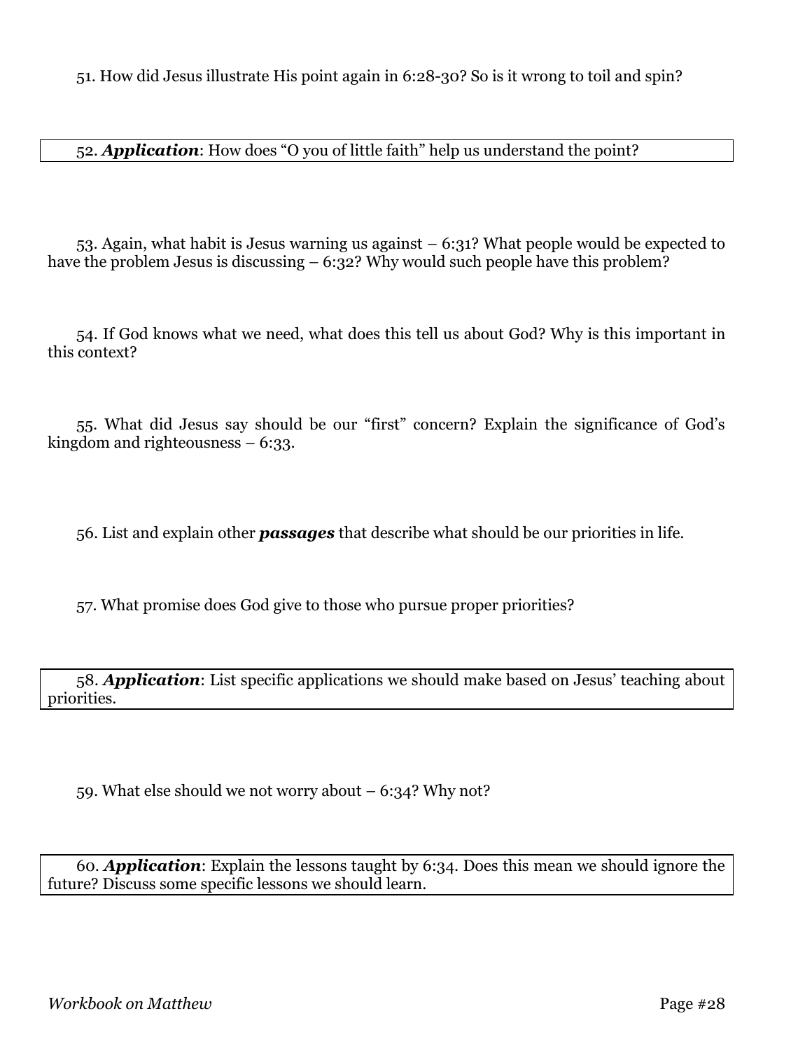51. How did Jesus illustrate His point again in 6:28-30? So is it wrong to toil and spin?

52. ***Application***: How does "O you of little faith" help us understand the point?

53. Again, what habit is Jesus warning us against – 6:31? What people would be expected to have the problem Jesus is discussing – 6:32? Why would such people have this problem?

54. If God knows what we need, what does this tell us about God? Why is this important in this context?

55. What did Jesus say should be our "first" concern? Explain the significance of God's kingdom and righteousness – 6:33.

56. List and explain other ***passages*** that describe what should be our priorities in life.

57. What promise does God give to those who pursue proper priorities?

58. ***Application***: List specific applications we should make based on Jesus' teaching about priorities.

59. What else should we not worry about – 6:34? Why not?

60. ***Application***: Explain the lessons taught by 6:34. Does this mean we should ignore the future? Discuss some specific lessons we should learn.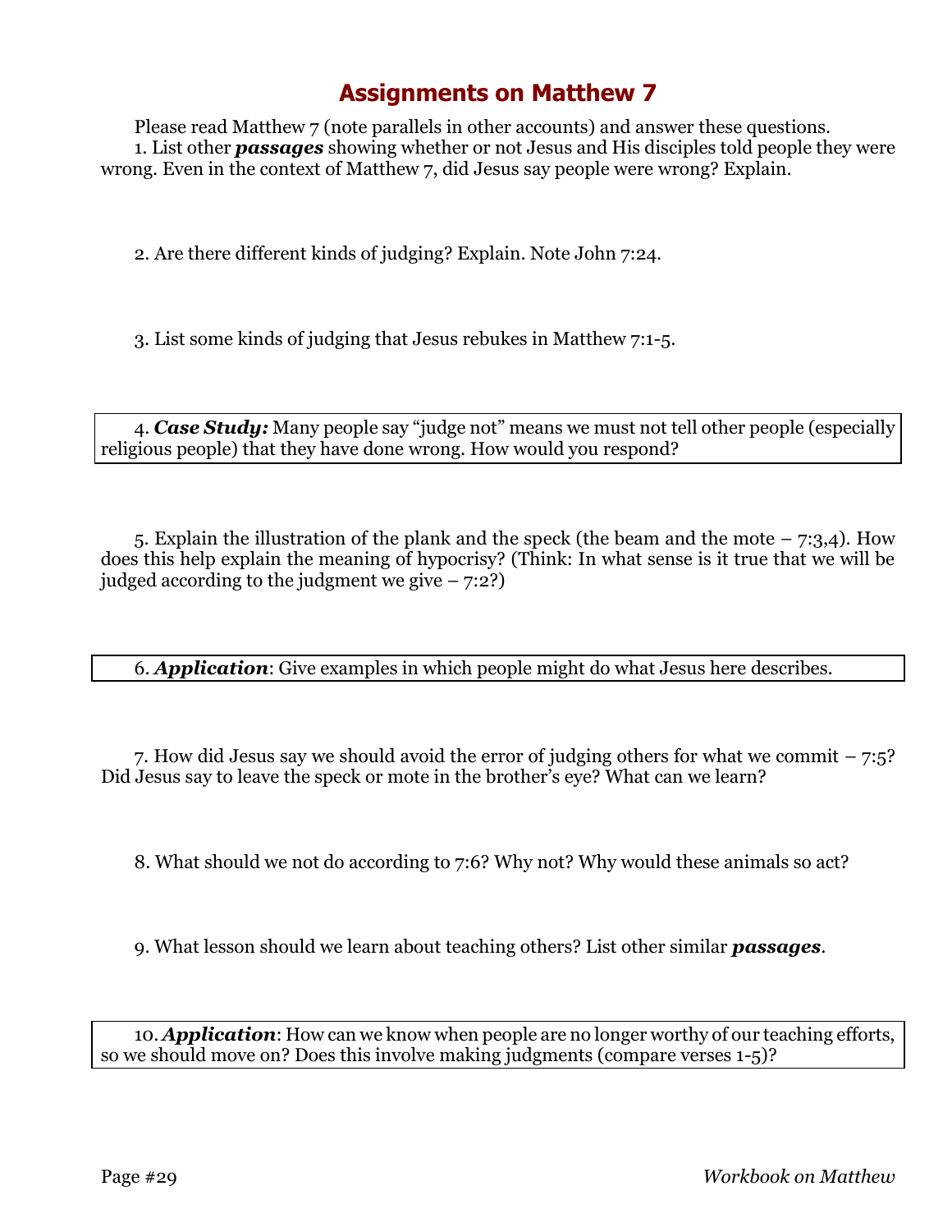# Assignments on Matthew 7

Please read Matthew 7 (note parallels in other accounts) and answer these questions.

1. List other ***passages*** showing whether or not Jesus and His disciples told people they were wrong. Even in the context of Matthew 7, did Jesus say people were wrong? Explain.

2. Are there different kinds of judging? Explain. Note John 7:24.

3. List some kinds of judging that Jesus rebukes in Matthew 7:1-5.

4. ***Case Study:*** Many people say "judge not" means we must not tell other people (especially religious people) that they have done wrong. How would you respond?

5. Explain the illustration of the plank and the speck (the beam and the mote – 7:3,4). How does this help explain the meaning of hypocrisy? (Think: In what sense is it true that we will be judged according to the judgment we give – 7:2?)

6. ***Application***: Give examples in which people might do what Jesus here describes.

7. How did Jesus say we should avoid the error of judging others for what we commit – 7:5? Did Jesus say to leave the speck or mote in the brother's eye? What can we learn?

8. What should we not do according to 7:6? Why not? Why would these animals so act?

9. What lesson should we learn about teaching others? List other similar ***passages***.

10. ***Application***: How can we know when people are no longer worthy of our teaching efforts, so we should move on? Does this involve making judgments (compare verses 1-5)?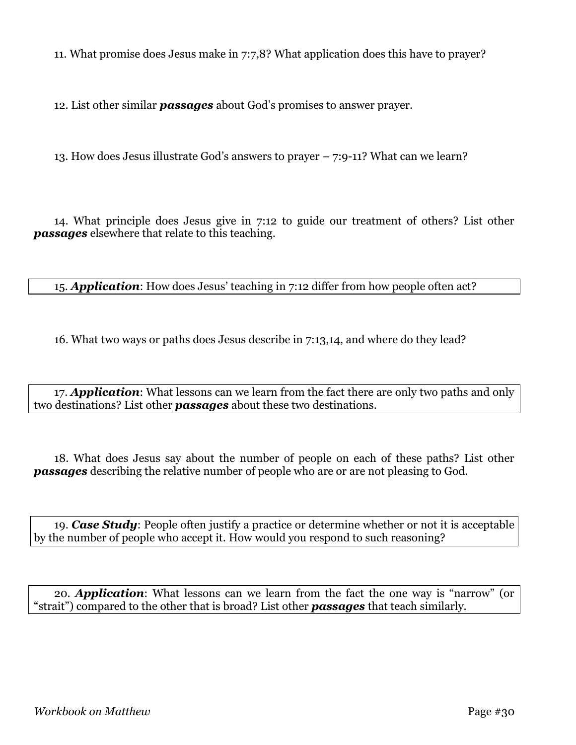11. What promise does Jesus make in 7:7,8? What application does this have to prayer?

12. List other similar ***passages*** about God's promises to answer prayer.

13. How does Jesus illustrate God's answers to prayer – 7:9-11? What can we learn?

14. What principle does Jesus give in 7:12 to guide our treatment of others? List other ***passages*** elsewhere that relate to this teaching.

15. ***Application***: How does Jesus' teaching in 7:12 differ from how people often act?

16. What two ways or paths does Jesus describe in 7:13,14, and where do they lead?

17. ***Application***: What lessons can we learn from the fact there are only two paths and only two destinations? List other ***passages*** about these two destinations.

18. What does Jesus say about the number of people on each of these paths? List other ***passages*** describing the relative number of people who are or are not pleasing to God.

19. ***Case Study***: People often justify a practice or determine whether or not it is acceptable by the number of people who accept it. How would you respond to such reasoning?

20. ***Application***: What lessons can we learn from the fact the one way is "narrow" (or "strait") compared to the other that is broad? List other ***passages*** that teach similarly.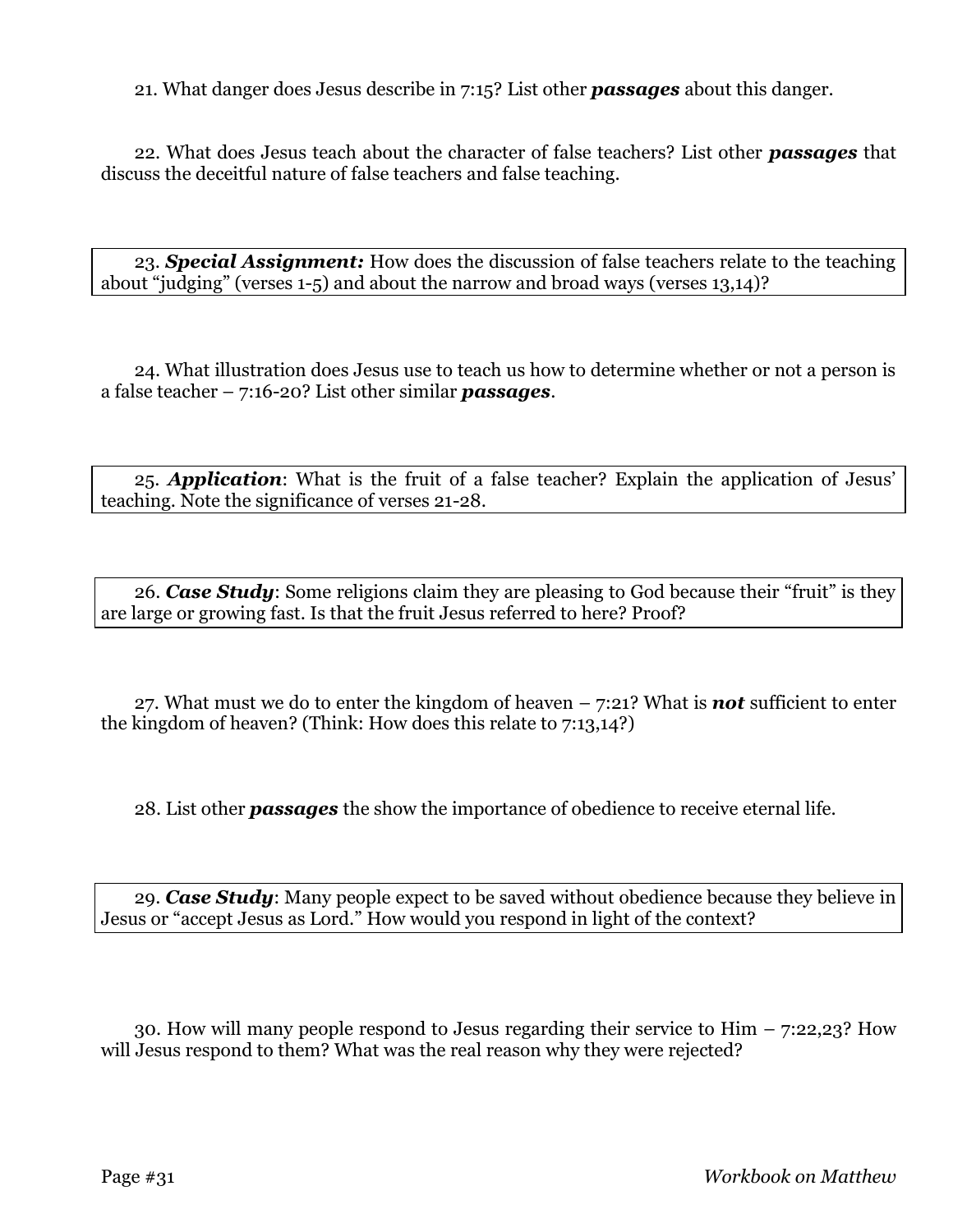21. What danger does Jesus describe in 7:15? List other ***passages*** about this danger.

22. What does Jesus teach about the character of false teachers? List other ***passages*** that discuss the deceitful nature of false teachers and false teaching.

23. ***Special Assignment:*** How does the discussion of false teachers relate to the teaching about "judging" (verses 1-5) and about the narrow and broad ways (verses 13,14)?

24. What illustration does Jesus use to teach us how to determine whether or not a person is a false teacher – 7:16-20? List other similar ***passages***.

25. ***Application***: What is the fruit of a false teacher? Explain the application of Jesus' teaching. Note the significance of verses 21-28.

26. ***Case Study***: Some religions claim they are pleasing to God because their "fruit" is they are large or growing fast. Is that the fruit Jesus referred to here? Proof?

27. What must we do to enter the kingdom of heaven – 7:21? What is ***not*** sufficient to enter the kingdom of heaven? (Think: How does this relate to 7:13,14?)

28. List other ***passages*** the show the importance of obedience to receive eternal life.

29. ***Case Study***: Many people expect to be saved without obedience because they believe in Jesus or "accept Jesus as Lord." How would you respond in light of the context?

30. How will many people respond to Jesus regarding their service to Him – 7:22,23? How will Jesus respond to them? What was the real reason why they were rejected?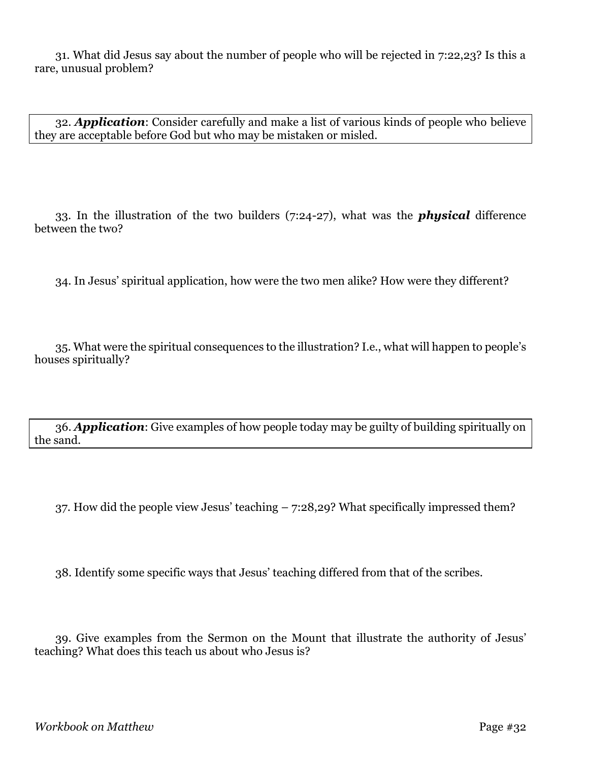31. What did Jesus say about the number of people who will be rejected in 7:22,23? Is this a rare, unusual problem?

32. ***Application***: Consider carefully and make a list of various kinds of people who believe they are acceptable before God but who may be mistaken or misled.

33. In the illustration of the two builders (7:24-27), what was the ***physical*** difference between the two?

34. In Jesus' spiritual application, how were the two men alike? How were they different?

35. What were the spiritual consequences to the illustration? I.e., what will happen to people's houses spiritually?

36. ***Application***: Give examples of how people today may be guilty of building spiritually on the sand.

37. How did the people view Jesus' teaching – 7:28,29? What specifically impressed them?

38. Identify some specific ways that Jesus' teaching differed from that of the scribes.

39. Give examples from the Sermon on the Mount that illustrate the authority of Jesus' teaching? What does this teach us about who Jesus is?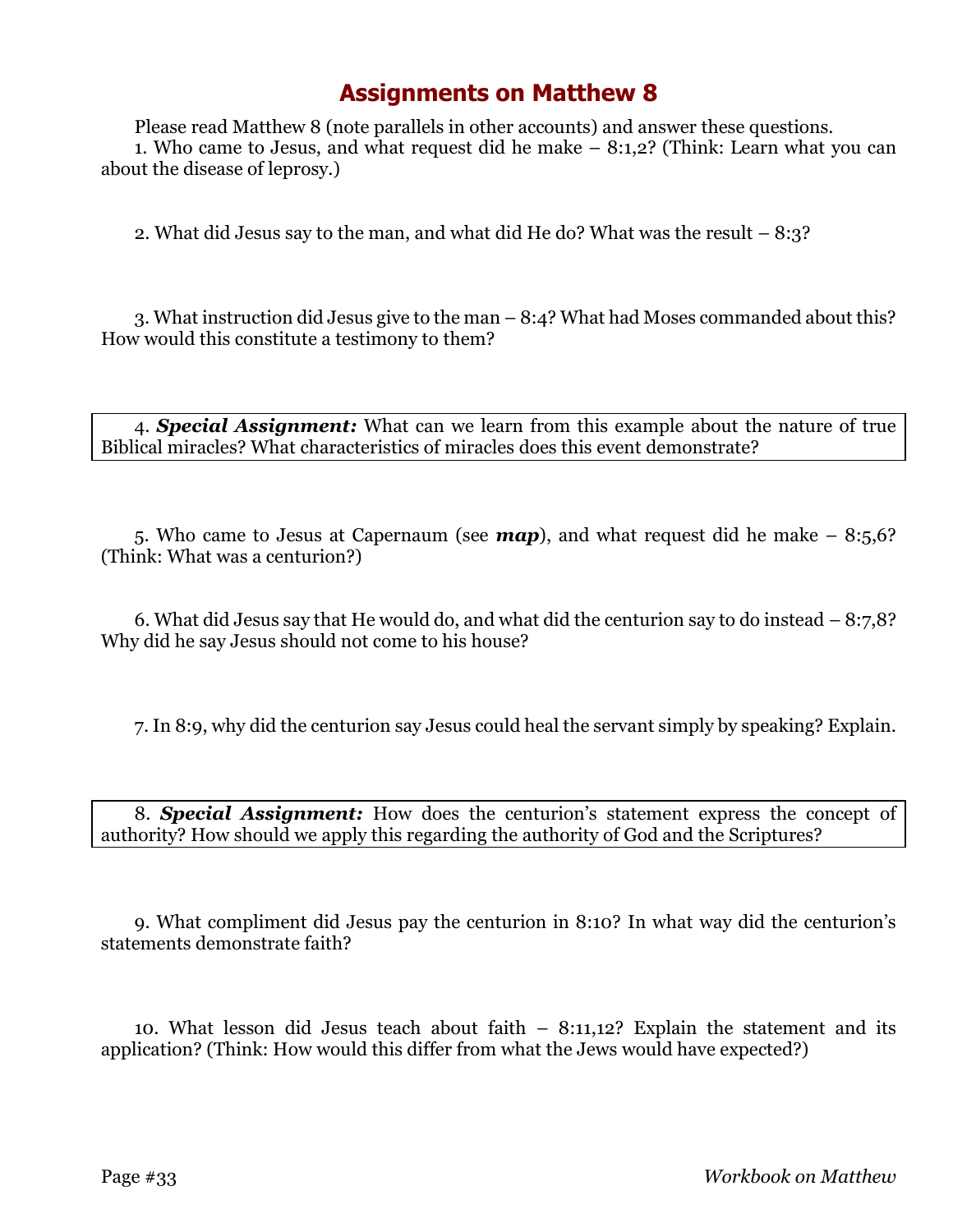# Assignments on Matthew 8

Please read Matthew 8 (note parallels in other accounts) and answer these questions.

1. Who came to Jesus, and what request did he make – 8:1,2? (Think: Learn what you can about the disease of leprosy.)

2. What did Jesus say to the man, and what did He do? What was the result – 8:3?

3. What instruction did Jesus give to the man – 8:4? What had Moses commanded about this? How would this constitute a testimony to them?

4. ***Special Assignment:*** What can we learn from this example about the nature of true Biblical miracles? What characteristics of miracles does this event demonstrate?

5. Who came to Jesus at Capernaum (see ***map***), and what request did he make – 8:5,6? (Think: What was a centurion?)

6. What did Jesus say that He would do, and what did the centurion say to do instead – 8:7,8? Why did he say Jesus should not come to his house?

7. In 8:9, why did the centurion say Jesus could heal the servant simply by speaking? Explain.

8. ***Special Assignment:*** How does the centurion's statement express the concept of authority? How should we apply this regarding the authority of God and the Scriptures?

9. What compliment did Jesus pay the centurion in 8:10? In what way did the centurion's statements demonstrate faith?

10. What lesson did Jesus teach about faith – 8:11,12? Explain the statement and its application? (Think: How would this differ from what the Jews would have expected?)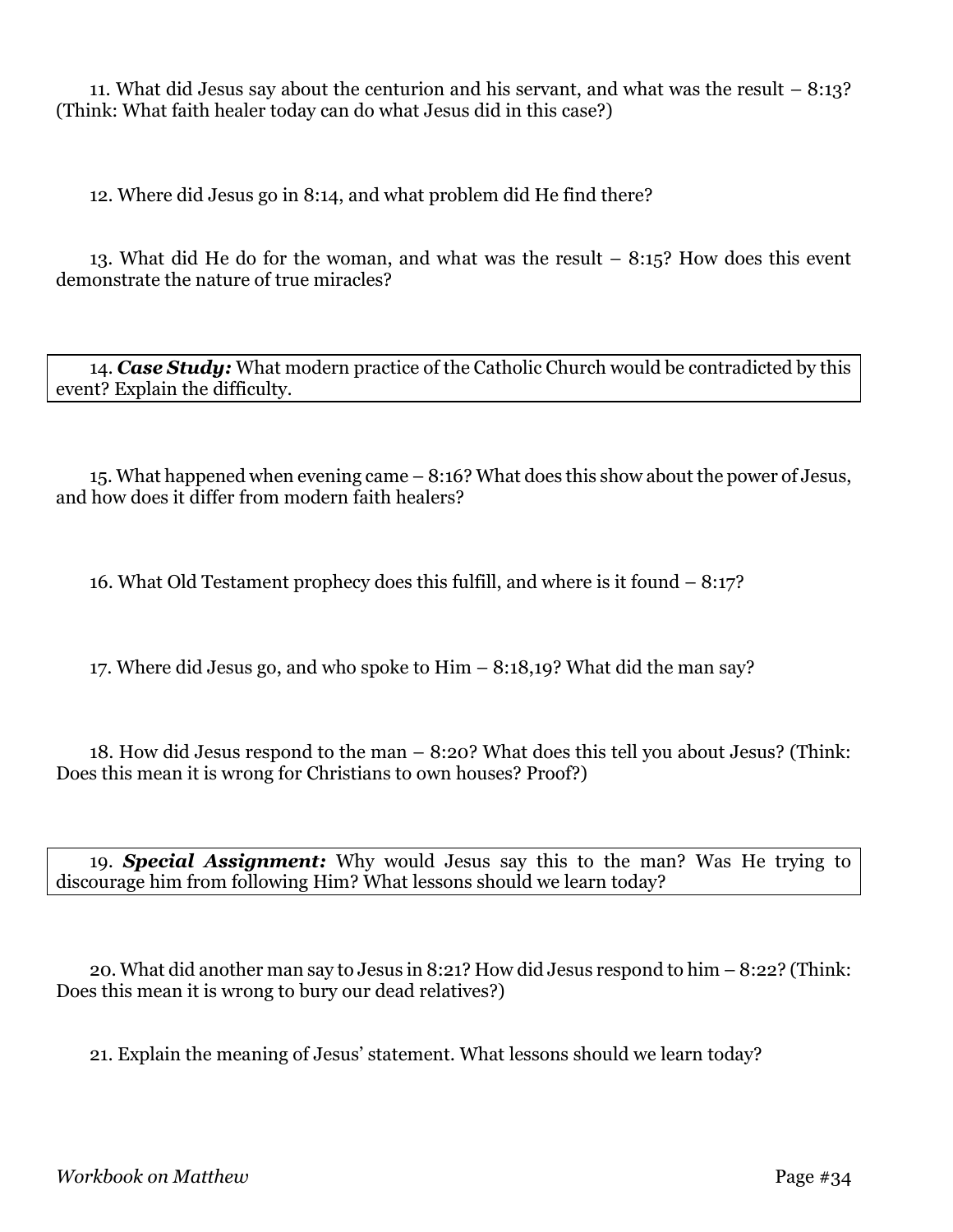11. What did Jesus say about the centurion and his servant, and what was the result – 8:13? (Think: What faith healer today can do what Jesus did in this case?)

12. Where did Jesus go in 8:14, and what problem did He find there?

13. What did He do for the woman, and what was the result – 8:15? How does this event demonstrate the nature of true miracles?

14. ***Case Study:*** What modern practice of the Catholic Church would be contradicted by this event? Explain the difficulty.

15. What happened when evening came – 8:16? What does this show about the power of Jesus, and how does it differ from modern faith healers?

16. What Old Testament prophecy does this fulfill, and where is it found – 8:17?

17. Where did Jesus go, and who spoke to Him – 8:18,19? What did the man say?

18. How did Jesus respond to the man – 8:20? What does this tell you about Jesus? (Think: Does this mean it is wrong for Christians to own houses? Proof?)

19. ***Special Assignment:*** Why would Jesus say this to the man? Was He trying to discourage him from following Him? What lessons should we learn today?

20. What did another man say to Jesus in 8:21? How did Jesus respond to him – 8:22? (Think: Does this mean it is wrong to bury our dead relatives?)

21. Explain the meaning of Jesus' statement. What lessons should we learn today?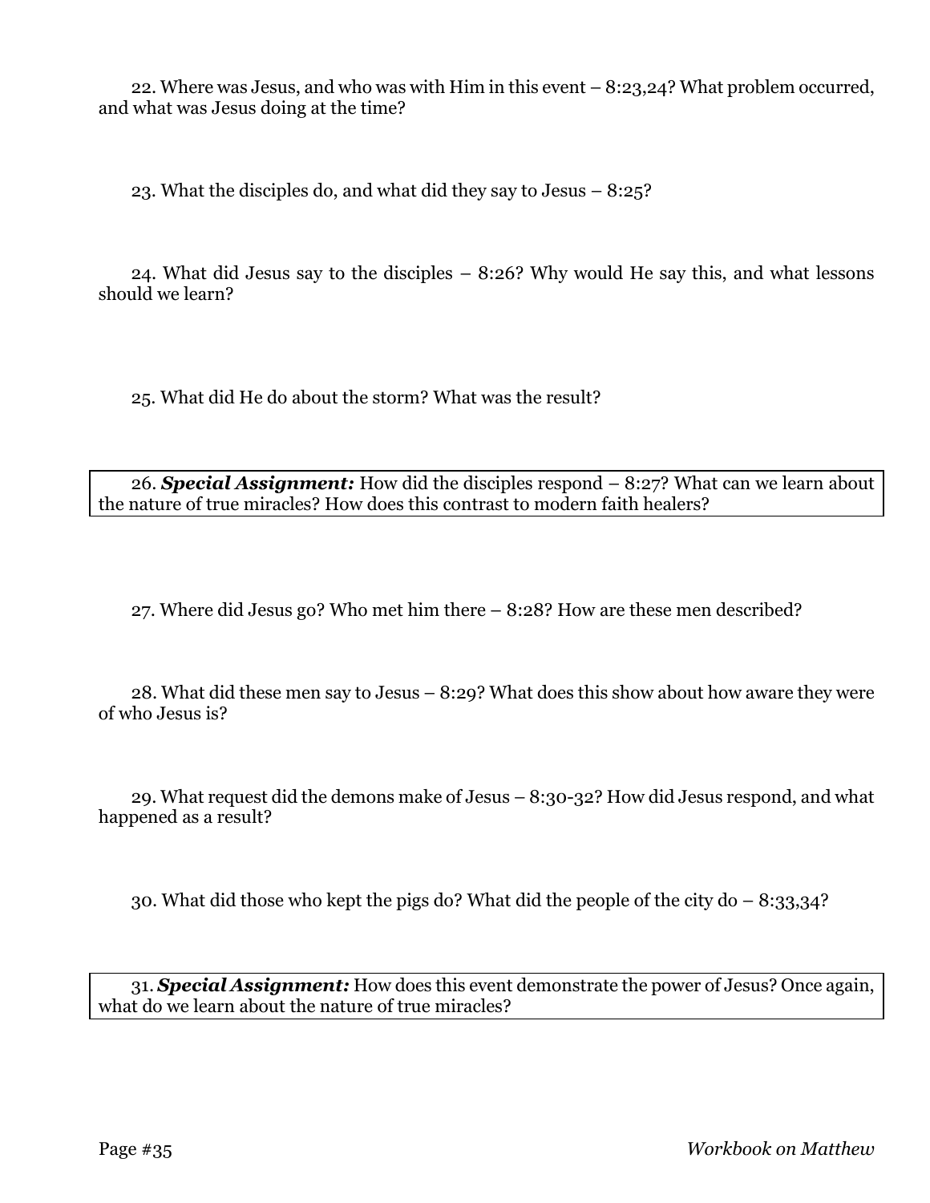22. Where was Jesus, and who was with Him in this event – 8:23,24? What problem occurred, and what was Jesus doing at the time?

23. What the disciples do, and what did they say to Jesus – 8:25?

24. What did Jesus say to the disciples – 8:26? Why would He say this, and what lessons should we learn?

25. What did He do about the storm? What was the result?

26. ***Special Assignment:*** How did the disciples respond – 8:27? What can we learn about the nature of true miracles? How does this contrast to modern faith healers?

27. Where did Jesus go? Who met him there – 8:28? How are these men described?

28. What did these men say to Jesus – 8:29? What does this show about how aware they were of who Jesus is?

29. What request did the demons make of Jesus – 8:30-32? How did Jesus respond, and what happened as a result?

30. What did those who kept the pigs do? What did the people of the city do – 8:33,34?

31. ***Special Assignment:*** How does this event demonstrate the power of Jesus? Once again, what do we learn about the nature of true miracles?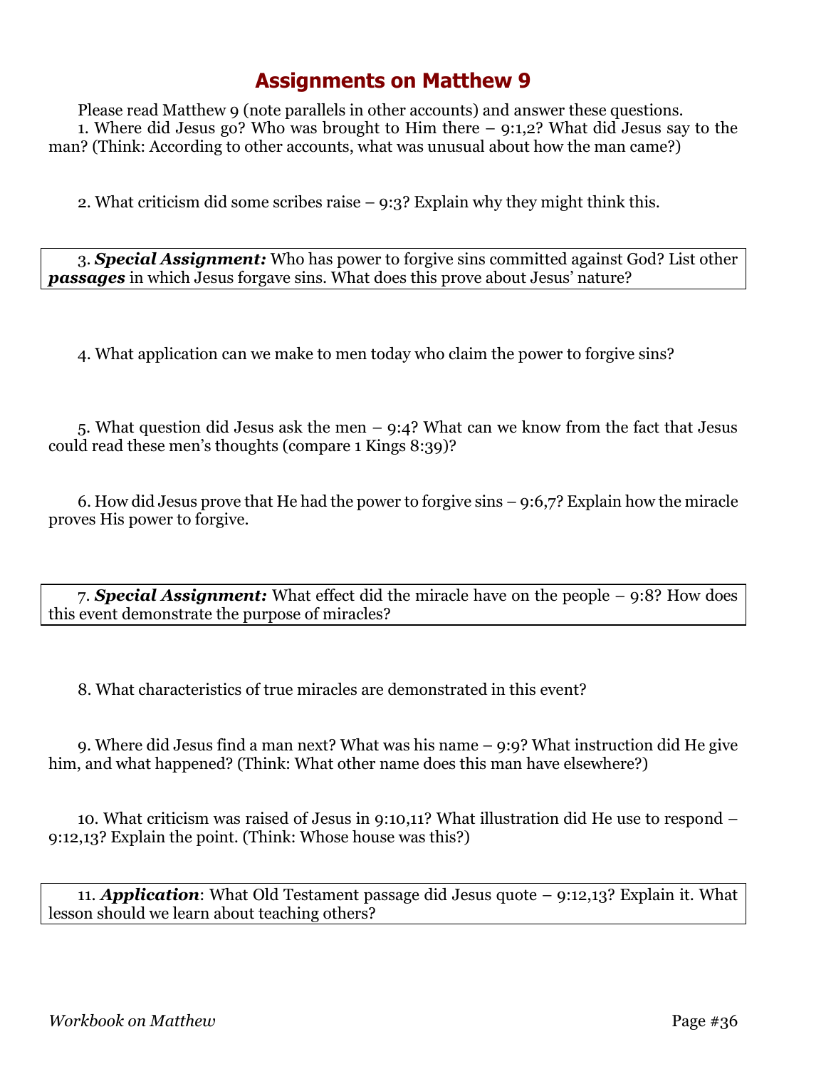## Assignments on Matthew 9

Please read Matthew 9 (note parallels in other accounts) and answer these questions.

1. Where did Jesus go? Who was brought to Him there – 9:1,2? What did Jesus say to the man? (Think: According to other accounts, what was unusual about how the man came?)

2. What criticism did some scribes raise – 9:3? Explain why they might think this.

3. ***Special Assignment:*** Who has power to forgive sins committed against God? List other ***passages*** in which Jesus forgave sins. What does this prove about Jesus' nature?

4. What application can we make to men today who claim the power to forgive sins?

5. What question did Jesus ask the men – 9:4? What can we know from the fact that Jesus could read these men's thoughts (compare 1 Kings 8:39)?

6. How did Jesus prove that He had the power to forgive sins – 9:6,7? Explain how the miracle proves His power to forgive.

7. ***Special Assignment:*** What effect did the miracle have on the people – 9:8? How does this event demonstrate the purpose of miracles?

8. What characteristics of true miracles are demonstrated in this event?

9. Where did Jesus find a man next? What was his name – 9:9? What instruction did He give him, and what happened? (Think: What other name does this man have elsewhere?)

10. What criticism was raised of Jesus in 9:10,11? What illustration did He use to respond – 9:12,13? Explain the point. (Think: Whose house was this?)

11. ***Application***: What Old Testament passage did Jesus quote – 9:12,13? Explain it. What lesson should we learn about teaching others?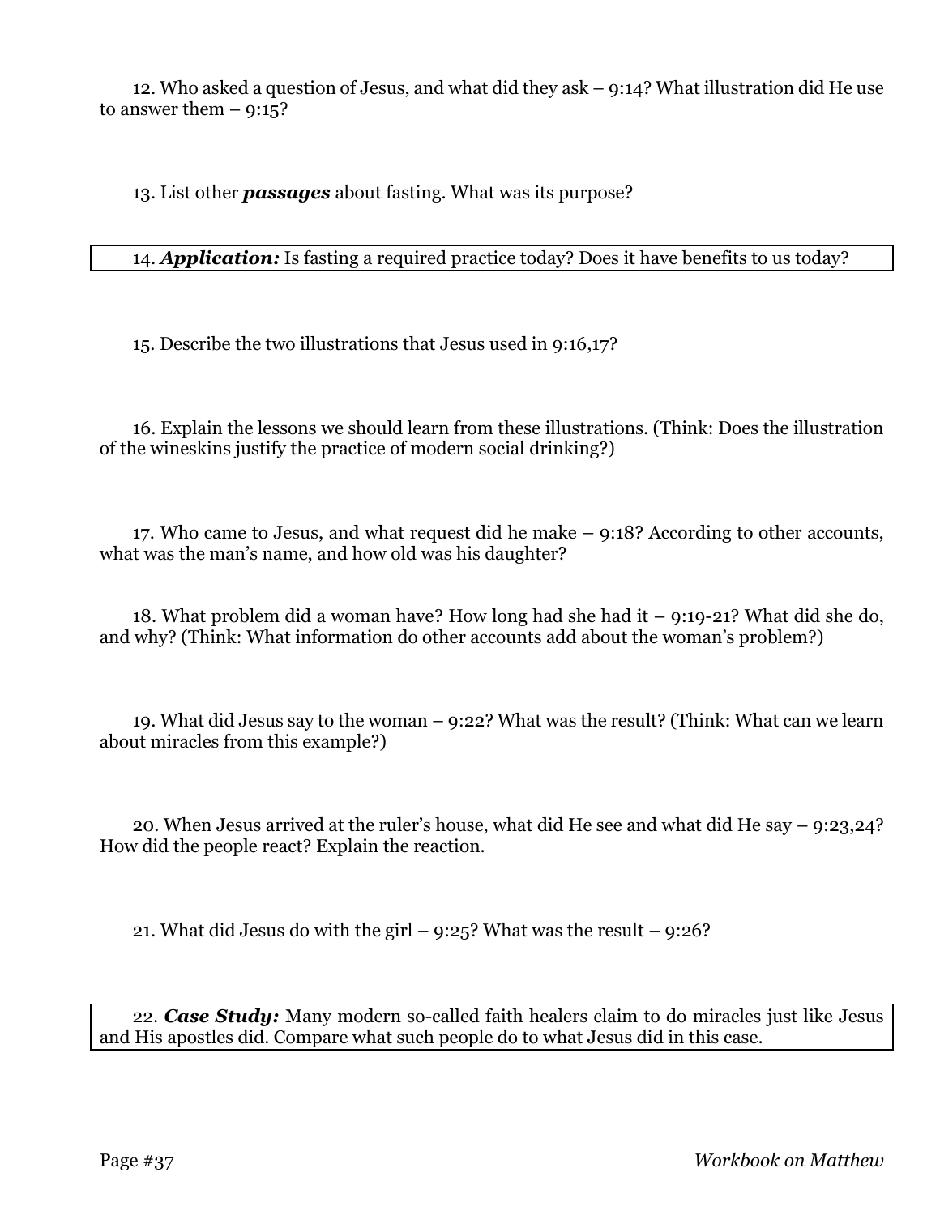12. Who asked a question of Jesus, and what did they ask – 9:14? What illustration did He use to answer them – 9:15?

13. List other ***passages*** about fasting. What was its purpose?

14. ***Application:*** Is fasting a required practice today? Does it have benefits to us today?

15. Describe the two illustrations that Jesus used in 9:16,17?

16. Explain the lessons we should learn from these illustrations. (Think: Does the illustration of the wineskins justify the practice of modern social drinking?)

17. Who came to Jesus, and what request did he make – 9:18? According to other accounts, what was the man's name, and how old was his daughter?

18. What problem did a woman have? How long had she had it – 9:19-21? What did she do, and why? (Think: What information do other accounts add about the woman's problem?)

19. What did Jesus say to the woman – 9:22? What was the result? (Think: What can we learn about miracles from this example?)

20. When Jesus arrived at the ruler's house, what did He see and what did He say – 9:23,24? How did the people react? Explain the reaction.

21. What did Jesus do with the girl – 9:25? What was the result – 9:26?

22. ***Case Study:*** Many modern so-called faith healers claim to do miracles just like Jesus and His apostles did. Compare what such people do to what Jesus did in this case.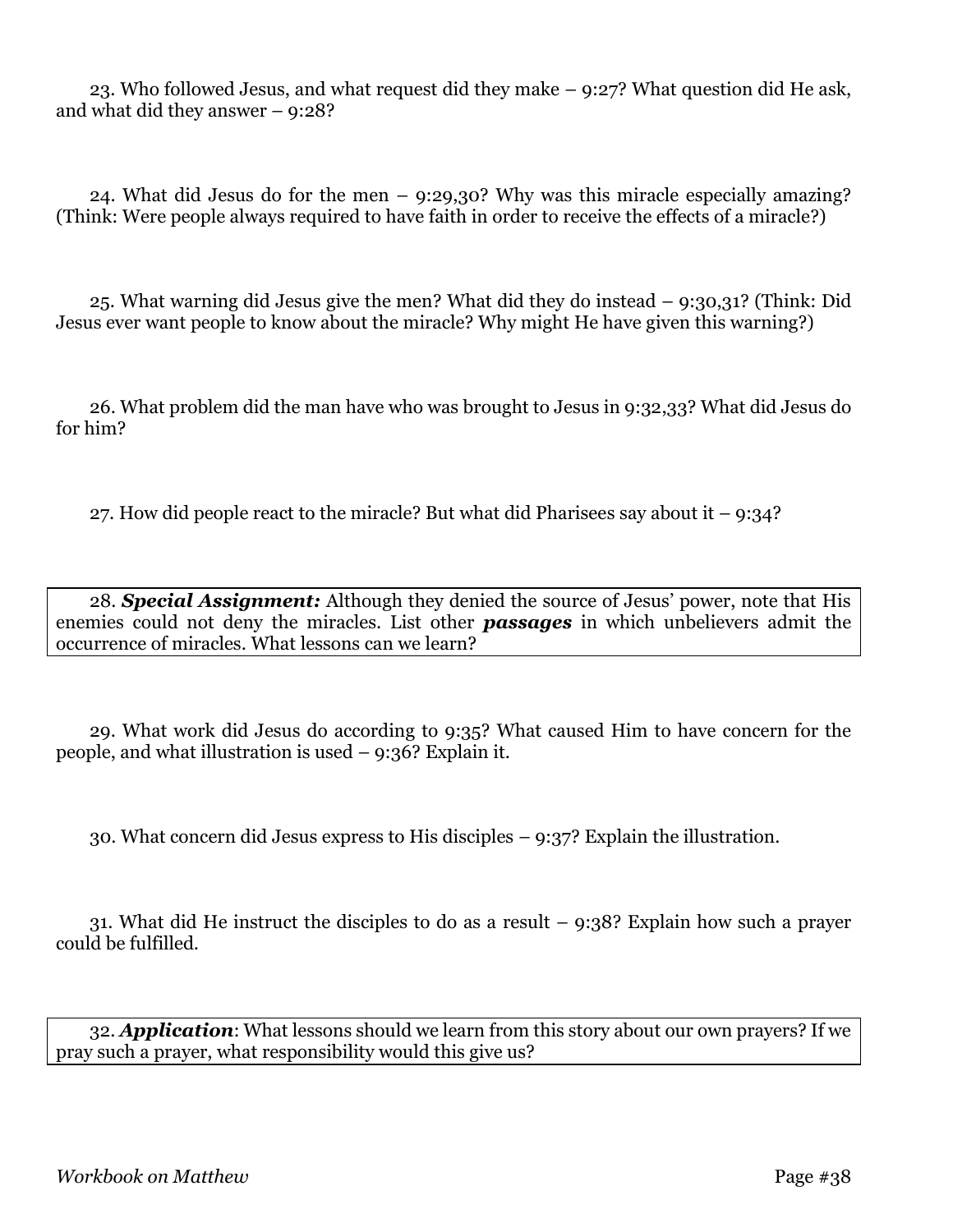23. Who followed Jesus, and what request did they make – 9:27? What question did He ask, and what did they answer – 9:28?

24. What did Jesus do for the men – 9:29,30? Why was this miracle especially amazing? (Think: Were people always required to have faith in order to receive the effects of a miracle?)

25. What warning did Jesus give the men? What did they do instead – 9:30,31? (Think: Did Jesus ever want people to know about the miracle? Why might He have given this warning?)

26. What problem did the man have who was brought to Jesus in 9:32,33? What did Jesus do for him?

27. How did people react to the miracle? But what did Pharisees say about it – 9:34?

28. ***Special Assignment:*** Although they denied the source of Jesus' power, note that His enemies could not deny the miracles. List other ***passages*** in which unbelievers admit the occurrence of miracles. What lessons can we learn?

29. What work did Jesus do according to 9:35? What caused Him to have concern for the people, and what illustration is used – 9:36? Explain it.

30. What concern did Jesus express to His disciples – 9:37? Explain the illustration.

31. What did He instruct the disciples to do as a result – 9:38? Explain how such a prayer could be fulfilled.

32. ***Application***: What lessons should we learn from this story about our own prayers? If we pray such a prayer, what responsibility would this give us?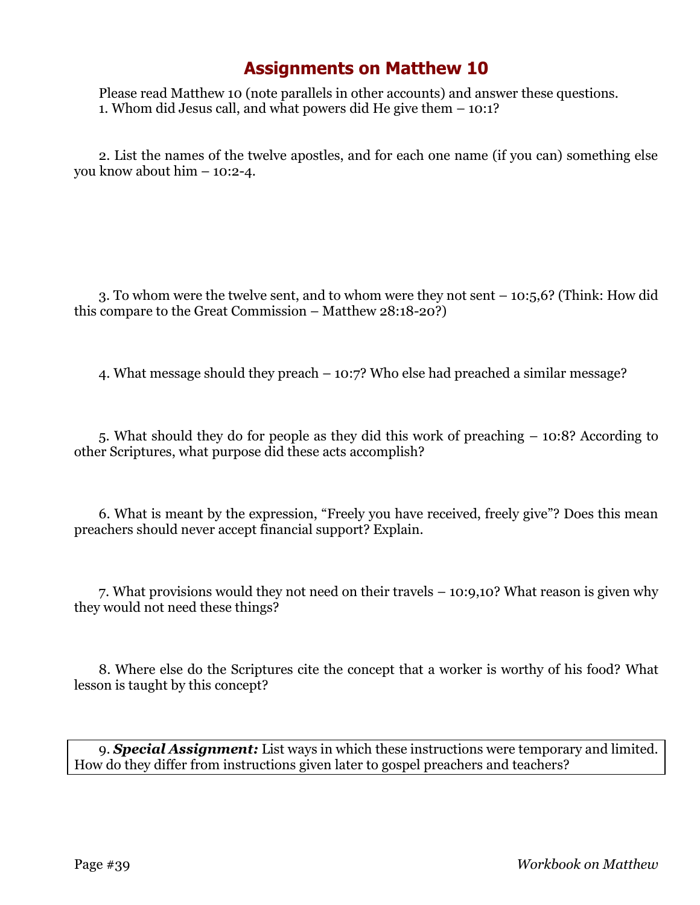# Assignments on Matthew 10

Please read Matthew 10 (note parallels in other accounts) and answer these questions.

1. Whom did Jesus call, and what powers did He give them – 10:1?

2. List the names of the twelve apostles, and for each one name (if you can) something else you know about him – 10:2-4.

3. To whom were the twelve sent, and to whom were they not sent – 10:5,6? (Think: How did this compare to the Great Commission – Matthew 28:18-20?)

4. What message should they preach – 10:7? Who else had preached a similar message?

5. What should they do for people as they did this work of preaching – 10:8? According to other Scriptures, what purpose did these acts accomplish?

6. What is meant by the expression, "Freely you have received, freely give"? Does this mean preachers should never accept financial support? Explain.

7. What provisions would they not need on their travels – 10:9,10? What reason is given why they would not need these things?

8. Where else do the Scriptures cite the concept that a worker is worthy of his food? What lesson is taught by this concept?

9. ***Special Assignment:*** List ways in which these instructions were temporary and limited. How do they differ from instructions given later to gospel preachers and teachers?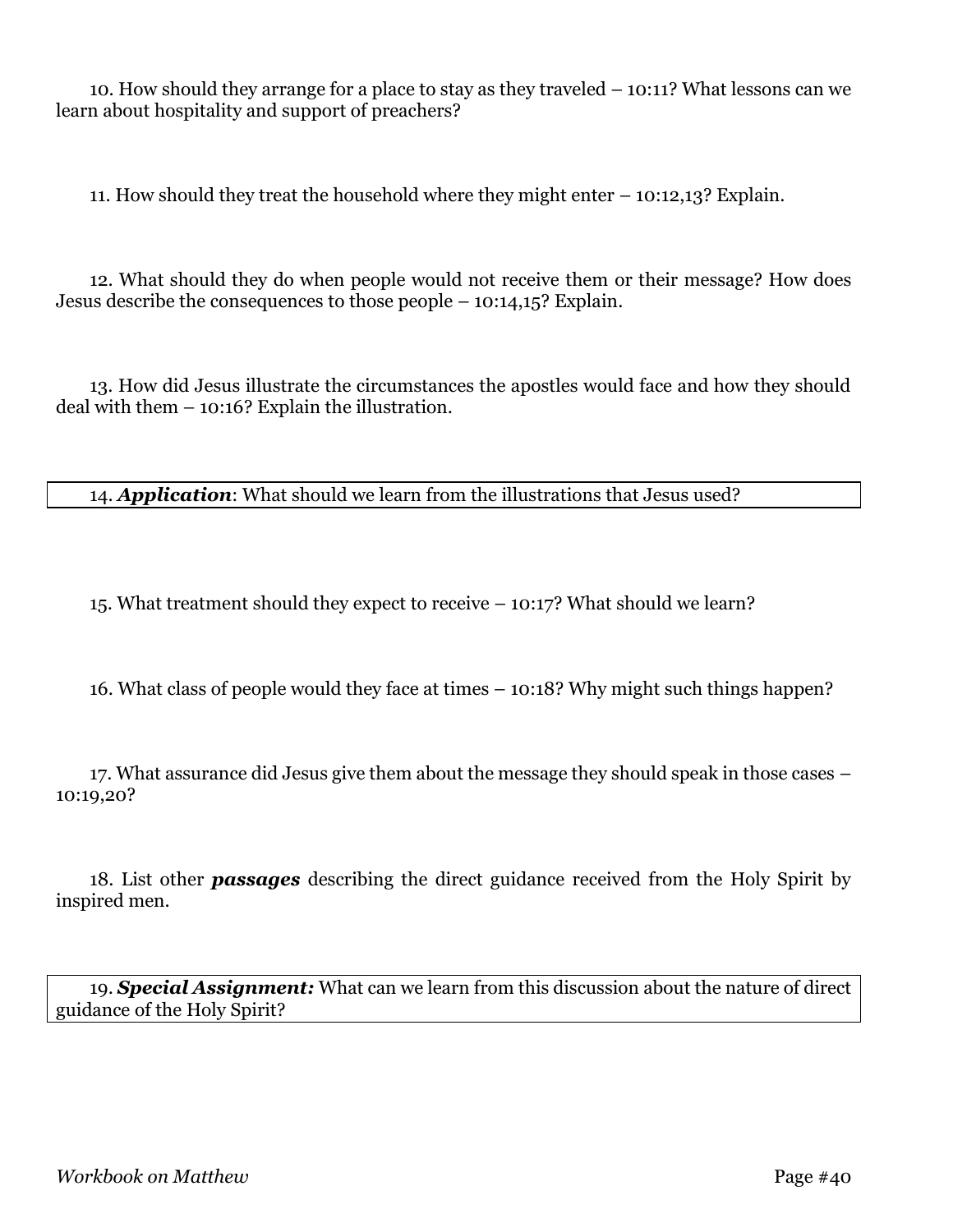10. How should they arrange for a place to stay as they traveled – 10:11? What lessons can we learn about hospitality and support of preachers?

11. How should they treat the household where they might enter – 10:12,13? Explain.

12. What should they do when people would not receive them or their message? How does Jesus describe the consequences to those people – 10:14,15? Explain.

13. How did Jesus illustrate the circumstances the apostles would face and how they should deal with them – 10:16? Explain the illustration.

14. ***Application***: What should we learn from the illustrations that Jesus used?

15. What treatment should they expect to receive – 10:17? What should we learn?

16. What class of people would they face at times – 10:18? Why might such things happen?

17. What assurance did Jesus give them about the message they should speak in those cases – 10:19,20?

18. List other ***passages*** describing the direct guidance received from the Holy Spirit by inspired men.

19. ***Special Assignment:*** What can we learn from this discussion about the nature of direct guidance of the Holy Spirit?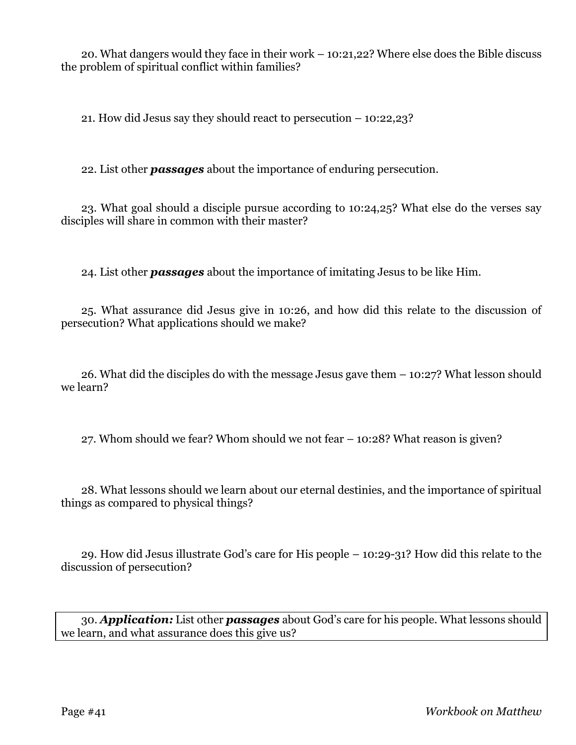20. What dangers would they face in their work – 10:21,22? Where else does the Bible discuss the problem of spiritual conflict within families?

21. How did Jesus say they should react to persecution – 10:22,23?

22. List other ***passages*** about the importance of enduring persecution.

23. What goal should a disciple pursue according to 10:24,25? What else do the verses say disciples will share in common with their master?

24. List other ***passages*** about the importance of imitating Jesus to be like Him.

25. What assurance did Jesus give in 10:26, and how did this relate to the discussion of persecution? What applications should we make?

26. What did the disciples do with the message Jesus gave them – 10:27? What lesson should we learn?

27. Whom should we fear? Whom should we not fear – 10:28? What reason is given?

28. What lessons should we learn about our eternal destinies, and the importance of spiritual things as compared to physical things?

29. How did Jesus illustrate God's care for His people – 10:29-31? How did this relate to the discussion of persecution?

30. ***Application:*** List other ***passages*** about God's care for his people. What lessons should we learn, and what assurance does this give us?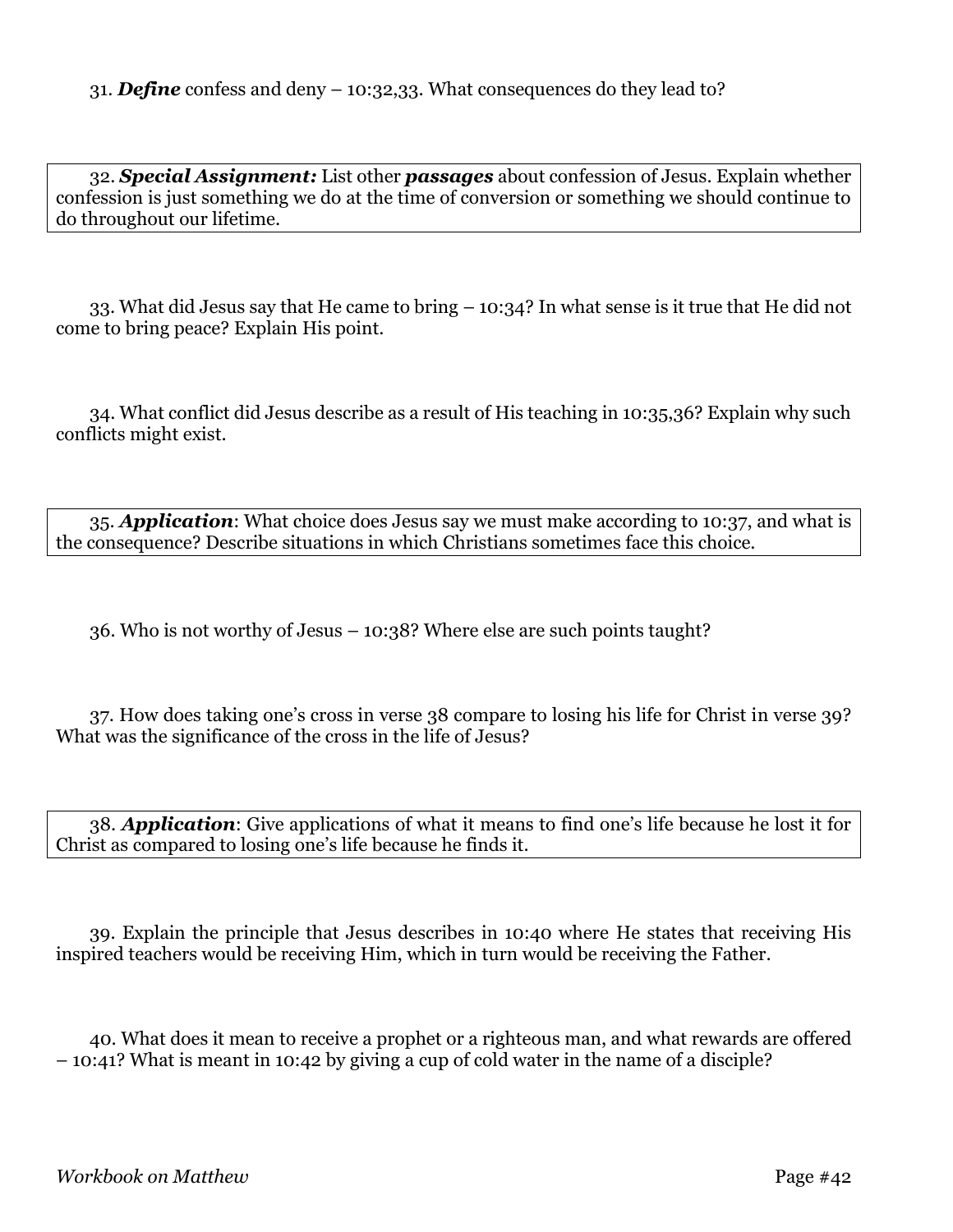31. ***Define*** confess and deny – 10:32,33. What consequences do they lead to?

32. ***Special Assignment:*** List other ***passages*** about confession of Jesus. Explain whether confession is just something we do at the time of conversion or something we should continue to do throughout our lifetime.

33. What did Jesus say that He came to bring – 10:34? In what sense is it true that He did not come to bring peace? Explain His point.

34. What conflict did Jesus describe as a result of His teaching in 10:35,36? Explain why such conflicts might exist.

35. ***Application***: What choice does Jesus say we must make according to 10:37, and what is the consequence? Describe situations in which Christians sometimes face this choice.

36. Who is not worthy of Jesus – 10:38? Where else are such points taught?

37. How does taking one's cross in verse 38 compare to losing his life for Christ in verse 39? What was the significance of the cross in the life of Jesus?

38. ***Application***: Give applications of what it means to find one's life because he lost it for Christ as compared to losing one's life because he finds it.

39. Explain the principle that Jesus describes in 10:40 where He states that receiving His inspired teachers would be receiving Him, which in turn would be receiving the Father.

40. What does it mean to receive a prophet or a righteous man, and what rewards are offered – 10:41? What is meant in 10:42 by giving a cup of cold water in the name of a disciple?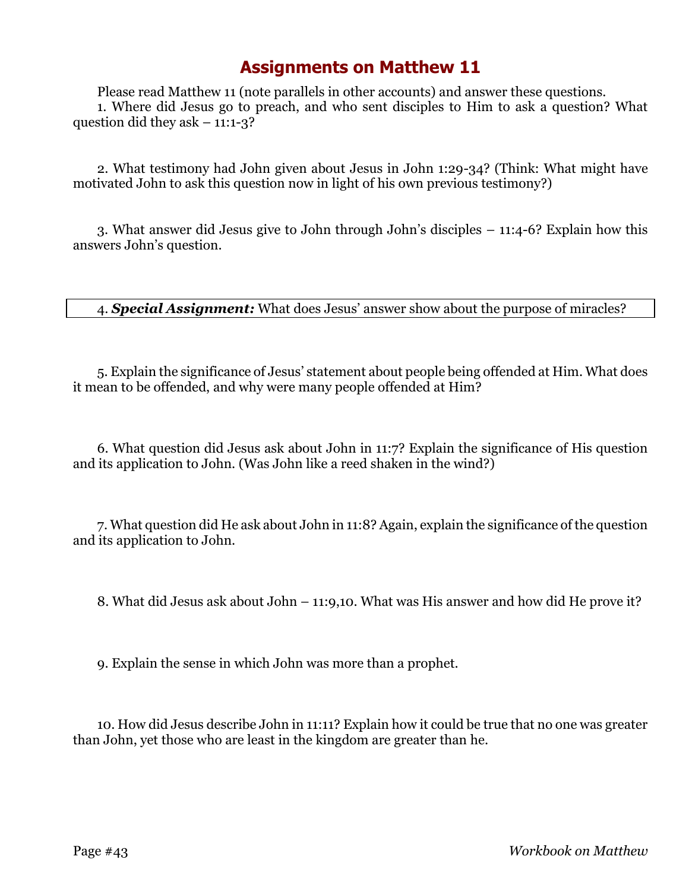# Assignments on Matthew 11

Please read Matthew 11 (note parallels in other accounts) and answer these questions.

1. Where did Jesus go to preach, and who sent disciples to Him to ask a question? What question did they ask – 11:1-3?

2. What testimony had John given about Jesus in John 1:29-34? (Think: What might have motivated John to ask this question now in light of his own previous testimony?)

3. What answer did Jesus give to John through John's disciples – 11:4-6? Explain how this answers John's question.

4. ***Special Assignment:*** What does Jesus' answer show about the purpose of miracles?

5. Explain the significance of Jesus' statement about people being offended at Him. What does it mean to be offended, and why were many people offended at Him?

6. What question did Jesus ask about John in 11:7? Explain the significance of His question and its application to John. (Was John like a reed shaken in the wind?)

7. What question did He ask about John in 11:8? Again, explain the significance of the question and its application to John.

8. What did Jesus ask about John – 11:9,10. What was His answer and how did He prove it?

9. Explain the sense in which John was more than a prophet.

10. How did Jesus describe John in 11:11? Explain how it could be true that no one was greater than John, yet those who are least in the kingdom are greater than he.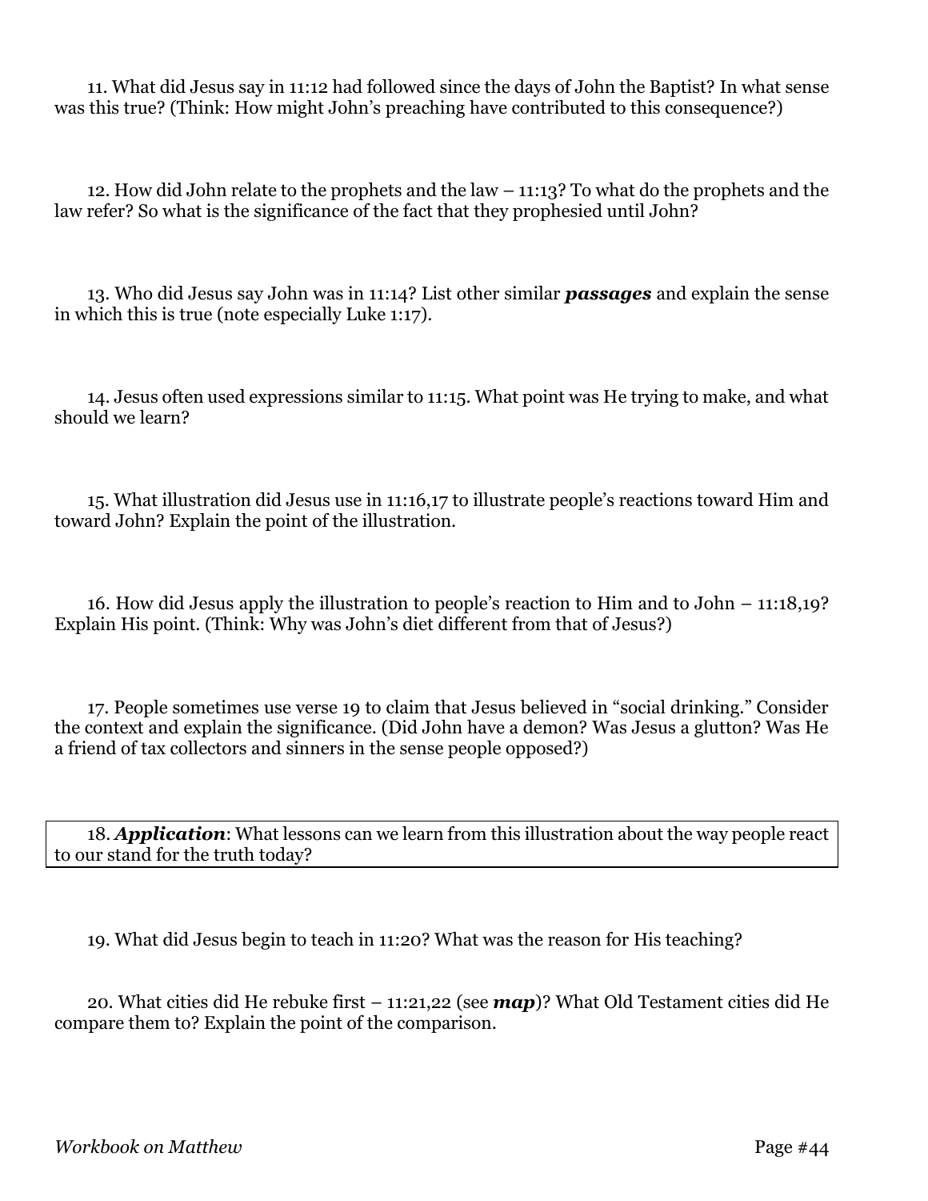11. What did Jesus say in 11:12 had followed since the days of John the Baptist? In what sense was this true? (Think: How might John's preaching have contributed to this consequence?)

12. How did John relate to the prophets and the law – 11:13? To what do the prophets and the law refer? So what is the significance of the fact that they prophesied until John?

13. Who did Jesus say John was in 11:14? List other similar ***passages*** and explain the sense in which this is true (note especially Luke 1:17).

14. Jesus often used expressions similar to 11:15. What point was He trying to make, and what should we learn?

15. What illustration did Jesus use in 11:16,17 to illustrate people's reactions toward Him and toward John? Explain the point of the illustration.

16. How did Jesus apply the illustration to people's reaction to Him and to John – 11:18,19? Explain His point. (Think: Why was John's diet different from that of Jesus?)

17. People sometimes use verse 19 to claim that Jesus believed in "social drinking." Consider the context and explain the significance. (Did John have a demon? Was Jesus a glutton? Was He a friend of tax collectors and sinners in the sense people opposed?)

18. ***Application***: What lessons can we learn from this illustration about the way people react to our stand for the truth today?

19. What did Jesus begin to teach in 11:20? What was the reason for His teaching?

20. What cities did He rebuke first – 11:21,22 (see ***map***)? What Old Testament cities did He compare them to? Explain the point of the comparison.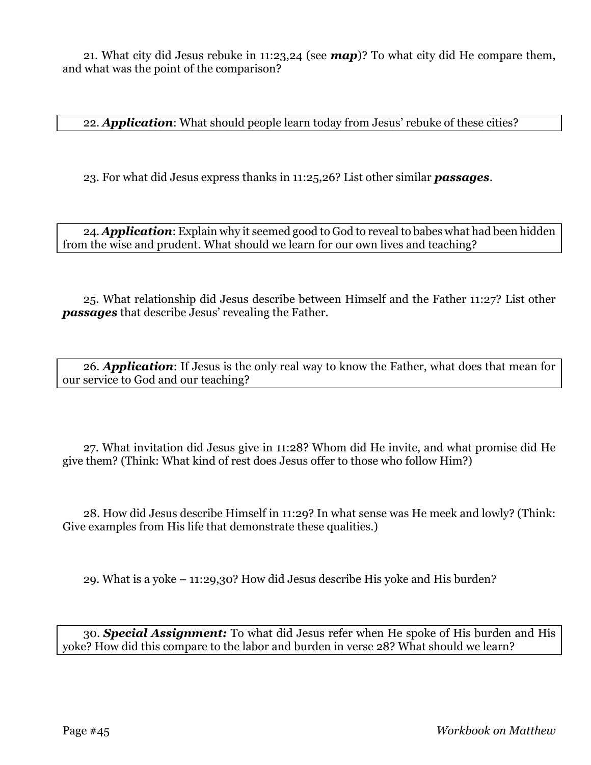21. What city did Jesus rebuke in 11:23,24 (see ***map***)? To what city did He compare them, and what was the point of the comparison?

22. ***Application***: What should people learn today from Jesus' rebuke of these cities?

23. For what did Jesus express thanks in 11:25,26? List other similar ***passages***.

24. ***Application***: Explain why it seemed good to God to reveal to babes what had been hidden from the wise and prudent. What should we learn for our own lives and teaching?

25. What relationship did Jesus describe between Himself and the Father 11:27? List other ***passages*** that describe Jesus' revealing the Father.

26. ***Application***: If Jesus is the only real way to know the Father, what does that mean for our service to God and our teaching?

27. What invitation did Jesus give in 11:28? Whom did He invite, and what promise did He give them? (Think: What kind of rest does Jesus offer to those who follow Him?)

28. How did Jesus describe Himself in 11:29? In what sense was He meek and lowly? (Think: Give examples from His life that demonstrate these qualities.)

29. What is a yoke – 11:29,30? How did Jesus describe His yoke and His burden?

30. ***Special Assignment:*** To what did Jesus refer when He spoke of His burden and His yoke? How did this compare to the labor and burden in verse 28? What should we learn?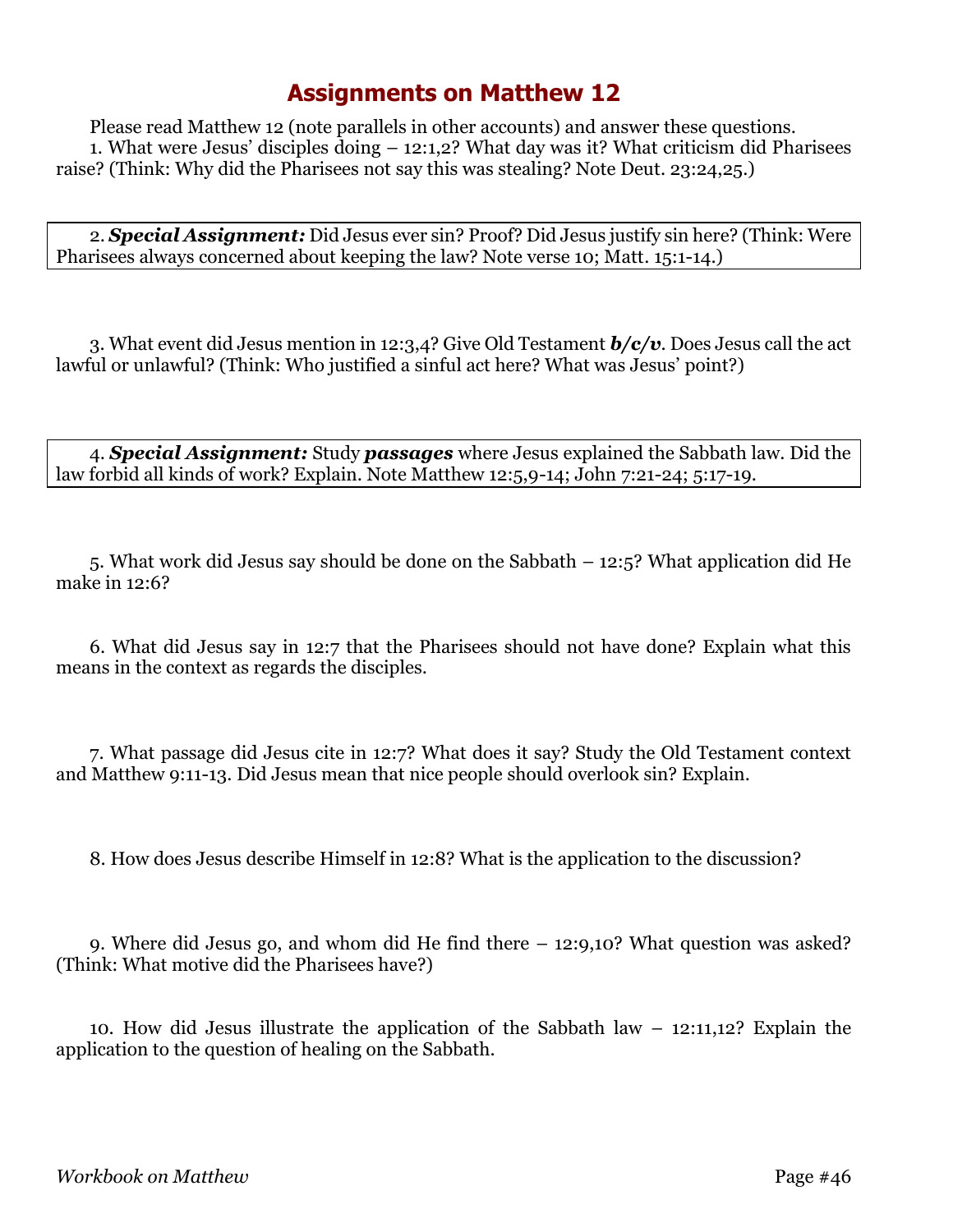# Assignments on Matthew 12

Please read Matthew 12 (note parallels in other accounts) and answer these questions.

1. What were Jesus' disciples doing – 12:1,2? What day was it? What criticism did Pharisees raise? (Think: Why did the Pharisees not say this was stealing? Note Deut. 23:24,25.)

2. ***Special Assignment:*** Did Jesus ever sin? Proof? Did Jesus justify sin here? (Think: Were Pharisees always concerned about keeping the law? Note verse 10; Matt. 15:1-14.)

3. What event did Jesus mention in 12:3,4? Give Old Testament ***b/c/v***. Does Jesus call the act lawful or unlawful? (Think: Who justified a sinful act here? What was Jesus' point?)

4. ***Special Assignment:*** Study ***passages*** where Jesus explained the Sabbath law. Did the law forbid all kinds of work? Explain. Note Matthew 12:5,9-14; John 7:21-24; 5:17-19.

5. What work did Jesus say should be done on the Sabbath – 12:5? What application did He make in 12:6?

6. What did Jesus say in 12:7 that the Pharisees should not have done? Explain what this means in the context as regards the disciples.

7. What passage did Jesus cite in 12:7? What does it say? Study the Old Testament context and Matthew 9:11-13. Did Jesus mean that nice people should overlook sin? Explain.

8. How does Jesus describe Himself in 12:8? What is the application to the discussion?

9. Where did Jesus go, and whom did He find there – 12:9,10? What question was asked? (Think: What motive did the Pharisees have?)

10. How did Jesus illustrate the application of the Sabbath law – 12:11,12? Explain the application to the question of healing on the Sabbath.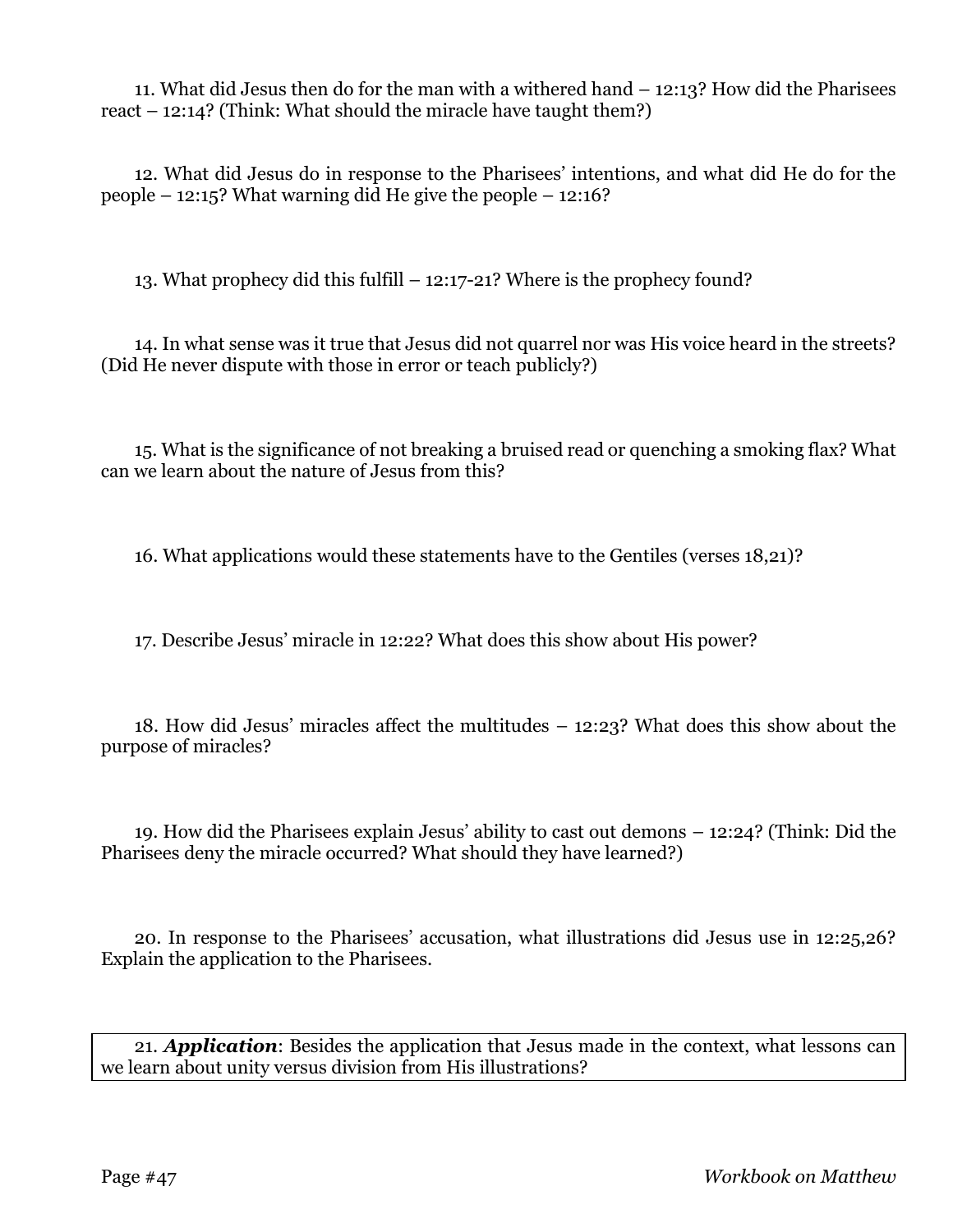11. What did Jesus then do for the man with a withered hand – 12:13? How did the Pharisees react – 12:14? (Think: What should the miracle have taught them?)

12. What did Jesus do in response to the Pharisees' intentions, and what did He do for the people – 12:15? What warning did He give the people – 12:16?

13. What prophecy did this fulfill – 12:17-21? Where is the prophecy found?

14. In what sense was it true that Jesus did not quarrel nor was His voice heard in the streets? (Did He never dispute with those in error or teach publicly?)

15. What is the significance of not breaking a bruised read or quenching a smoking flax? What can we learn about the nature of Jesus from this?

16. What applications would these statements have to the Gentiles (verses 18,21)?

17. Describe Jesus' miracle in 12:22? What does this show about His power?

18. How did Jesus' miracles affect the multitudes – 12:23? What does this show about the purpose of miracles?

19. How did the Pharisees explain Jesus' ability to cast out demons – 12:24? (Think: Did the Pharisees deny the miracle occurred? What should they have learned?)

20. In response to the Pharisees' accusation, what illustrations did Jesus use in 12:25,26? Explain the application to the Pharisees.

21. ***Application***: Besides the application that Jesus made in the context, what lessons can we learn about unity versus division from His illustrations?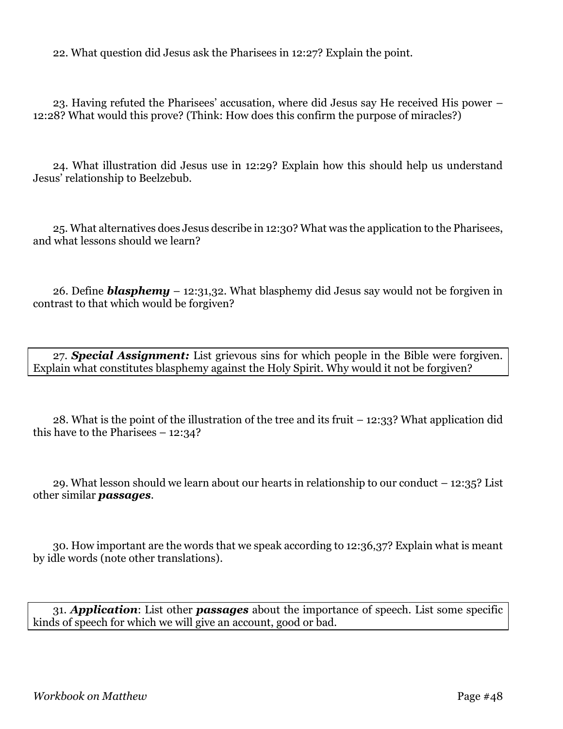22. What question did Jesus ask the Pharisees in 12:27? Explain the point.

23. Having refuted the Pharisees' accusation, where did Jesus say He received His power – 12:28? What would this prove? (Think: How does this confirm the purpose of miracles?)

24. What illustration did Jesus use in 12:29? Explain how this should help us understand Jesus' relationship to Beelzebub.

25. What alternatives does Jesus describe in 12:30? What was the application to the Pharisees, and what lessons should we learn?

26. Define ***blasphemy*** – 12:31,32. What blasphemy did Jesus say would not be forgiven in contrast to that which would be forgiven?

27. ***Special Assignment:*** List grievous sins for which people in the Bible were forgiven. Explain what constitutes blasphemy against the Holy Spirit. Why would it not be forgiven?

28. What is the point of the illustration of the tree and its fruit – 12:33? What application did this have to the Pharisees – 12:34?

29. What lesson should we learn about our hearts in relationship to our conduct – 12:35? List other similar ***passages***.

30. How important are the words that we speak according to 12:36,37? Explain what is meant by idle words (note other translations).

31. ***Application***: List other ***passages*** about the importance of speech. List some specific kinds of speech for which we will give an account, good or bad.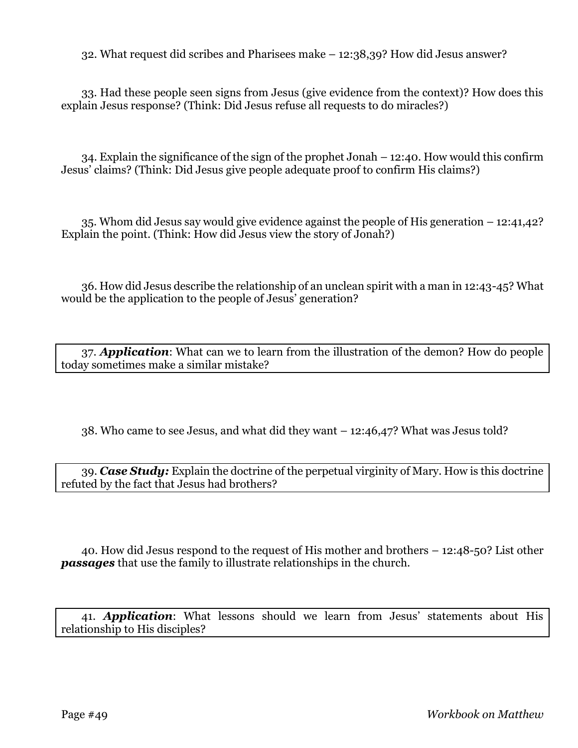32. What request did scribes and Pharisees make – 12:38,39? How did Jesus answer?

33. Had these people seen signs from Jesus (give evidence from the context)? How does this explain Jesus response? (Think: Did Jesus refuse all requests to do miracles?)

34. Explain the significance of the sign of the prophet Jonah – 12:40. How would this confirm Jesus' claims? (Think: Did Jesus give people adequate proof to confirm His claims?)

35. Whom did Jesus say would give evidence against the people of His generation – 12:41,42? Explain the point. (Think: How did Jesus view the story of Jonah?)

36. How did Jesus describe the relationship of an unclean spirit with a man in 12:43-45? What would be the application to the people of Jesus' generation?

37. ***Application***: What can we to learn from the illustration of the demon? How do people today sometimes make a similar mistake?

38. Who came to see Jesus, and what did they want – 12:46,47? What was Jesus told?

39. ***Case Study:*** Explain the doctrine of the perpetual virginity of Mary. How is this doctrine refuted by the fact that Jesus had brothers?

40. How did Jesus respond to the request of His mother and brothers – 12:48-50? List other ***passages*** that use the family to illustrate relationships in the church.

41. ***Application***: What lessons should we learn from Jesus' statements about His relationship to His disciples?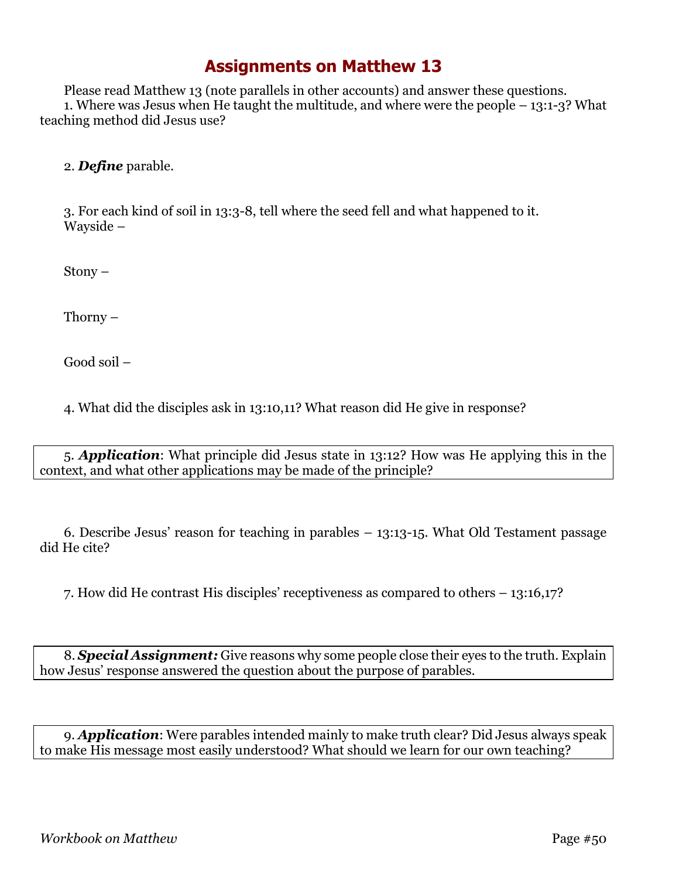# Assignments on Matthew 13

Please read Matthew 13 (note parallels in other accounts) and answer these questions.

1. Where was Jesus when He taught the multitude, and where were the people – 13:1-3? What teaching method did Jesus use?

2. ***Define*** parable.

3. For each kind of soil in 13:3-8, tell where the seed fell and what happened to it.

   Wayside –

   Stony –

   Thorny –

   Good soil –

4. What did the disciples ask in 13:10,11? What reason did He give in response?

5. ***Application***: What principle did Jesus state in 13:12? How was He applying this in the context, and what other applications may be made of the principle?

6. Describe Jesus' reason for teaching in parables – 13:13-15. What Old Testament passage did He cite?

7. How did He contrast His disciples' receptiveness as compared to others – 13:16,17?

8. ***Special Assignment:*** Give reasons why some people close their eyes to the truth. Explain how Jesus' response answered the question about the purpose of parables.

9. ***Application***: Were parables intended mainly to make truth clear? Did Jesus always speak to make His message most easily understood? What should we learn for our own teaching?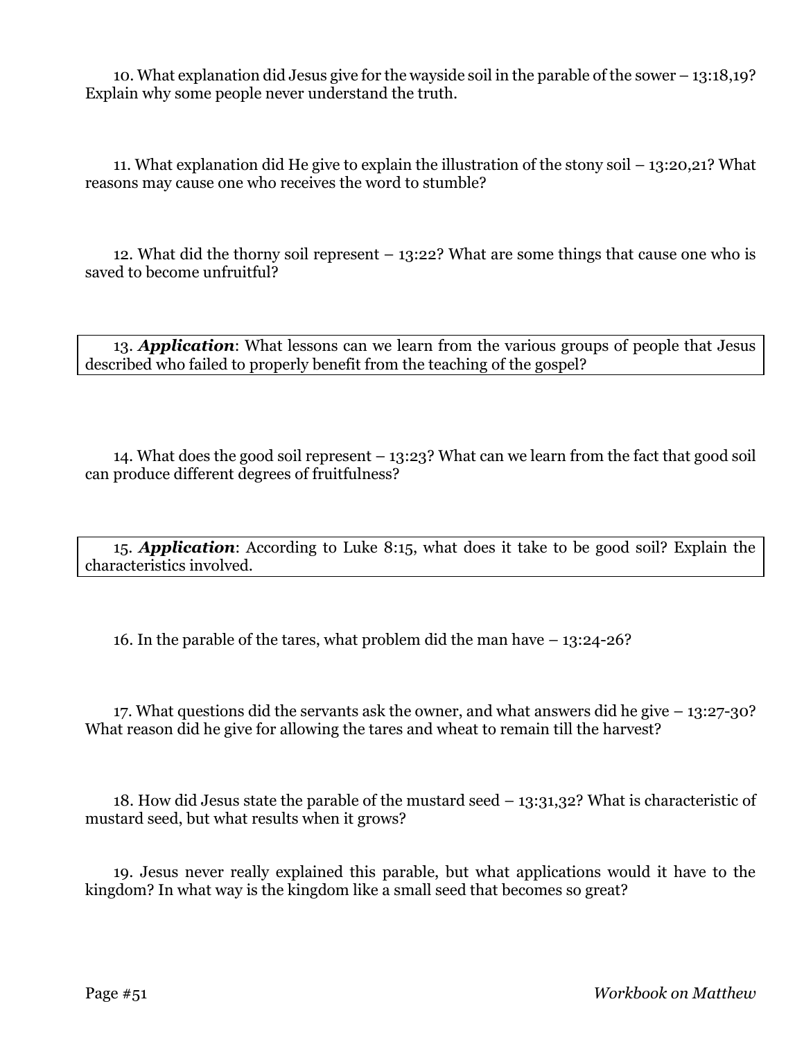10. What explanation did Jesus give for the wayside soil in the parable of the sower – 13:18,19? Explain why some people never understand the truth.

11. What explanation did He give to explain the illustration of the stony soil – 13:20,21? What reasons may cause one who receives the word to stumble?

12. What did the thorny soil represent – 13:22? What are some things that cause one who is saved to become unfruitful?

13. ***Application***: What lessons can we learn from the various groups of people that Jesus described who failed to properly benefit from the teaching of the gospel?

14. What does the good soil represent – 13:23? What can we learn from the fact that good soil can produce different degrees of fruitfulness?

15. ***Application***: According to Luke 8:15, what does it take to be good soil? Explain the characteristics involved.

16. In the parable of the tares, what problem did the man have – 13:24-26?

17. What questions did the servants ask the owner, and what answers did he give – 13:27-30? What reason did he give for allowing the tares and wheat to remain till the harvest?

18. How did Jesus state the parable of the mustard seed – 13:31,32? What is characteristic of mustard seed, but what results when it grows?

19. Jesus never really explained this parable, but what applications would it have to the kingdom? In what way is the kingdom like a small seed that becomes so great?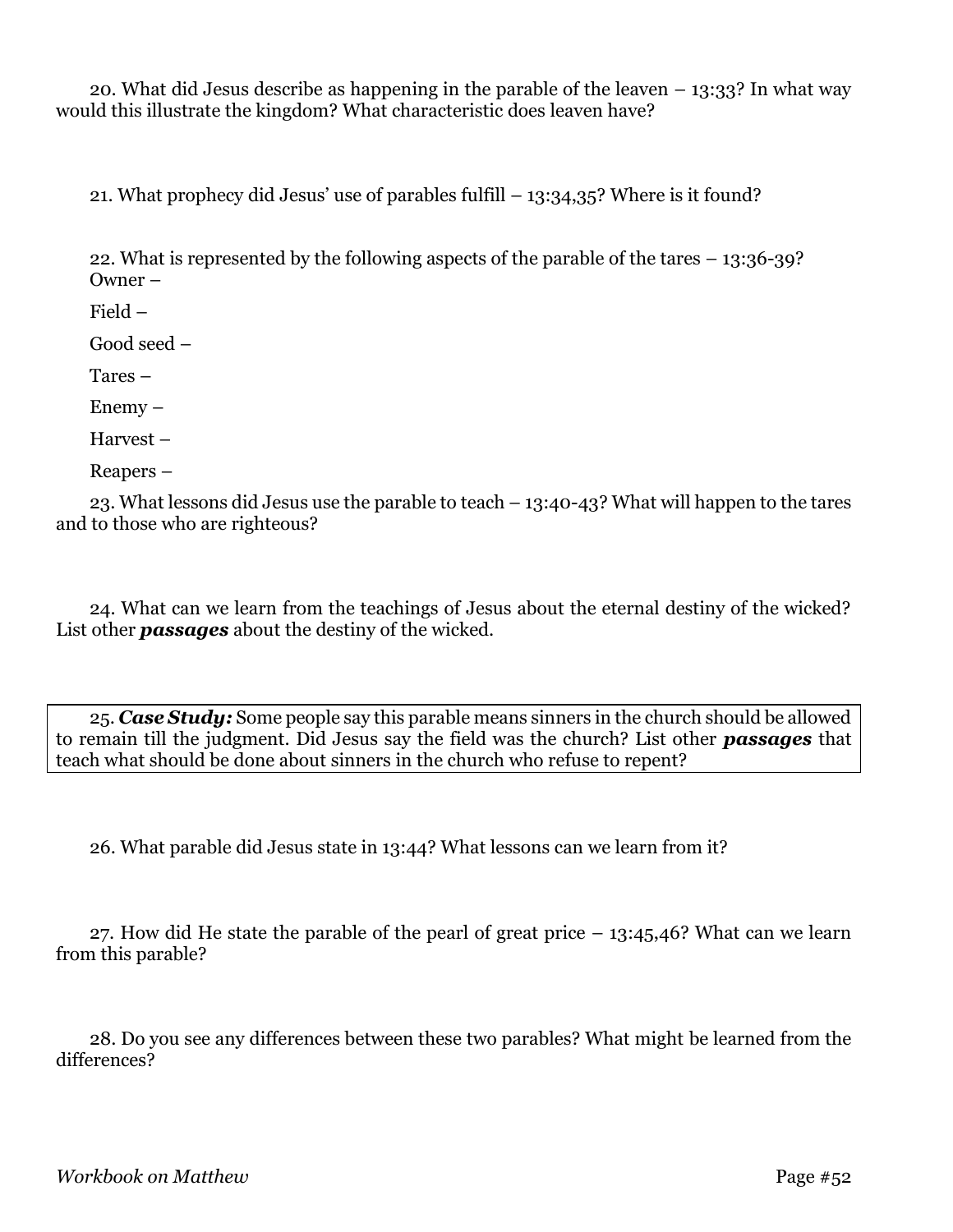20. What did Jesus describe as happening in the parable of the leaven – 13:33? In what way would this illustrate the kingdom? What characteristic does leaven have?

21. What prophecy did Jesus' use of parables fulfill – 13:34,35? Where is it found?

22. What is represented by the following aspects of the parable of the tares – 13:36-39?

Owner –

Field –

Good seed –

Tares –

Enemy –

Harvest –

Reapers –

23. What lessons did Jesus use the parable to teach – 13:40-43? What will happen to the tares and to those who are righteous?

24. What can we learn from the teachings of Jesus about the eternal destiny of the wicked? List other ***passages*** about the destiny of the wicked.

25. ***Case Study:*** Some people say this parable means sinners in the church should be allowed to remain till the judgment. Did Jesus say the field was the church? List other ***passages*** that teach what should be done about sinners in the church who refuse to repent?

26. What parable did Jesus state in 13:44? What lessons can we learn from it?

27. How did He state the parable of the pearl of great price – 13:45,46? What can we learn from this parable?

28. Do you see any differences between these two parables? What might be learned from the differences?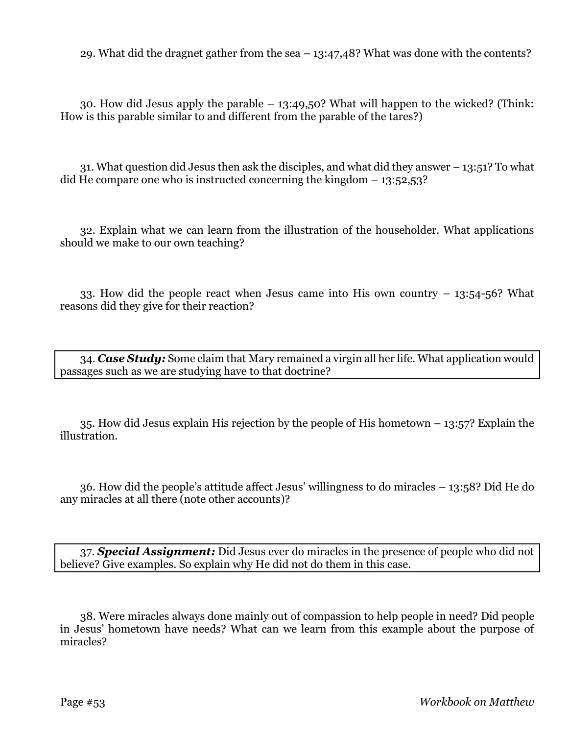29. What did the dragnet gather from the sea – 13:47,48? What was done with the contents?

30. How did Jesus apply the parable – 13:49,50? What will happen to the wicked? (Think: How is this parable similar to and different from the parable of the tares?)

31. What question did Jesus then ask the disciples, and what did they answer – 13:51? To what did He compare one who is instructed concerning the kingdom – 13:52,53?

32. Explain what we can learn from the illustration of the householder. What applications should we make to our own teaching?

33. How did the people react when Jesus came into His own country – 13:54-56? What reasons did they give for their reaction?

34. ***Case Study:*** Some claim that Mary remained a virgin all her life. What application would passages such as we are studying have to that doctrine?

35. How did Jesus explain His rejection by the people of His hometown – 13:57? Explain the illustration.

36. How did the people's attitude affect Jesus' willingness to do miracles – 13:58? Did He do any miracles at all there (note other accounts)?

37. ***Special Assignment:*** Did Jesus ever do miracles in the presence of people who did not believe? Give examples. So explain why He did not do them in this case.

38. Were miracles always done mainly out of compassion to help people in need? Did people in Jesus' hometown have needs? What can we learn from this example about the purpose of miracles?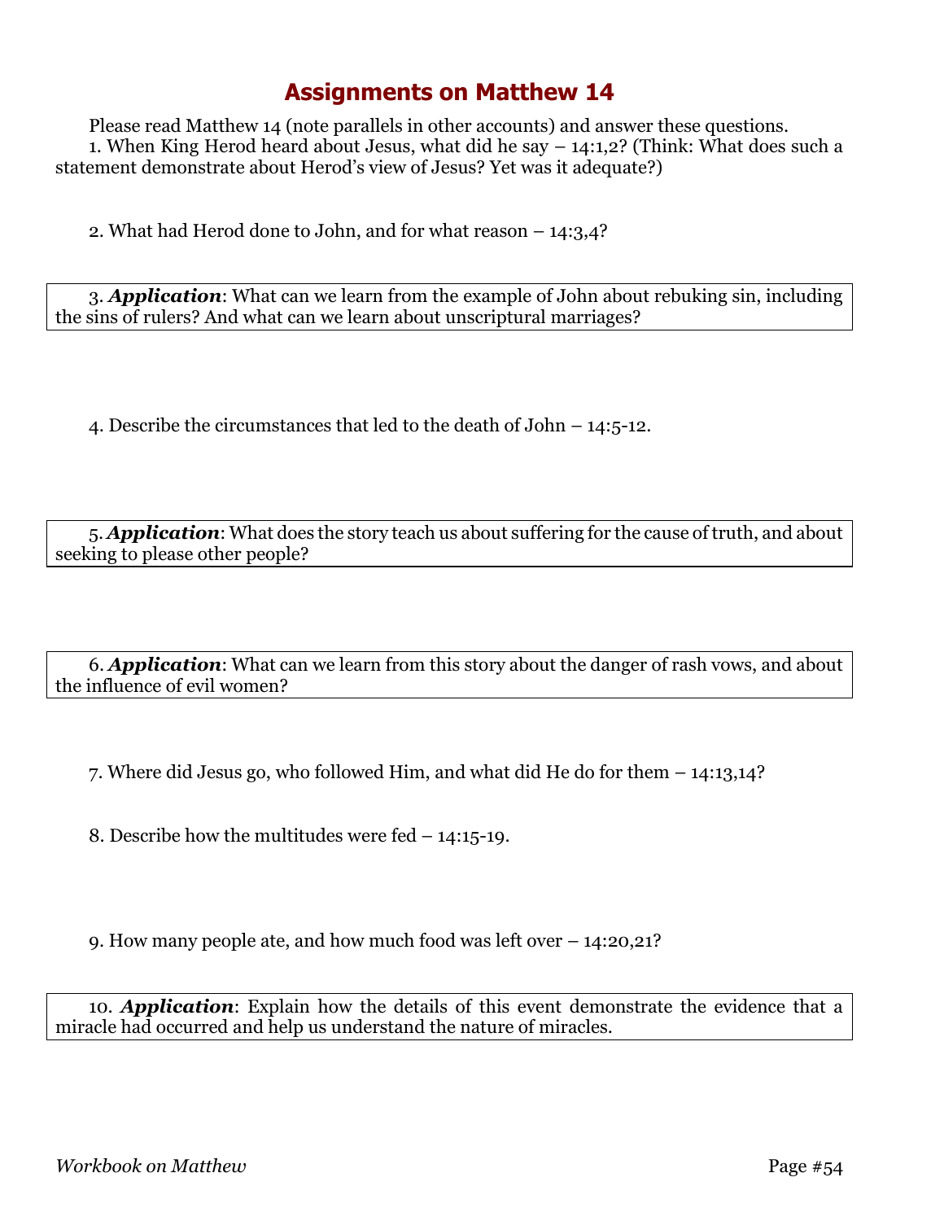# Assignments on Matthew 14

Please read Matthew 14 (note parallels in other accounts) and answer these questions.

1. When King Herod heard about Jesus, what did he say – 14:1,2? (Think: What does such a statement demonstrate about Herod's view of Jesus? Yet was it adequate?)

2. What had Herod done to John, and for what reason – 14:3,4?

3. ***Application***: What can we learn from the example of John about rebuking sin, including the sins of rulers? And what can we learn about unscriptural marriages?

4. Describe the circumstances that led to the death of John – 14:5-12.

5. ***Application***: What does the story teach us about suffering for the cause of truth, and about seeking to please other people?

6. ***Application***: What can we learn from this story about the danger of rash vows, and about the influence of evil women?

7. Where did Jesus go, who followed Him, and what did He do for them – 14:13,14?

8. Describe how the multitudes were fed – 14:15-19.

9. How many people ate, and how much food was left over – 14:20,21?

10. ***Application***: Explain how the details of this event demonstrate the evidence that a miracle had occurred and help us understand the nature of miracles.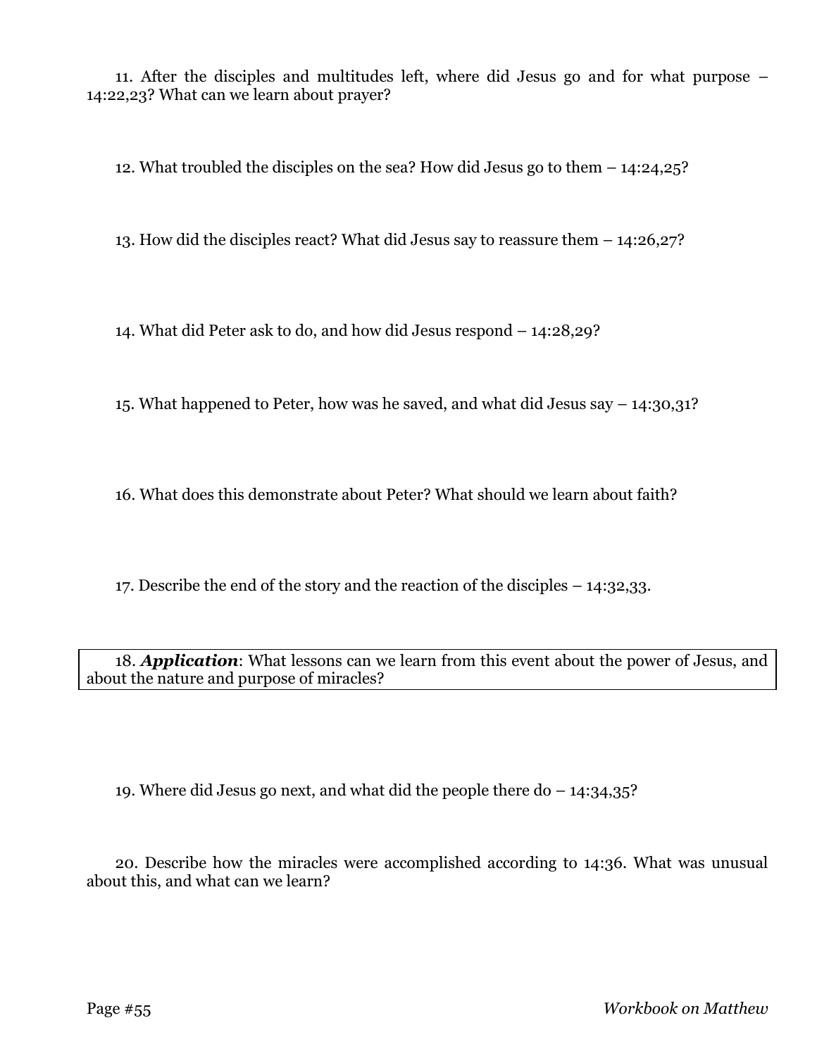11. After the disciples and multitudes left, where did Jesus go and for what purpose – 14:22,23? What can we learn about prayer?

12. What troubled the disciples on the sea? How did Jesus go to them – 14:24,25?

13. How did the disciples react? What did Jesus say to reassure them – 14:26,27?

14. What did Peter ask to do, and how did Jesus respond – 14:28,29?

15. What happened to Peter, how was he saved, and what did Jesus say – 14:30,31?

16. What does this demonstrate about Peter? What should we learn about faith?

17. Describe the end of the story and the reaction of the disciples – 14:32,33.

18. ***Application***: What lessons can we learn from this event about the power of Jesus, and about the nature and purpose of miracles?

19. Where did Jesus go next, and what did the people there do – 14:34,35?

20. Describe how the miracles were accomplished according to 14:36. What was unusual about this, and what can we learn?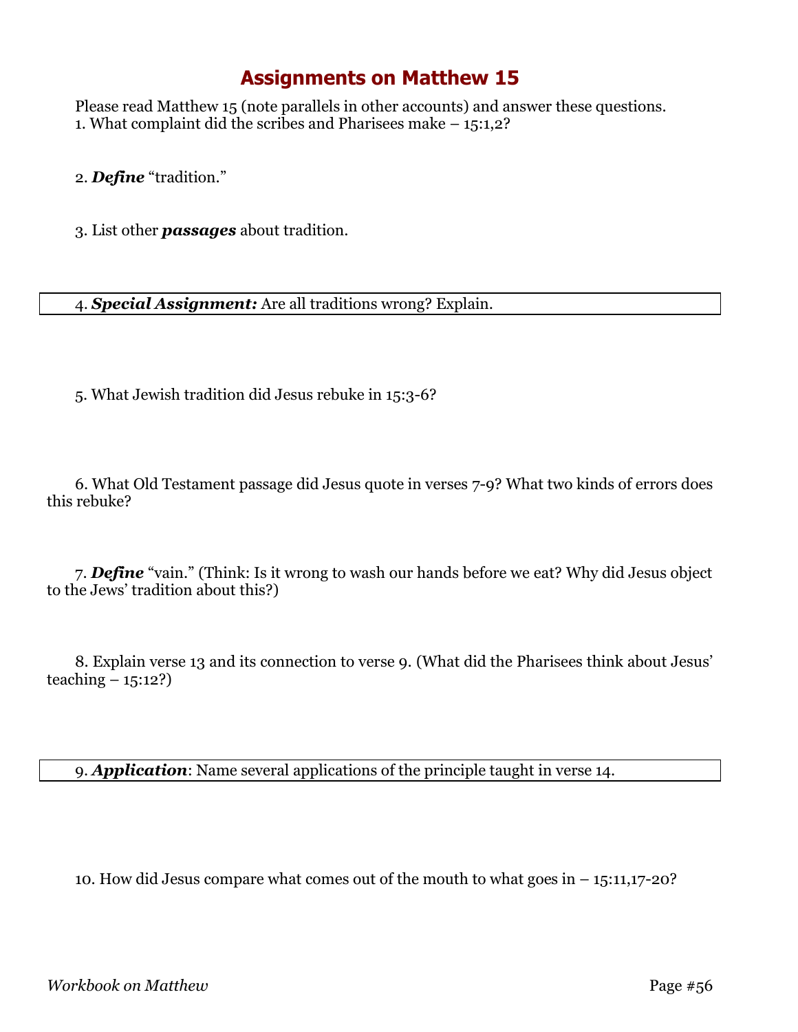# Assignments on Matthew 15

Please read Matthew 15 (note parallels in other accounts) and answer these questions.

1. What complaint did the scribes and Pharisees make – 15:1,2?

2. ***Define*** "tradition."

3. List other ***passages*** about tradition.

4. ***Special Assignment:*** Are all traditions wrong? Explain.

5. What Jewish tradition did Jesus rebuke in 15:3-6?

6. What Old Testament passage did Jesus quote in verses 7-9? What two kinds of errors does this rebuke?

7. ***Define*** "vain." (Think: Is it wrong to wash our hands before we eat? Why did Jesus object to the Jews' tradition about this?)

8. Explain verse 13 and its connection to verse 9. (What did the Pharisees think about Jesus' teaching – 15:12?)

9. ***Application***: Name several applications of the principle taught in verse 14.

10. How did Jesus compare what comes out of the mouth to what goes in – 15:11,17-20?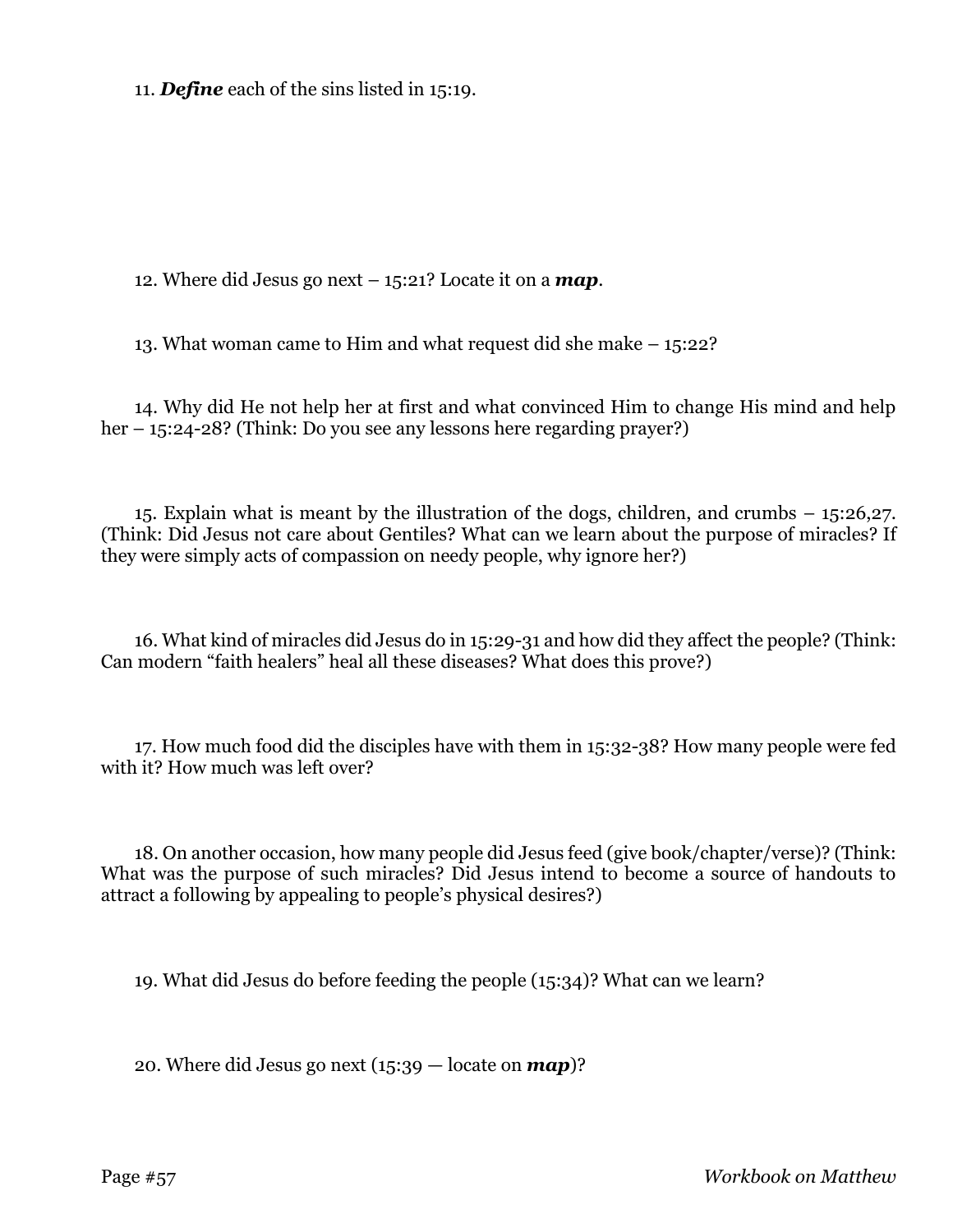11. ***Define*** each of the sins listed in 15:19.

12. Where did Jesus go next – 15:21? Locate it on a ***map***.

13. What woman came to Him and what request did she make – 15:22?

14. Why did He not help her at first and what convinced Him to change His mind and help her – 15:24-28? (Think: Do you see any lessons here regarding prayer?)

15. Explain what is meant by the illustration of the dogs, children, and crumbs – 15:26,27. (Think: Did Jesus not care about Gentiles? What can we learn about the purpose of miracles? If they were simply acts of compassion on needy people, why ignore her?)

16. What kind of miracles did Jesus do in 15:29-31 and how did they affect the people? (Think: Can modern "faith healers" heal all these diseases? What does this prove?)

17. How much food did the disciples have with them in 15:32-38? How many people were fed with it? How much was left over?

18. On another occasion, how many people did Jesus feed (give book/chapter/verse)? (Think: What was the purpose of such miracles? Did Jesus intend to become a source of handouts to attract a following by appealing to people's physical desires?)

19. What did Jesus do before feeding the people (15:34)? What can we learn?

20. Where did Jesus go next (15:39 — locate on ***map***)?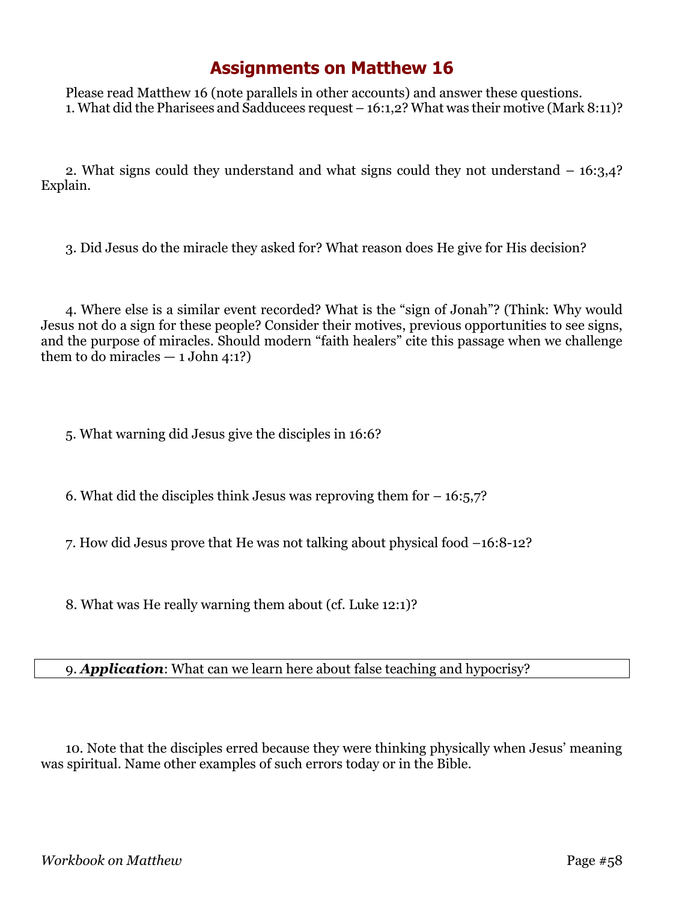# Assignments on Matthew 16

Please read Matthew 16 (note parallels in other accounts) and answer these questions.

1. What did the Pharisees and Sadducees request – 16:1,2? What was their motive (Mark 8:11)?

2. What signs could they understand and what signs could they not understand – 16:3,4? Explain.

3. Did Jesus do the miracle they asked for? What reason does He give for His decision?

4. Where else is a similar event recorded? What is the "sign of Jonah"? (Think: Why would Jesus not do a sign for these people? Consider their motives, previous opportunities to see signs, and the purpose of miracles. Should modern "faith healers" cite this passage when we challenge them to do miracles — 1 John 4:1?)

5. What warning did Jesus give the disciples in 16:6?

6. What did the disciples think Jesus was reproving them for – 16:5,7?

7. How did Jesus prove that He was not talking about physical food –16:8-12?

8. What was He really warning them about (cf. Luke 12:1)?

9. ***Application***: What can we learn here about false teaching and hypocrisy?

10. Note that the disciples erred because they were thinking physically when Jesus' meaning was spiritual. Name other examples of such errors today or in the Bible.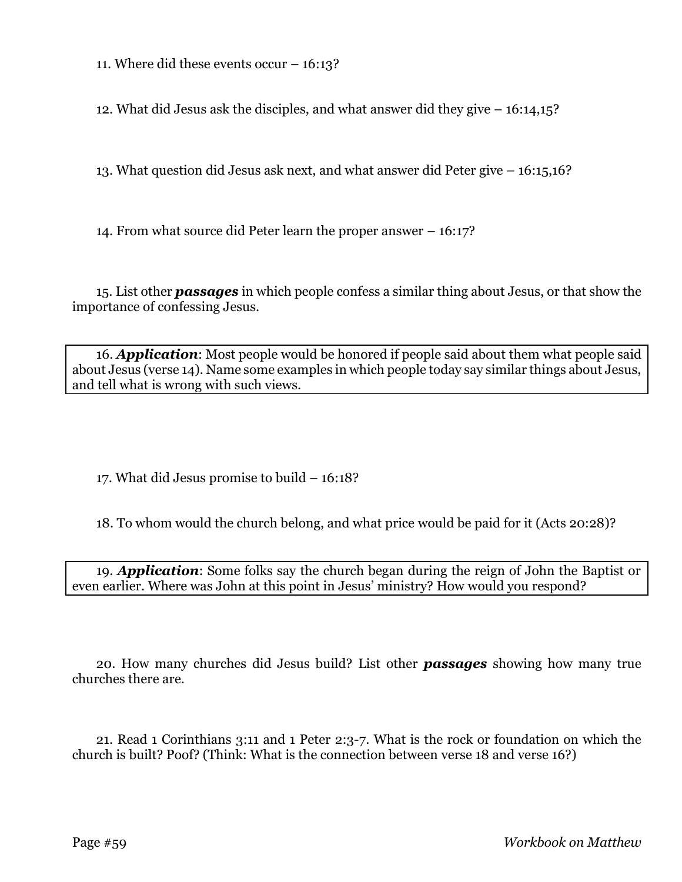11. Where did these events occur – 16:13?

12. What did Jesus ask the disciples, and what answer did they give – 16:14,15?

13. What question did Jesus ask next, and what answer did Peter give – 16:15,16?

14. From what source did Peter learn the proper answer – 16:17?

15. List other ***passages*** in which people confess a similar thing about Jesus, or that show the importance of confessing Jesus.

16. ***Application***: Most people would be honored if people said about them what people said about Jesus (verse 14). Name some examples in which people today say similar things about Jesus, and tell what is wrong with such views.

17. What did Jesus promise to build – 16:18?

18. To whom would the church belong, and what price would be paid for it (Acts 20:28)?

19. ***Application***: Some folks say the church began during the reign of John the Baptist or even earlier. Where was John at this point in Jesus' ministry? How would you respond?

20. How many churches did Jesus build? List other ***passages*** showing how many true churches there are.

21. Read 1 Corinthians 3:11 and 1 Peter 2:3-7. What is the rock or foundation on which the church is built? Poof? (Think: What is the connection between verse 18 and verse 16?)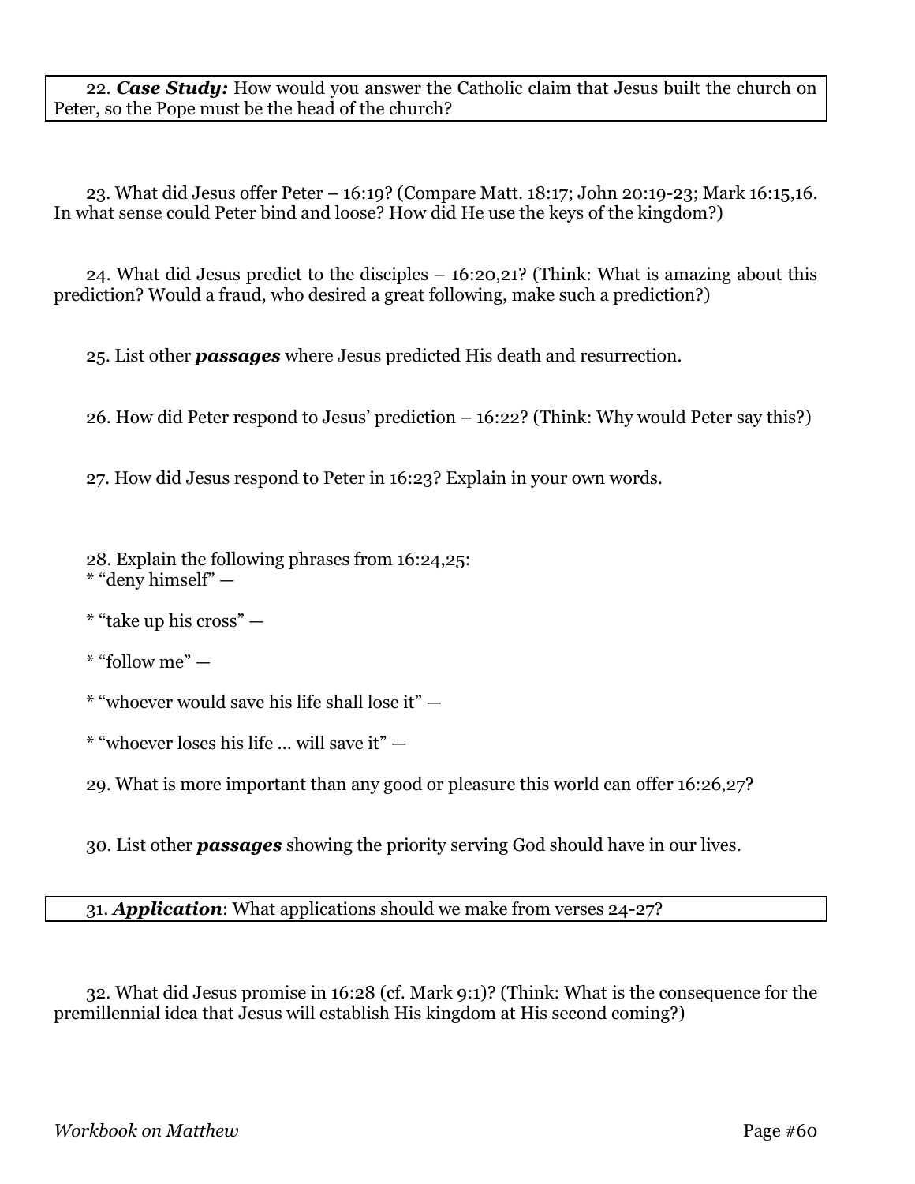22. ***Case Study:*** How would you answer the Catholic claim that Jesus built the church on Peter, so the Pope must be the head of the church?

23. What did Jesus offer Peter – 16:19? (Compare Matt. 18:17; John 20:19-23; Mark 16:15,16. In what sense could Peter bind and loose? How did He use the keys of the kingdom?)

24. What did Jesus predict to the disciples – 16:20,21? (Think: What is amazing about this prediction? Would a fraud, who desired a great following, make such a prediction?)

25. List other ***passages*** where Jesus predicted His death and resurrection.

26. How did Peter respond to Jesus' prediction – 16:22? (Think: Why would Peter say this?)

27. How did Jesus respond to Peter in 16:23? Explain in your own words.

28. Explain the following phrases from 16:24,25:

* "deny himself" —

* "take up his cross" —

* "follow me" —

* "whoever would save his life shall lose it" —

* "whoever loses his life … will save it" —

29. What is more important than any good or pleasure this world can offer 16:26,27?

30. List other ***passages*** showing the priority serving God should have in our lives.

31. ***Application***: What applications should we make from verses 24-27?

32. What did Jesus promise in 16:28 (cf. Mark 9:1)? (Think: What is the consequence for the premillennial idea that Jesus will establish His kingdom at His second coming?)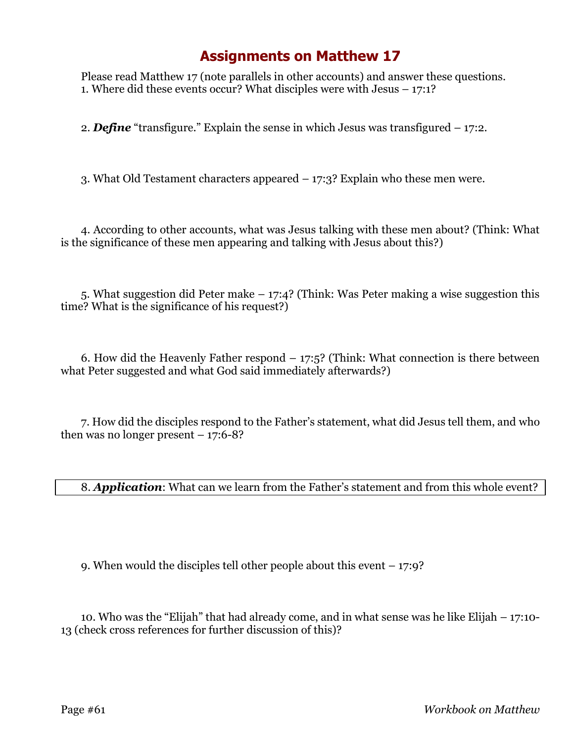# Assignments on Matthew 17

Please read Matthew 17 (note parallels in other accounts) and answer these questions.

1. Where did these events occur? What disciples were with Jesus – 17:1?

2. ***Define*** "transfigure." Explain the sense in which Jesus was transfigured – 17:2.

3. What Old Testament characters appeared – 17:3? Explain who these men were.

4. According to other accounts, what was Jesus talking with these men about? (Think: What is the significance of these men appearing and talking with Jesus about this?)

5. What suggestion did Peter make – 17:4? (Think: Was Peter making a wise suggestion this time? What is the significance of his request?)

6. How did the Heavenly Father respond – 17:5? (Think: What connection is there between what Peter suggested and what God said immediately afterwards?)

7. How did the disciples respond to the Father's statement, what did Jesus tell them, and who then was no longer present – 17:6-8?

8. ***Application***: What can we learn from the Father's statement and from this whole event?

9. When would the disciples tell other people about this event – 17:9?

10. Who was the "Elijah" that had already come, and in what sense was he like Elijah – 17:10-13 (check cross references for further discussion of this)?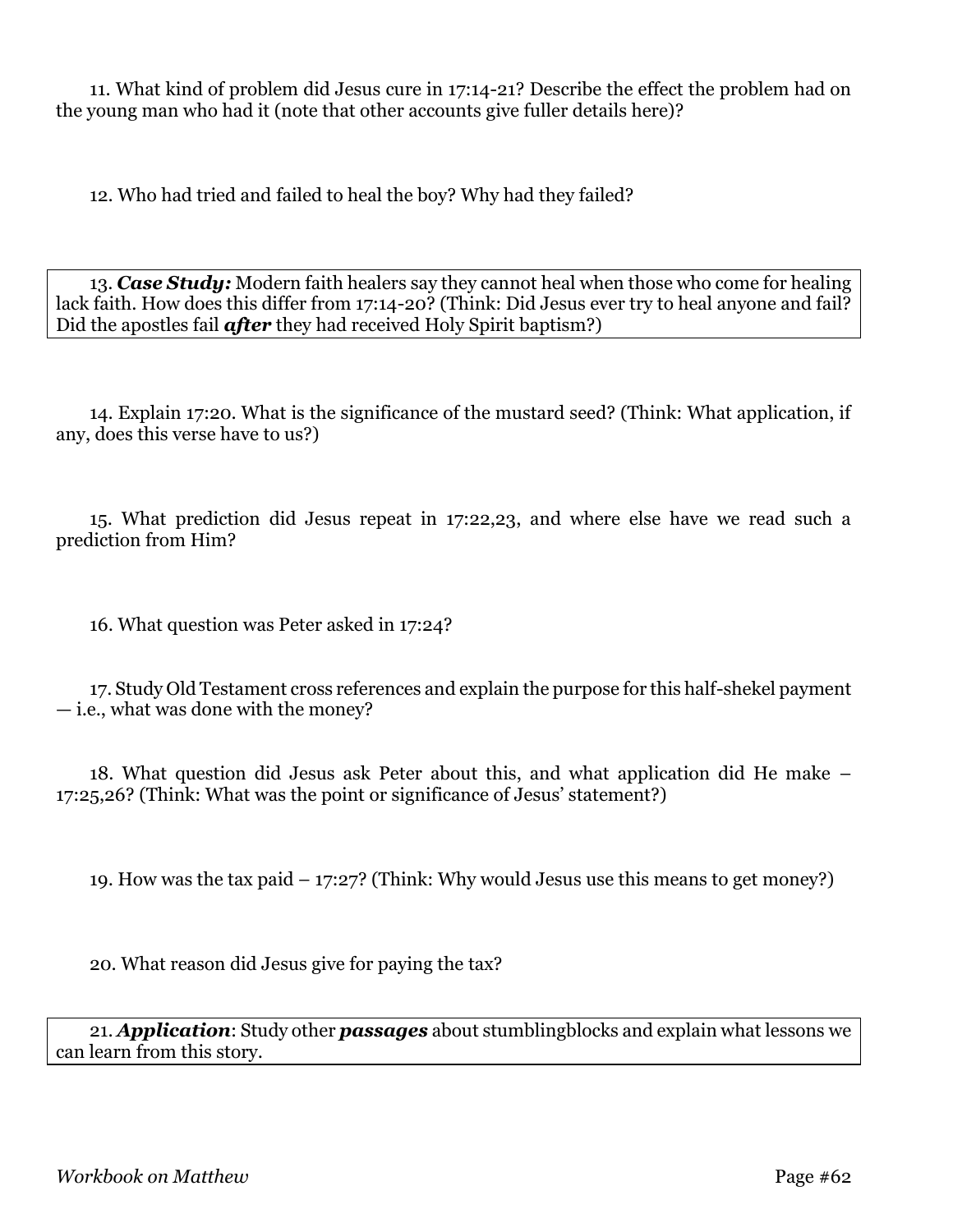11. What kind of problem did Jesus cure in 17:14-21? Describe the effect the problem had on the young man who had it (note that other accounts give fuller details here)?

12. Who had tried and failed to heal the boy? Why had they failed?

13. ***Case Study:*** Modern faith healers say they cannot heal when those who come for healing lack faith. How does this differ from 17:14-20? (Think: Did Jesus ever try to heal anyone and fail? Did the apostles fail ***after*** they had received Holy Spirit baptism?)

14. Explain 17:20. What is the significance of the mustard seed? (Think: What application, if any, does this verse have to us?)

15. What prediction did Jesus repeat in 17:22,23, and where else have we read such a prediction from Him?

16. What question was Peter asked in 17:24?

17. Study Old Testament cross references and explain the purpose for this half-shekel payment — i.e., what was done with the money?

18. What question did Jesus ask Peter about this, and what application did He make – 17:25,26? (Think: What was the point or significance of Jesus' statement?)

19. How was the tax paid – 17:27? (Think: Why would Jesus use this means to get money?)

20. What reason did Jesus give for paying the tax?

21. ***Application***: Study other ***passages*** about stumblingblocks and explain what lessons we can learn from this story.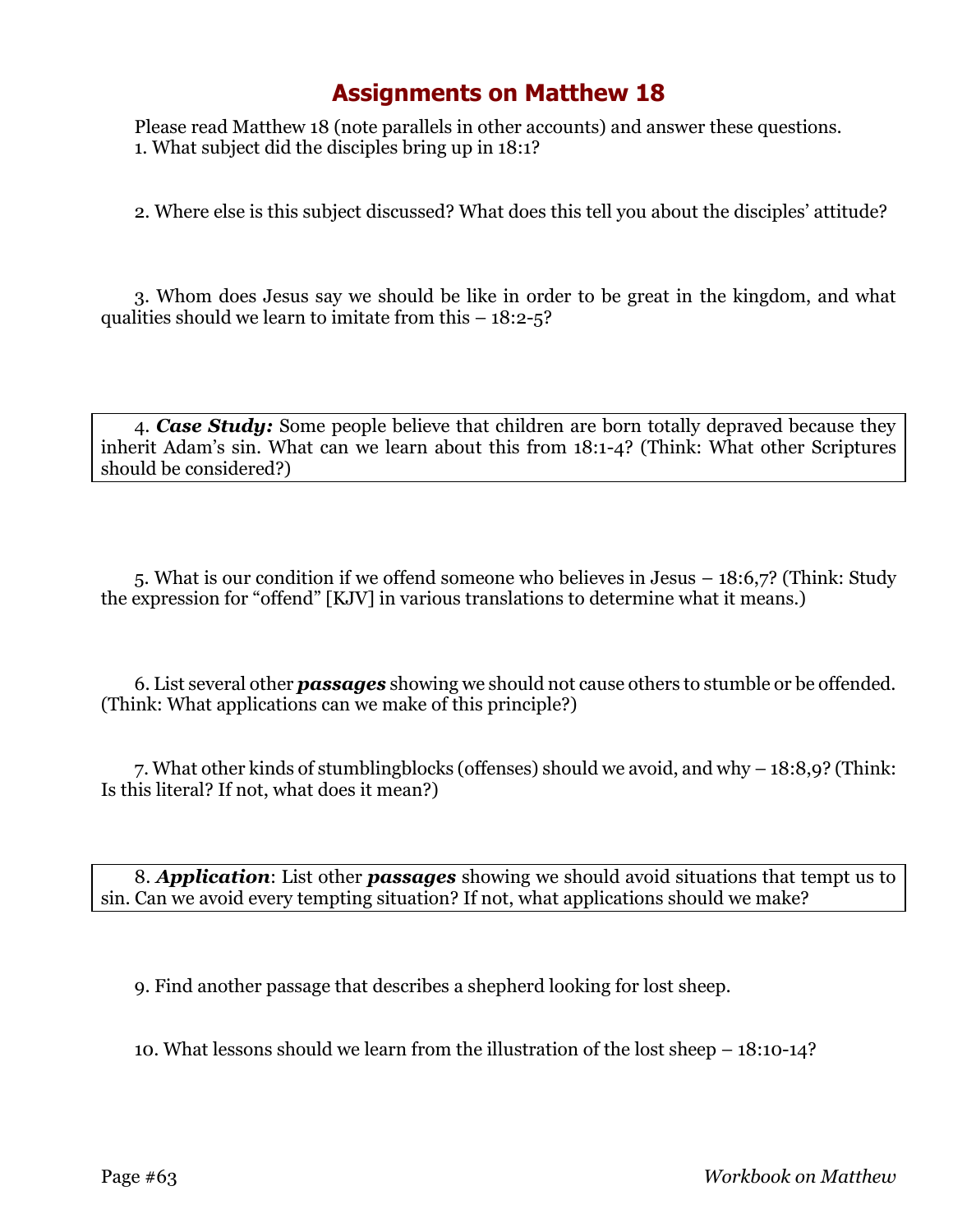# Assignments on Matthew 18

Please read Matthew 18 (note parallels in other accounts) and answer these questions.

1. What subject did the disciples bring up in 18:1?

2. Where else is this subject discussed? What does this tell you about the disciples' attitude?

3. Whom does Jesus say we should be like in order to be great in the kingdom, and what qualities should we learn to imitate from this – 18:2-5?

4. ***Case Study:*** Some people believe that children are born totally depraved because they inherit Adam's sin. What can we learn about this from 18:1-4? (Think: What other Scriptures should be considered?)

5. What is our condition if we offend someone who believes in Jesus – 18:6,7? (Think: Study the expression for "offend" [KJV] in various translations to determine what it means.)

6. List several other ***passages*** showing we should not cause others to stumble or be offended. (Think: What applications can we make of this principle?)

7. What other kinds of stumblingblocks (offenses) should we avoid, and why – 18:8,9? (Think: Is this literal? If not, what does it mean?)

8. ***Application***: List other ***passages*** showing we should avoid situations that tempt us to sin. Can we avoid every tempting situation? If not, what applications should we make?

9. Find another passage that describes a shepherd looking for lost sheep.

10. What lessons should we learn from the illustration of the lost sheep – 18:10-14?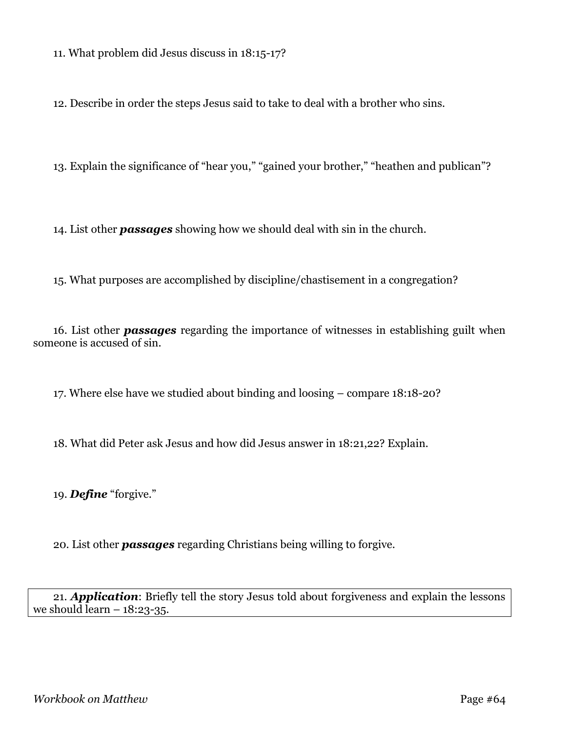11. What problem did Jesus discuss in 18:15-17?

12. Describe in order the steps Jesus said to take to deal with a brother who sins.

13. Explain the significance of "hear you," "gained your brother," "heathen and publican"?

14. List other ***passages*** showing how we should deal with sin in the church.

15. What purposes are accomplished by discipline/chastisement in a congregation?

16. List other ***passages*** regarding the importance of witnesses in establishing guilt when someone is accused of sin.

17. Where else have we studied about binding and loosing – compare 18:18-20?

18. What did Peter ask Jesus and how did Jesus answer in 18:21,22? Explain.

19. ***Define*** "forgive."

20. List other ***passages*** regarding Christians being willing to forgive.

21. ***Application***: Briefly tell the story Jesus told about forgiveness and explain the lessons we should learn – 18:23-35.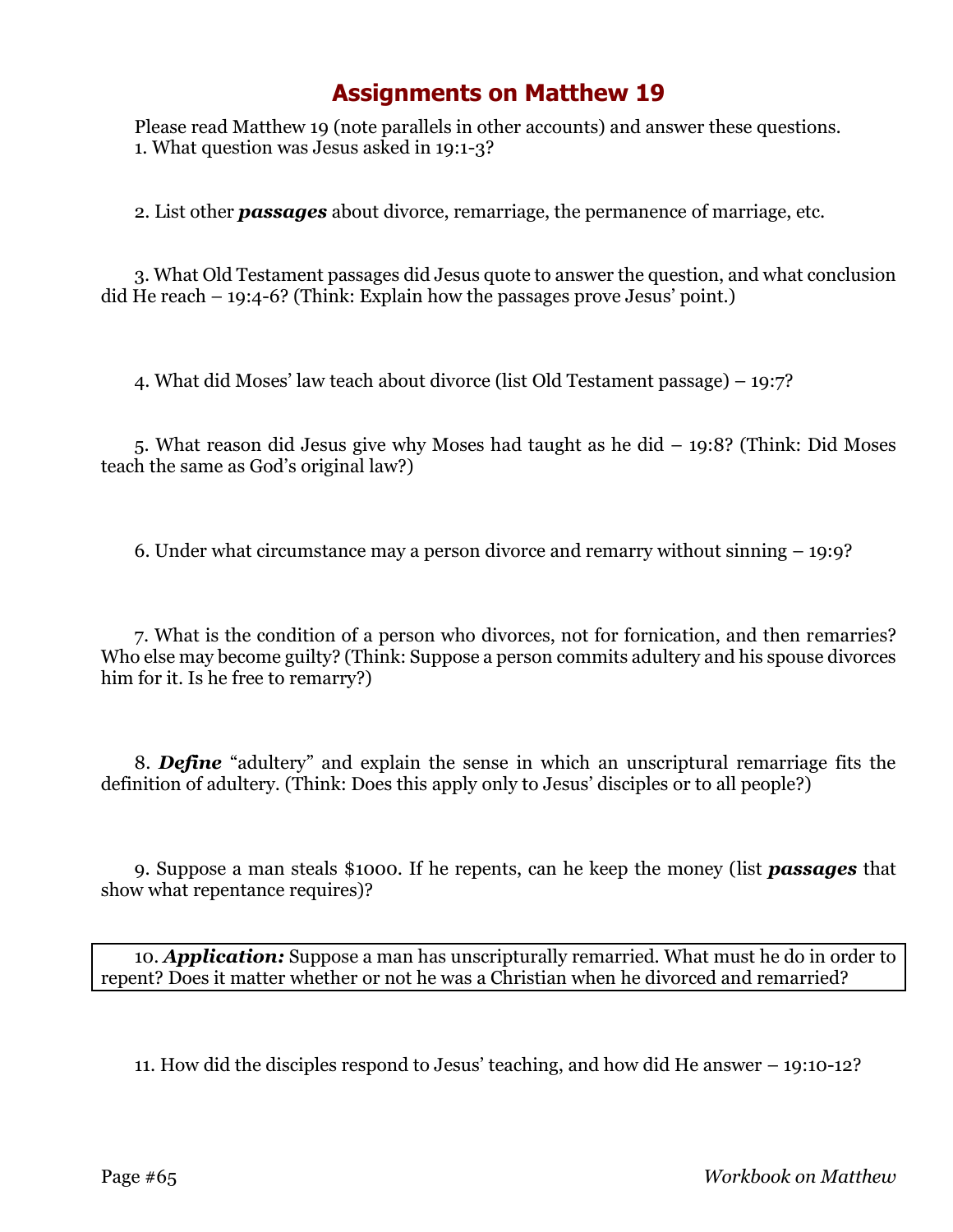# Assignments on Matthew 19

Please read Matthew 19 (note parallels in other accounts) and answer these questions.

1. What question was Jesus asked in 19:1-3?

2. List other ***passages*** about divorce, remarriage, the permanence of marriage, etc.

3. What Old Testament passages did Jesus quote to answer the question, and what conclusion did He reach – 19:4-6? (Think: Explain how the passages prove Jesus' point.)

4. What did Moses' law teach about divorce (list Old Testament passage) – 19:7?

5. What reason did Jesus give why Moses had taught as he did – 19:8? (Think: Did Moses teach the same as God's original law?)

6. Under what circumstance may a person divorce and remarry without sinning – 19:9?

7. What is the condition of a person who divorces, not for fornication, and then remarries? Who else may become guilty? (Think: Suppose a person commits adultery and his spouse divorces him for it. Is he free to remarry?)

8. ***Define*** "adultery" and explain the sense in which an unscriptural remarriage fits the definition of adultery. (Think: Does this apply only to Jesus' disciples or to all people?)

9. Suppose a man steals $1000. If he repents, can he keep the money (list ***passages*** that show what repentance requires)?

10. ***Application:*** Suppose a man has unscripturally remarried. What must he do in order to repent? Does it matter whether or not he was a Christian when he divorced and remarried?

11. How did the disciples respond to Jesus' teaching, and how did He answer – 19:10-12?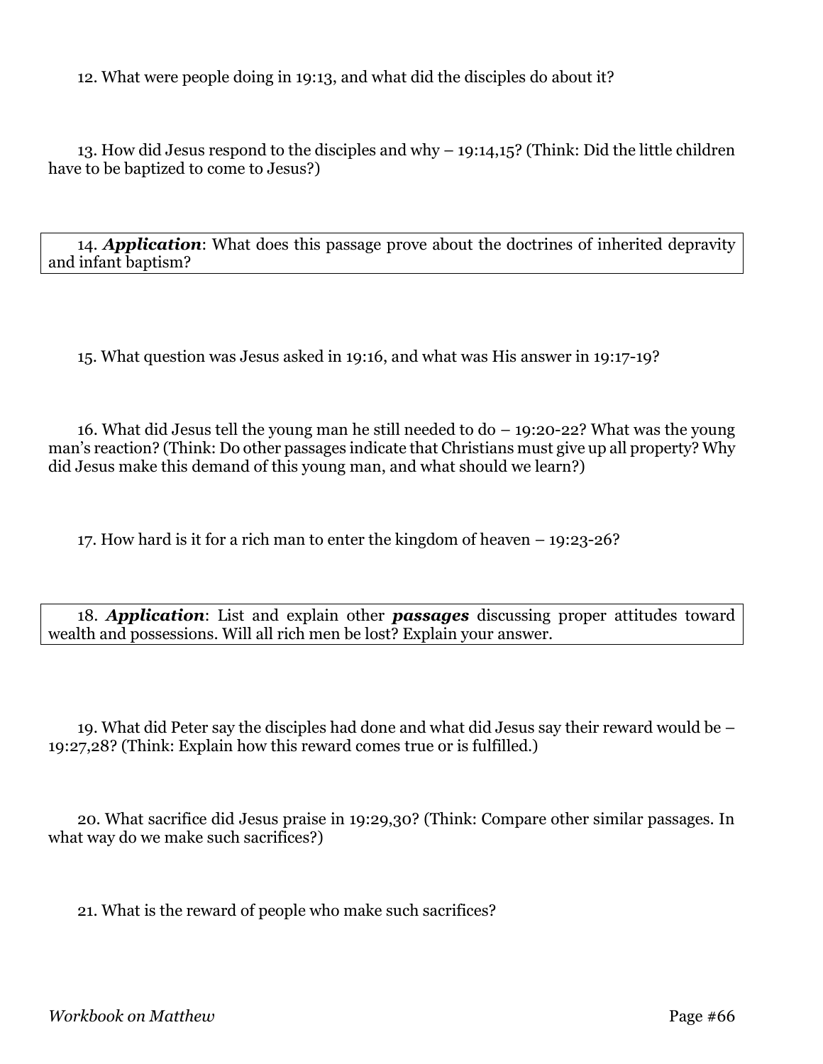12. What were people doing in 19:13, and what did the disciples do about it?

13. How did Jesus respond to the disciples and why – 19:14,15? (Think: Did the little children have to be baptized to come to Jesus?)

14. ***Application***: What does this passage prove about the doctrines of inherited depravity and infant baptism?

15. What question was Jesus asked in 19:16, and what was His answer in 19:17-19?

16. What did Jesus tell the young man he still needed to do – 19:20-22? What was the young man's reaction? (Think: Do other passages indicate that Christians must give up all property? Why did Jesus make this demand of this young man, and what should we learn?)

17. How hard is it for a rich man to enter the kingdom of heaven – 19:23-26?

18. ***Application***: List and explain other ***passages*** discussing proper attitudes toward wealth and possessions. Will all rich men be lost? Explain your answer.

19. What did Peter say the disciples had done and what did Jesus say their reward would be – 19:27,28? (Think: Explain how this reward comes true or is fulfilled.)

20. What sacrifice did Jesus praise in 19:29,30? (Think: Compare other similar passages. In what way do we make such sacrifices?)

21. What is the reward of people who make such sacrifices?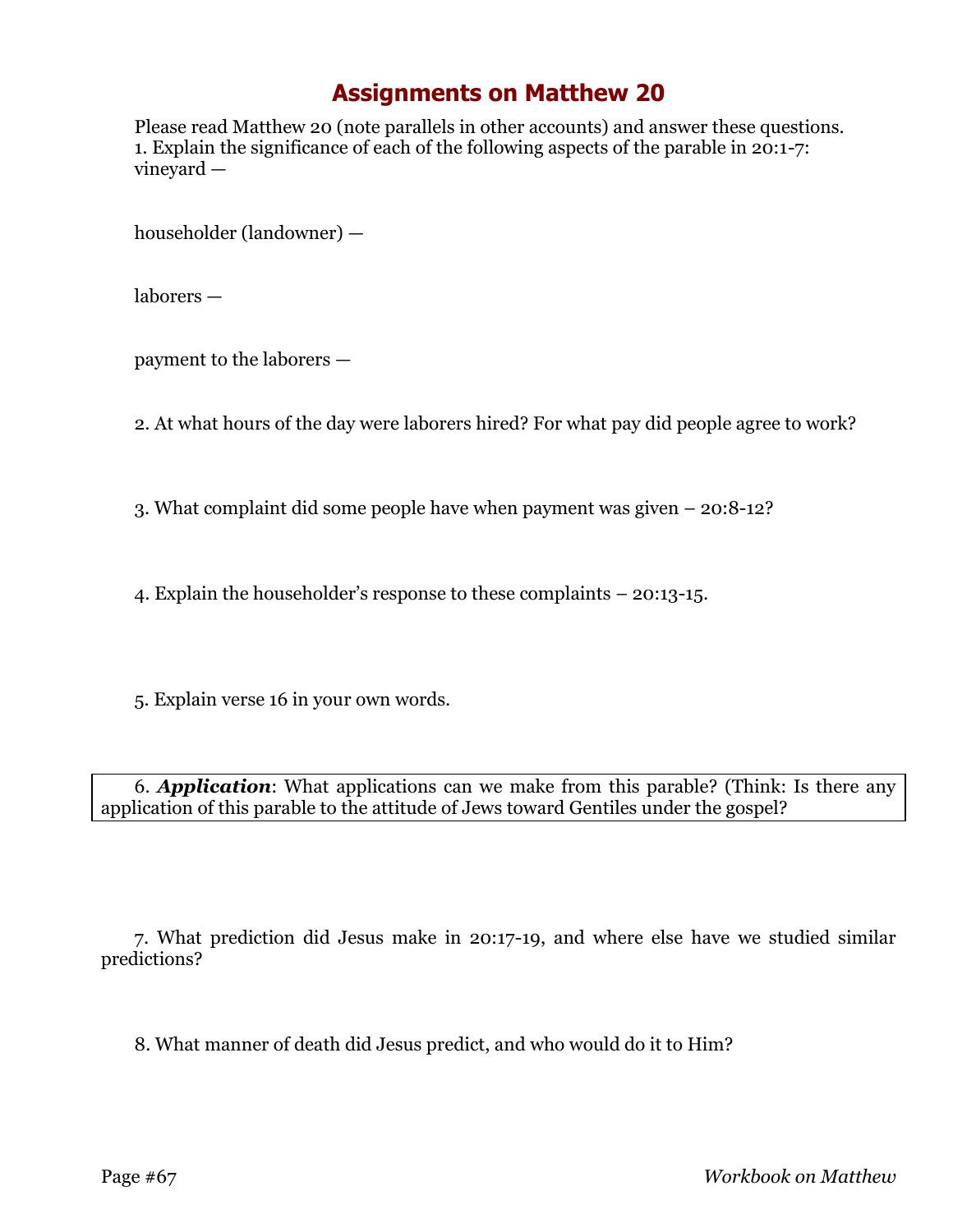# Assignments on Matthew 20

Please read Matthew 20 (note parallels in other accounts) and answer these questions.

1. Explain the significance of each of the following aspects of the parable in 20:1-7:

vineyard —

householder (landowner) —

laborers —

payment to the laborers —

2. At what hours of the day were laborers hired? For what pay did people agree to work?

3. What complaint did some people have when payment was given – 20:8-12?

4. Explain the householder's response to these complaints – 20:13-15.

5. Explain verse 16 in your own words.

6. ***Application***: What applications can we make from this parable? (Think: Is there any application of this parable to the attitude of Jews toward Gentiles under the gospel?

7. What prediction did Jesus make in 20:17-19, and where else have we studied similar predictions?

8. What manner of death did Jesus predict, and who would do it to Him?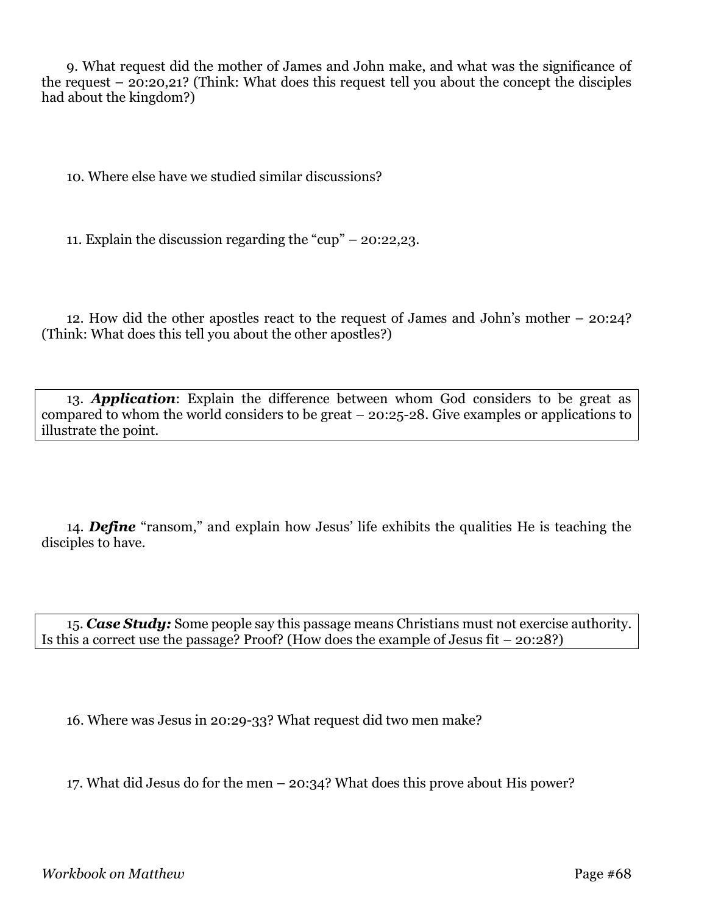9. What request did the mother of James and John make, and what was the significance of the request – 20:20,21? (Think: What does this request tell you about the concept the disciples had about the kingdom?)

10. Where else have we studied similar discussions?

11. Explain the discussion regarding the "cup" – 20:22,23.

12. How did the other apostles react to the request of James and John's mother – 20:24? (Think: What does this tell you about the other apostles?)

13. ***Application***: Explain the difference between whom God considers to be great as compared to whom the world considers to be great – 20:25-28. Give examples or applications to illustrate the point.

14. ***Define*** "ransom," and explain how Jesus' life exhibits the qualities He is teaching the disciples to have.

15. ***Case Study:*** Some people say this passage means Christians must not exercise authority. Is this a correct use the passage? Proof? (How does the example of Jesus fit – 20:28?)

16. Where was Jesus in 20:29-33? What request did two men make?

17. What did Jesus do for the men – 20:34? What does this prove about His power?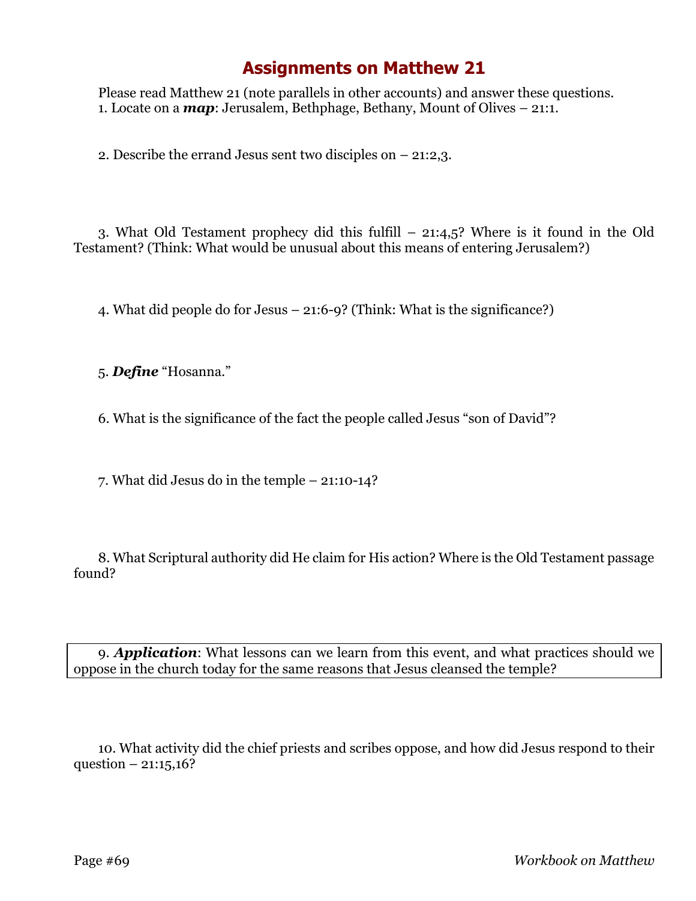# Assignments on Matthew 21

Please read Matthew 21 (note parallels in other accounts) and answer these questions.

1. Locate on a ***map***: Jerusalem, Bethphage, Bethany, Mount of Olives – 21:1.

2. Describe the errand Jesus sent two disciples on – 21:2,3.

3. What Old Testament prophecy did this fulfill – 21:4,5? Where is it found in the Old Testament? (Think: What would be unusual about this means of entering Jerusalem?)

4. What did people do for Jesus – 21:6-9? (Think: What is the significance?)

5. ***Define*** "Hosanna."

6. What is the significance of the fact the people called Jesus "son of David"?

7. What did Jesus do in the temple – 21:10-14?

8. What Scriptural authority did He claim for His action? Where is the Old Testament passage found?

9. ***Application***: What lessons can we learn from this event, and what practices should we oppose in the church today for the same reasons that Jesus cleansed the temple?

10. What activity did the chief priests and scribes oppose, and how did Jesus respond to their question – 21:15,16?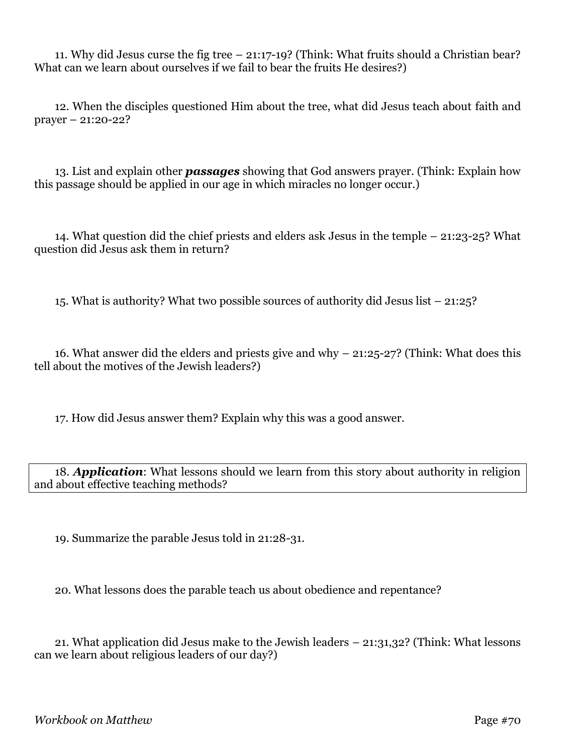11. Why did Jesus curse the fig tree – 21:17-19? (Think: What fruits should a Christian bear? What can we learn about ourselves if we fail to bear the fruits He desires?)

12. When the disciples questioned Him about the tree, what did Jesus teach about faith and prayer – 21:20-22?

13. List and explain other ***passages*** showing that God answers prayer. (Think: Explain how this passage should be applied in our age in which miracles no longer occur.)

14. What question did the chief priests and elders ask Jesus in the temple – 21:23-25? What question did Jesus ask them in return?

15. What is authority? What two possible sources of authority did Jesus list – 21:25?

16. What answer did the elders and priests give and why – 21:25-27? (Think: What does this tell about the motives of the Jewish leaders?)

17. How did Jesus answer them? Explain why this was a good answer.

18. ***Application***: What lessons should we learn from this story about authority in religion and about effective teaching methods?

19. Summarize the parable Jesus told in 21:28-31.

20. What lessons does the parable teach us about obedience and repentance?

21. What application did Jesus make to the Jewish leaders – 21:31,32? (Think: What lessons can we learn about religious leaders of our day?)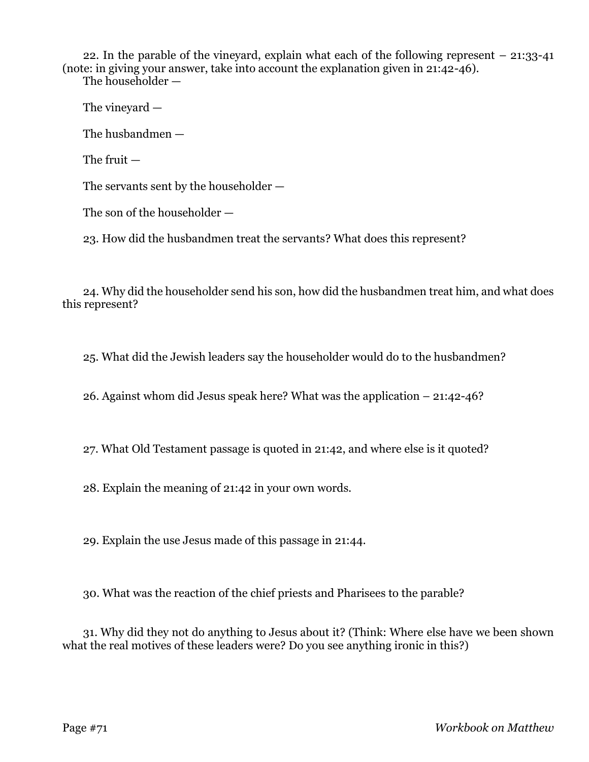22. In the parable of the vineyard, explain what each of the following represent – 21:33-41 (note: in giving your answer, take into account the explanation given in 21:42-46).

The householder —

The vineyard —

The husbandmen —

The fruit —

The servants sent by the householder —

The son of the householder —

23. How did the husbandmen treat the servants? What does this represent?

24. Why did the householder send his son, how did the husbandmen treat him, and what does this represent?

25. What did the Jewish leaders say the householder would do to the husbandmen?

26. Against whom did Jesus speak here? What was the application – 21:42-46?

27. What Old Testament passage is quoted in 21:42, and where else is it quoted?

28. Explain the meaning of 21:42 in your own words.

29. Explain the use Jesus made of this passage in 21:44.

30. What was the reaction of the chief priests and Pharisees to the parable?

31. Why did they not do anything to Jesus about it? (Think: Where else have we been shown what the real motives of these leaders were? Do you see anything ironic in this?)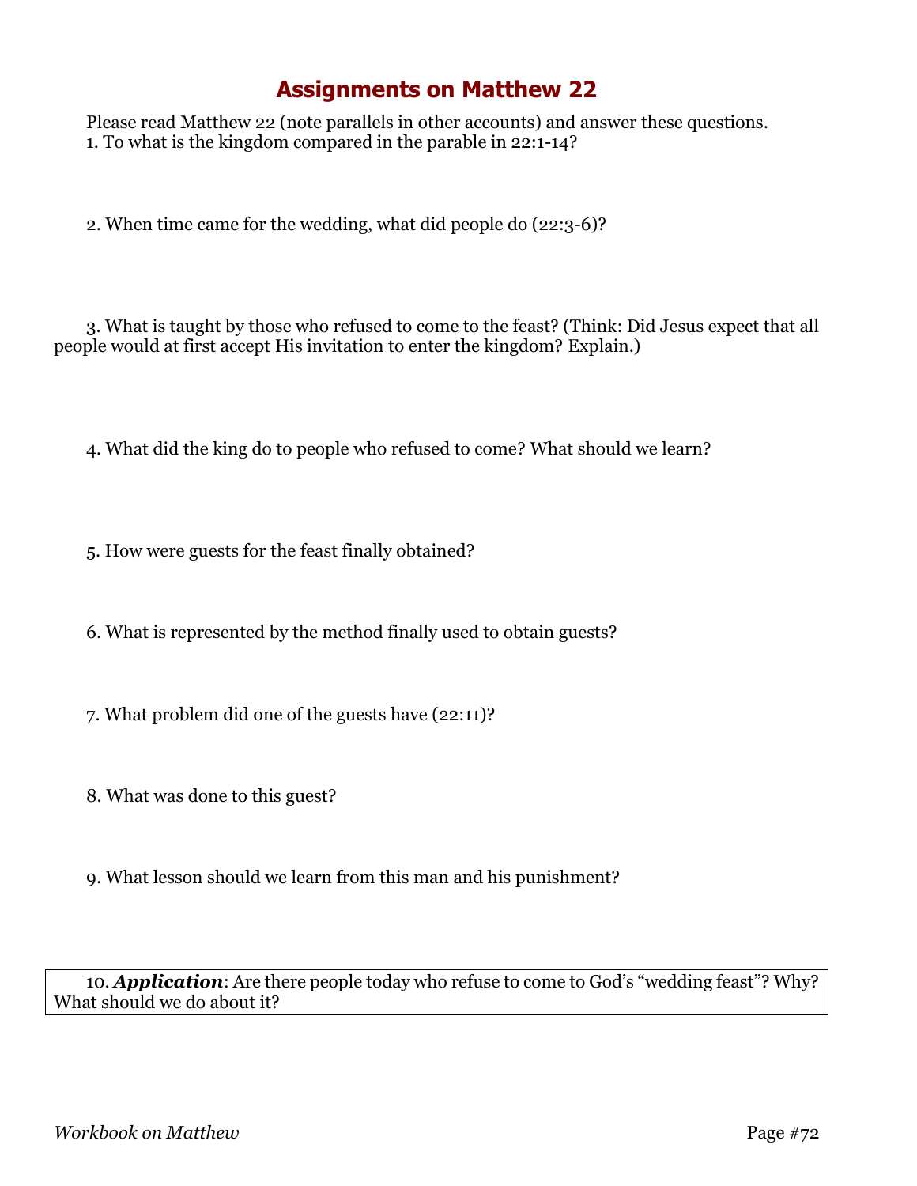# Assignments on Matthew 22

Please read Matthew 22 (note parallels in other accounts) and answer these questions.

1. To what is the kingdom compared in the parable in 22:1-14?

2. When time came for the wedding, what did people do (22:3-6)?

3. What is taught by those who refused to come to the feast? (Think: Did Jesus expect that all people would at first accept His invitation to enter the kingdom? Explain.)

4. What did the king do to people who refused to come? What should we learn?

5. How were guests for the feast finally obtained?

6. What is represented by the method finally used to obtain guests?

7. What problem did one of the guests have (22:11)?

8. What was done to this guest?

9. What lesson should we learn from this man and his punishment?

10. ***Application***: Are there people today who refuse to come to God's "wedding feast"? Why? What should we do about it?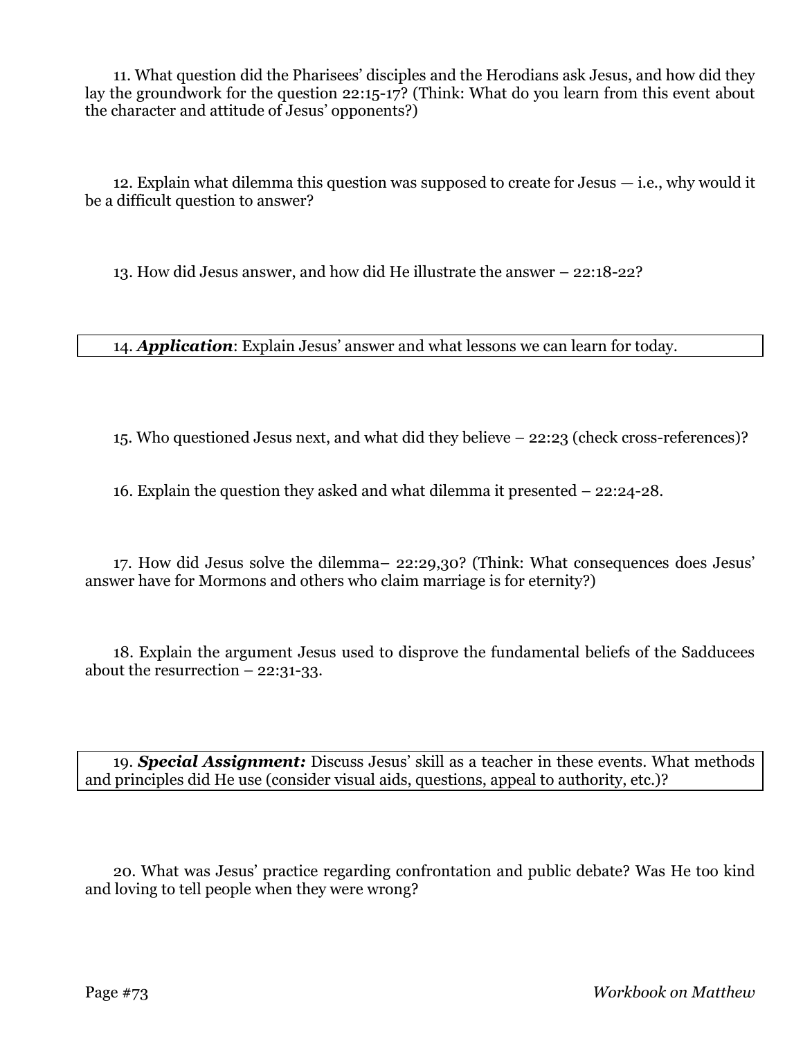11. What question did the Pharisees' disciples and the Herodians ask Jesus, and how did they lay the groundwork for the question 22:15-17? (Think: What do you learn from this event about the character and attitude of Jesus' opponents?)

12. Explain what dilemma this question was supposed to create for Jesus — i.e., why would it be a difficult question to answer?

13. How did Jesus answer, and how did He illustrate the answer – 22:18-22?

14. ***Application***: Explain Jesus' answer and what lessons we can learn for today.

15. Who questioned Jesus next, and what did they believe – 22:23 (check cross-references)?

16. Explain the question they asked and what dilemma it presented – 22:24-28.

17. How did Jesus solve the dilemma– 22:29,30? (Think: What consequences does Jesus' answer have for Mormons and others who claim marriage is for eternity?)

18. Explain the argument Jesus used to disprove the fundamental beliefs of the Sadducees about the resurrection – 22:31-33.

19. ***Special Assignment:*** Discuss Jesus' skill as a teacher in these events. What methods and principles did He use (consider visual aids, questions, appeal to authority, etc.)?

20. What was Jesus' practice regarding confrontation and public debate? Was He too kind and loving to tell people when they were wrong?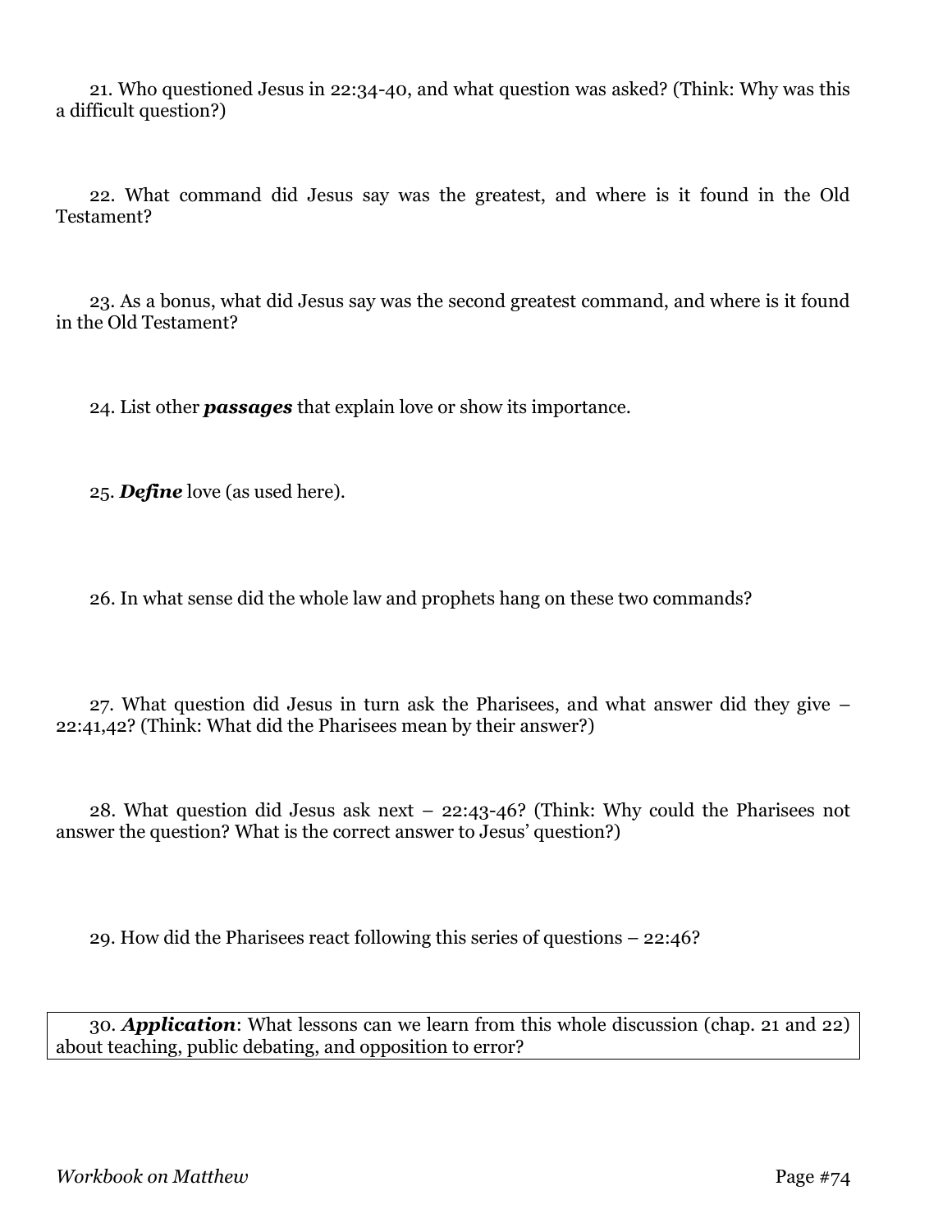21. Who questioned Jesus in 22:34-40, and what question was asked? (Think: Why was this a difficult question?)

22. What command did Jesus say was the greatest, and where is it found in the Old Testament?

23. As a bonus, what did Jesus say was the second greatest command, and where is it found in the Old Testament?

24. List other ***passages*** that explain love or show its importance.

25. ***Define*** love (as used here).

26. In what sense did the whole law and prophets hang on these two commands?

27. What question did Jesus in turn ask the Pharisees, and what answer did they give – 22:41,42? (Think: What did the Pharisees mean by their answer?)

28. What question did Jesus ask next – 22:43-46? (Think: Why could the Pharisees not answer the question? What is the correct answer to Jesus' question?)

29. How did the Pharisees react following this series of questions – 22:46?

30. ***Application***: What lessons can we learn from this whole discussion (chap. 21 and 22) about teaching, public debating, and opposition to error?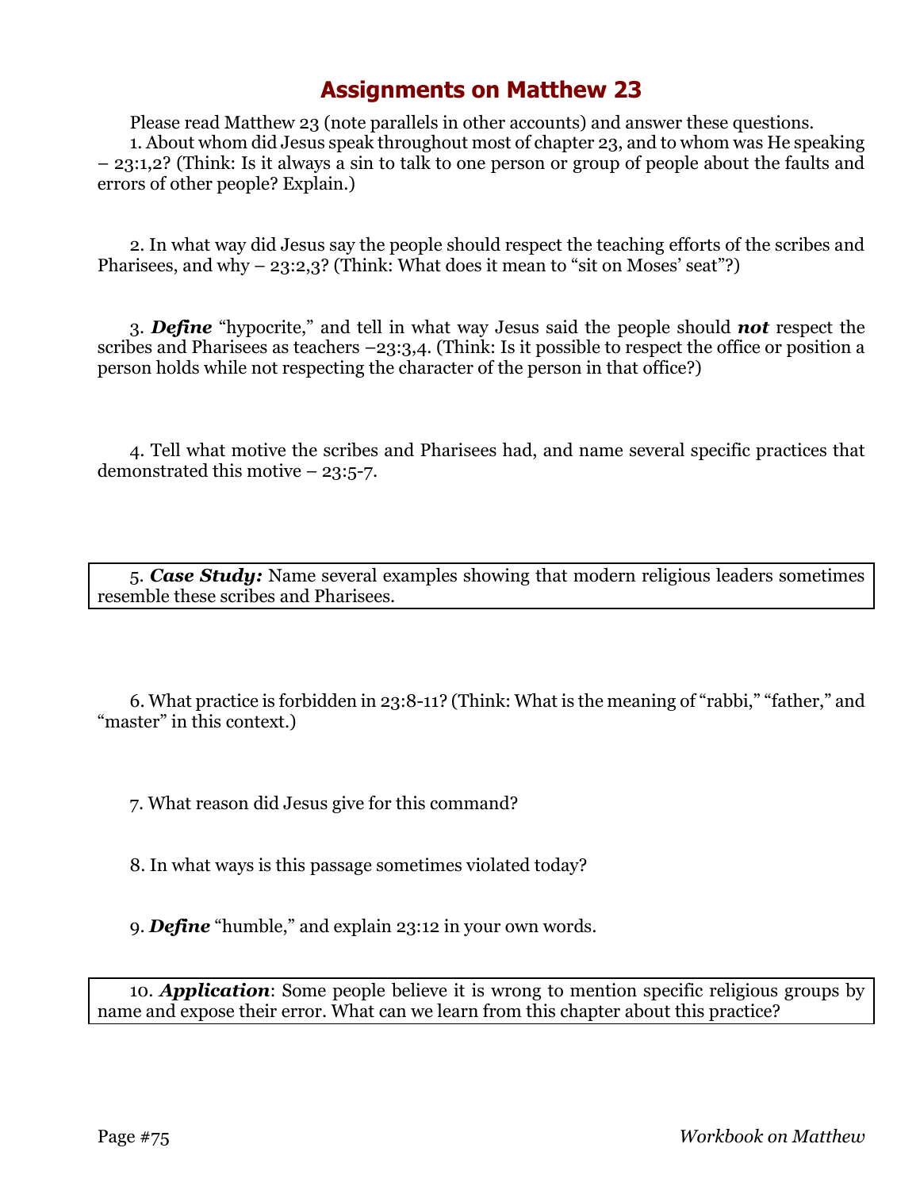# Assignments on Matthew 23

Please read Matthew 23 (note parallels in other accounts) and answer these questions.

1. About whom did Jesus speak throughout most of chapter 23, and to whom was He speaking – 23:1,2? (Think: Is it always a sin to talk to one person or group of people about the faults and errors of other people? Explain.)

2. In what way did Jesus say the people should respect the teaching efforts of the scribes and Pharisees, and why – 23:2,3? (Think: What does it mean to "sit on Moses' seat"?)

3. ***Define*** "hypocrite," and tell in what way Jesus said the people should ***not*** respect the scribes and Pharisees as teachers –23:3,4. (Think: Is it possible to respect the office or position a person holds while not respecting the character of the person in that office?)

4. Tell what motive the scribes and Pharisees had, and name several specific practices that demonstrated this motive – 23:5-7.

5. ***Case Study:*** Name several examples showing that modern religious leaders sometimes resemble these scribes and Pharisees.

6. What practice is forbidden in 23:8-11? (Think: What is the meaning of "rabbi," "father," and "master" in this context.)

7. What reason did Jesus give for this command?

8. In what ways is this passage sometimes violated today?

9. ***Define*** "humble," and explain 23:12 in your own words.

10. ***Application***: Some people believe it is wrong to mention specific religious groups by name and expose their error. What can we learn from this chapter about this practice?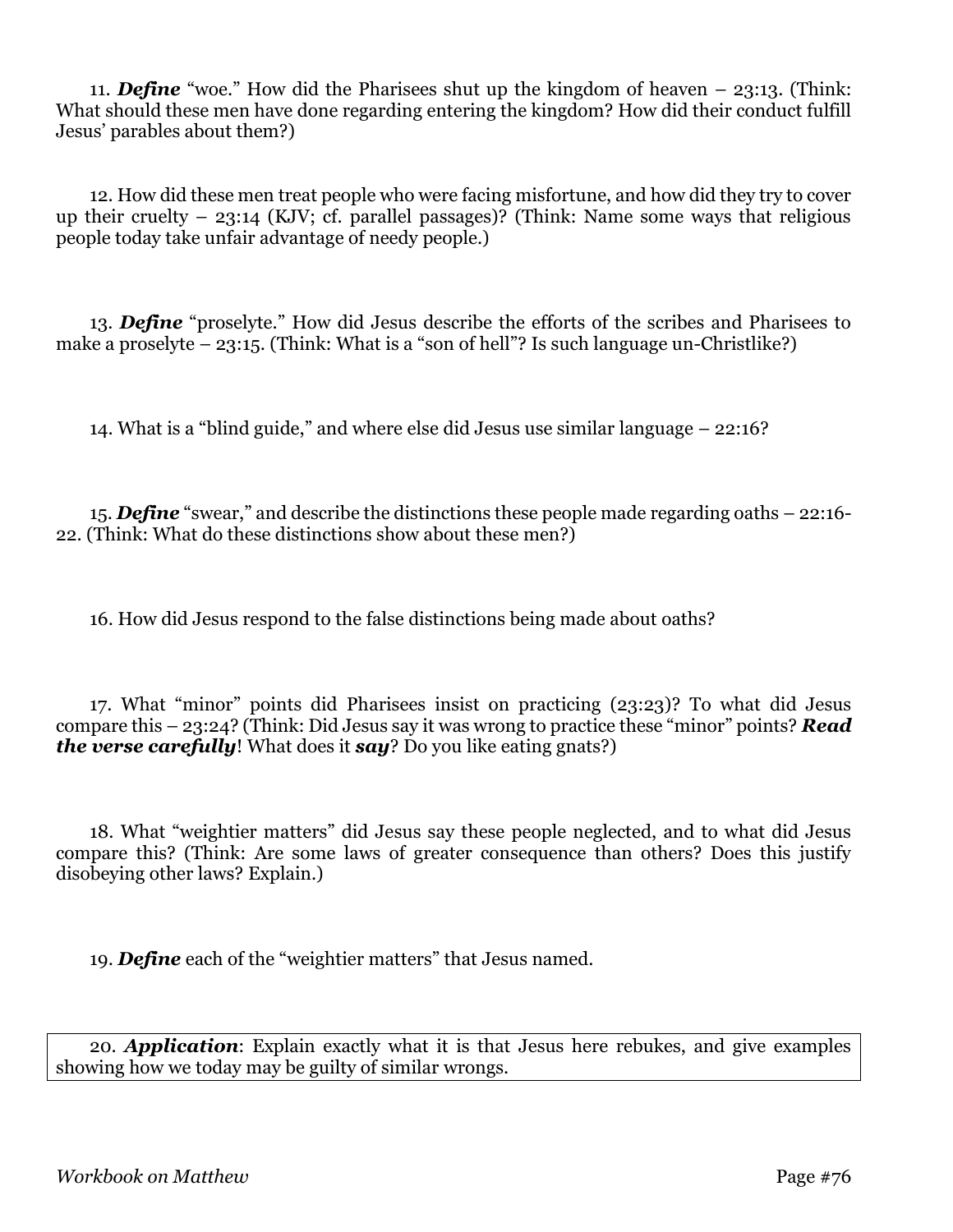11. ***Define*** "woe." How did the Pharisees shut up the kingdom of heaven – 23:13. (Think: What should these men have done regarding entering the kingdom? How did their conduct fulfill Jesus' parables about them?)

12. How did these men treat people who were facing misfortune, and how did they try to cover up their cruelty – 23:14 (KJV; cf. parallel passages)? (Think: Name some ways that religious people today take unfair advantage of needy people.)

13. ***Define*** "proselyte." How did Jesus describe the efforts of the scribes and Pharisees to make a proselyte – 23:15. (Think: What is a "son of hell"? Is such language un-Christlike?)

14. What is a "blind guide," and where else did Jesus use similar language – 22:16?

15. ***Define*** "swear," and describe the distinctions these people made regarding oaths – 22:16-22. (Think: What do these distinctions show about these men?)

16. How did Jesus respond to the false distinctions being made about oaths?

17. What "minor" points did Pharisees insist on practicing (23:23)? To what did Jesus compare this – 23:24? (Think: Did Jesus say it was wrong to practice these "minor" points? ***Read the verse carefully***! What does it ***say***? Do you like eating gnats?)

18. What "weightier matters" did Jesus say these people neglected, and to what did Jesus compare this? (Think: Are some laws of greater consequence than others? Does this justify disobeying other laws? Explain.)

19. ***Define*** each of the "weightier matters" that Jesus named.

20. ***Application***: Explain exactly what it is that Jesus here rebukes, and give examples showing how we today may be guilty of similar wrongs.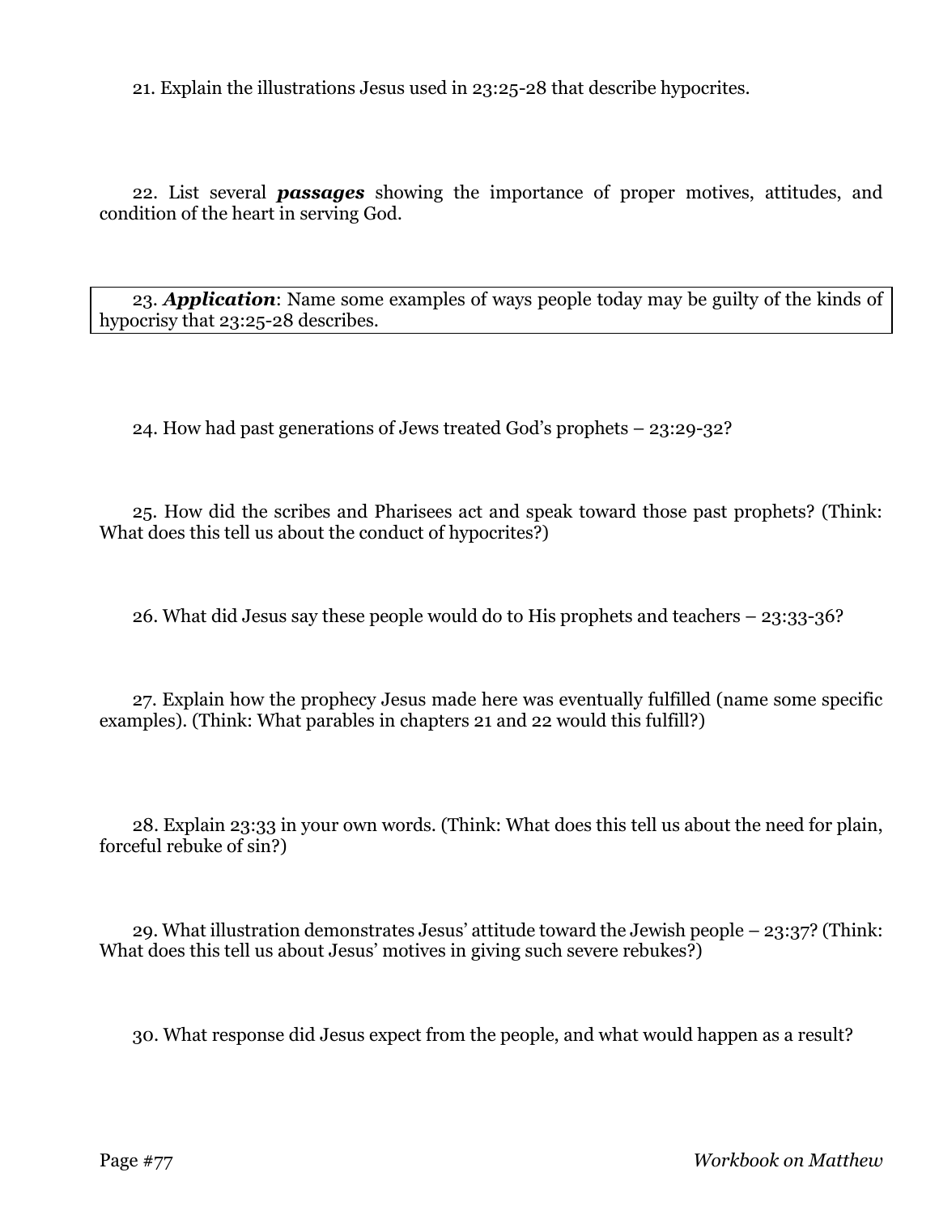21. Explain the illustrations Jesus used in 23:25-28 that describe hypocrites.

22. List several ***passages*** showing the importance of proper motives, attitudes, and condition of the heart in serving God.

23. ***Application***: Name some examples of ways people today may be guilty of the kinds of hypocrisy that 23:25-28 describes.

24. How had past generations of Jews treated God's prophets – 23:29-32?

25. How did the scribes and Pharisees act and speak toward those past prophets? (Think: What does this tell us about the conduct of hypocrites?)

26. What did Jesus say these people would do to His prophets and teachers – 23:33-36?

27. Explain how the prophecy Jesus made here was eventually fulfilled (name some specific examples). (Think: What parables in chapters 21 and 22 would this fulfill?)

28. Explain 23:33 in your own words. (Think: What does this tell us about the need for plain, forceful rebuke of sin?)

29. What illustration demonstrates Jesus' attitude toward the Jewish people – 23:37? (Think: What does this tell us about Jesus' motives in giving such severe rebukes?)

30. What response did Jesus expect from the people, and what would happen as a result?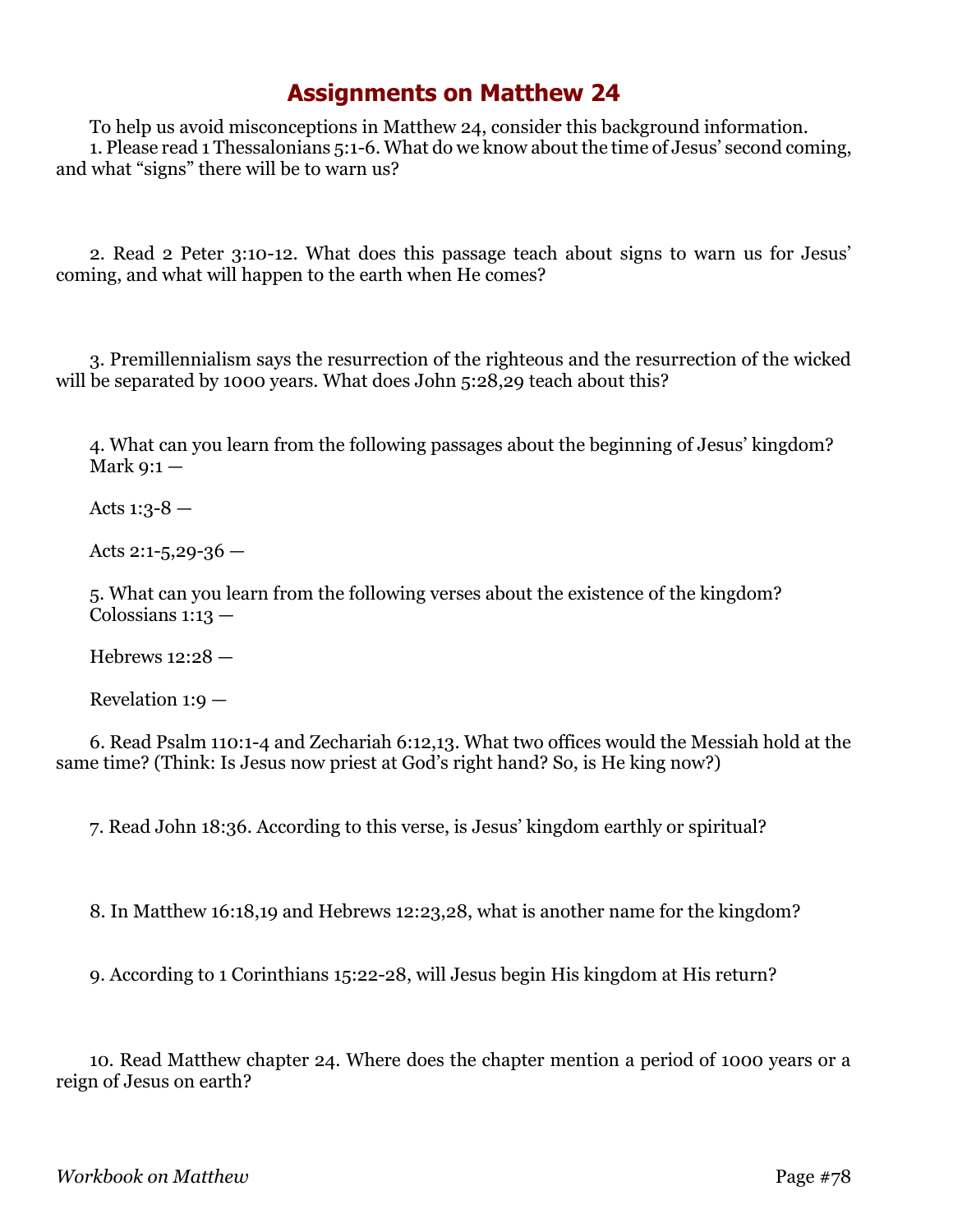# Assignments on Matthew 24

To help us avoid misconceptions in Matthew 24, consider this background information.

1. Please read 1 Thessalonians 5:1-6. What do we know about the time of Jesus' second coming, and what "signs" there will be to warn us?

2. Read 2 Peter 3:10-12. What does this passage teach about signs to warn us for Jesus' coming, and what will happen to the earth when He comes?

3. Premillennialism says the resurrection of the righteous and the resurrection of the wicked will be separated by 1000 years. What does John 5:28,29 teach about this?

4. What can you learn from the following passages about the beginning of Jesus' kingdom?
Mark 9:1 —

Acts 1:3-8 —

Acts 2:1-5,29-36 —

5. What can you learn from the following verses about the existence of the kingdom?
Colossians 1:13 —

Hebrews 12:28 —

Revelation 1:9 —

6. Read Psalm 110:1-4 and Zechariah 6:12,13. What two offices would the Messiah hold at the same time? (Think: Is Jesus now priest at God's right hand? So, is He king now?)

7. Read John 18:36. According to this verse, is Jesus' kingdom earthly or spiritual?

8. In Matthew 16:18,19 and Hebrews 12:23,28, what is another name for the kingdom?

9. According to 1 Corinthians 15:22-28, will Jesus begin His kingdom at His return?

10. Read Matthew chapter 24. Where does the chapter mention a period of 1000 years or a reign of Jesus on earth?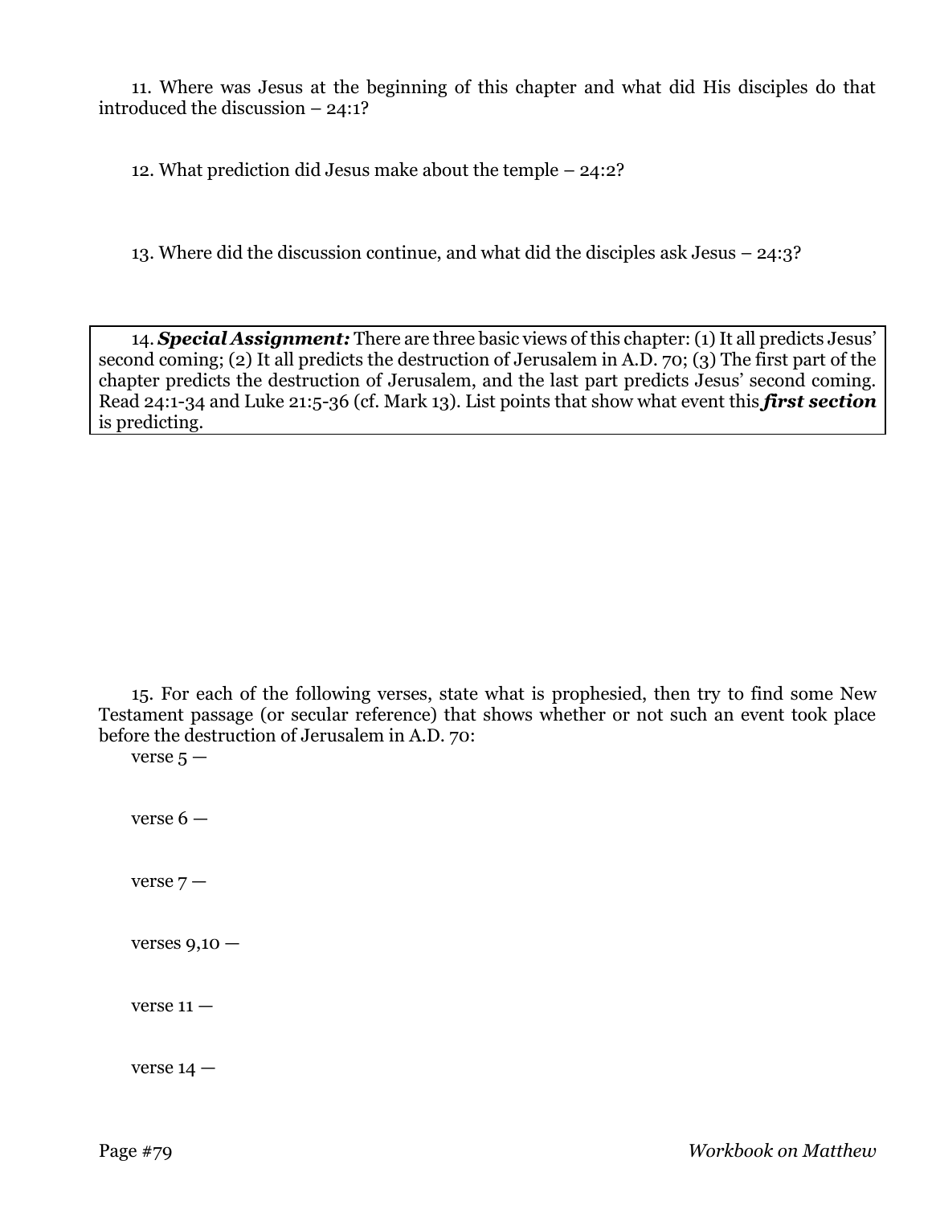11. Where was Jesus at the beginning of this chapter and what did His disciples do that introduced the discussion – 24:1?

12. What prediction did Jesus make about the temple – 24:2?

13. Where did the discussion continue, and what did the disciples ask Jesus – 24:3?

14. ***Special Assignment:*** There are three basic views of this chapter: (1) It all predicts Jesus' second coming; (2) It all predicts the destruction of Jerusalem in A.D. 70; (3) The first part of the chapter predicts the destruction of Jerusalem, and the last part predicts Jesus' second coming. Read 24:1-34 and Luke 21:5-36 (cf. Mark 13). List points that show what event this ***first section*** is predicting.

15. For each of the following verses, state what is prophesied, then try to find some New Testament passage (or secular reference) that shows whether or not such an event took place before the destruction of Jerusalem in A.D. 70:

verse 5 —

verse 6 —

verse 7 —

verses 9,10 —

verse 11 —

verse 14 —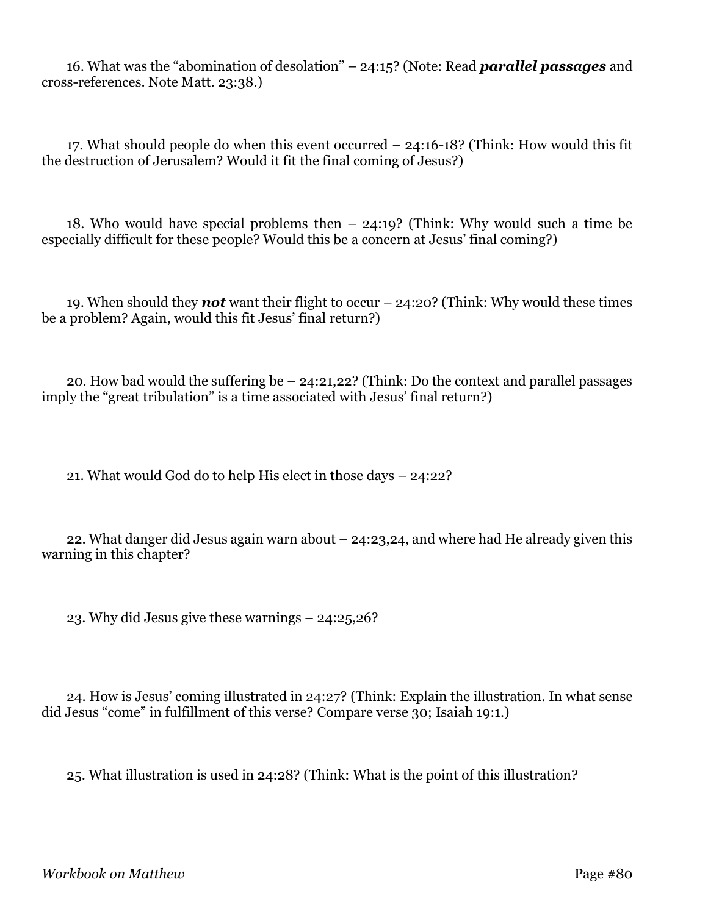16. What was the "abomination of desolation" – 24:15? (Note: Read ***parallel passages*** and cross-references. Note Matt. 23:38.)

17. What should people do when this event occurred – 24:16-18? (Think: How would this fit the destruction of Jerusalem? Would it fit the final coming of Jesus?)

18. Who would have special problems then – 24:19? (Think: Why would such a time be especially difficult for these people? Would this be a concern at Jesus' final coming?)

19. When should they ***not*** want their flight to occur – 24:20? (Think: Why would these times be a problem? Again, would this fit Jesus' final return?)

20. How bad would the suffering be – 24:21,22? (Think: Do the context and parallel passages imply the "great tribulation" is a time associated with Jesus' final return?)

21. What would God do to help His elect in those days – 24:22?

22. What danger did Jesus again warn about – 24:23,24, and where had He already given this warning in this chapter?

23. Why did Jesus give these warnings – 24:25,26?

24. How is Jesus' coming illustrated in 24:27? (Think: Explain the illustration. In what sense did Jesus "come" in fulfillment of this verse? Compare verse 30; Isaiah 19:1.)

25. What illustration is used in 24:28? (Think: What is the point of this illustration?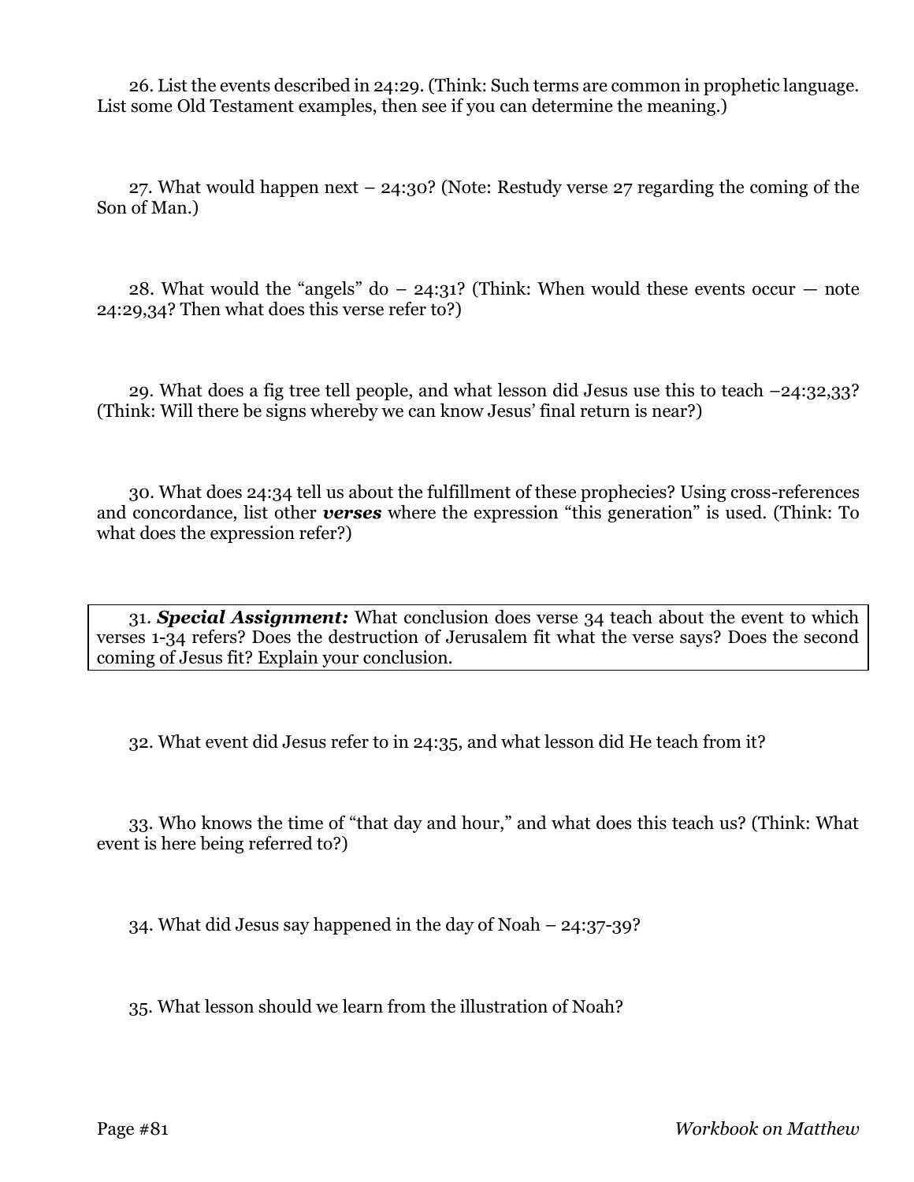26. List the events described in 24:29. (Think: Such terms are common in prophetic language. List some Old Testament examples, then see if you can determine the meaning.)

27. What would happen next – 24:30? (Note: Restudy verse 27 regarding the coming of the Son of Man.)

28. What would the "angels" do – 24:31? (Think: When would these events occur — note 24:29,34? Then what does this verse refer to?)

29. What does a fig tree tell people, and what lesson did Jesus use this to teach –24:32,33? (Think: Will there be signs whereby we can know Jesus' final return is near?)

30. What does 24:34 tell us about the fulfillment of these prophecies? Using cross-references and concordance, list other ***verses*** where the expression "this generation" is used. (Think: To what does the expression refer?)

31. ***Special Assignment:*** What conclusion does verse 34 teach about the event to which verses 1-34 refers? Does the destruction of Jerusalem fit what the verse says? Does the second coming of Jesus fit? Explain your conclusion.

32. What event did Jesus refer to in 24:35, and what lesson did He teach from it?

33. Who knows the time of "that day and hour," and what does this teach us? (Think: What event is here being referred to?)

34. What did Jesus say happened in the day of Noah – 24:37-39?

35. What lesson should we learn from the illustration of Noah?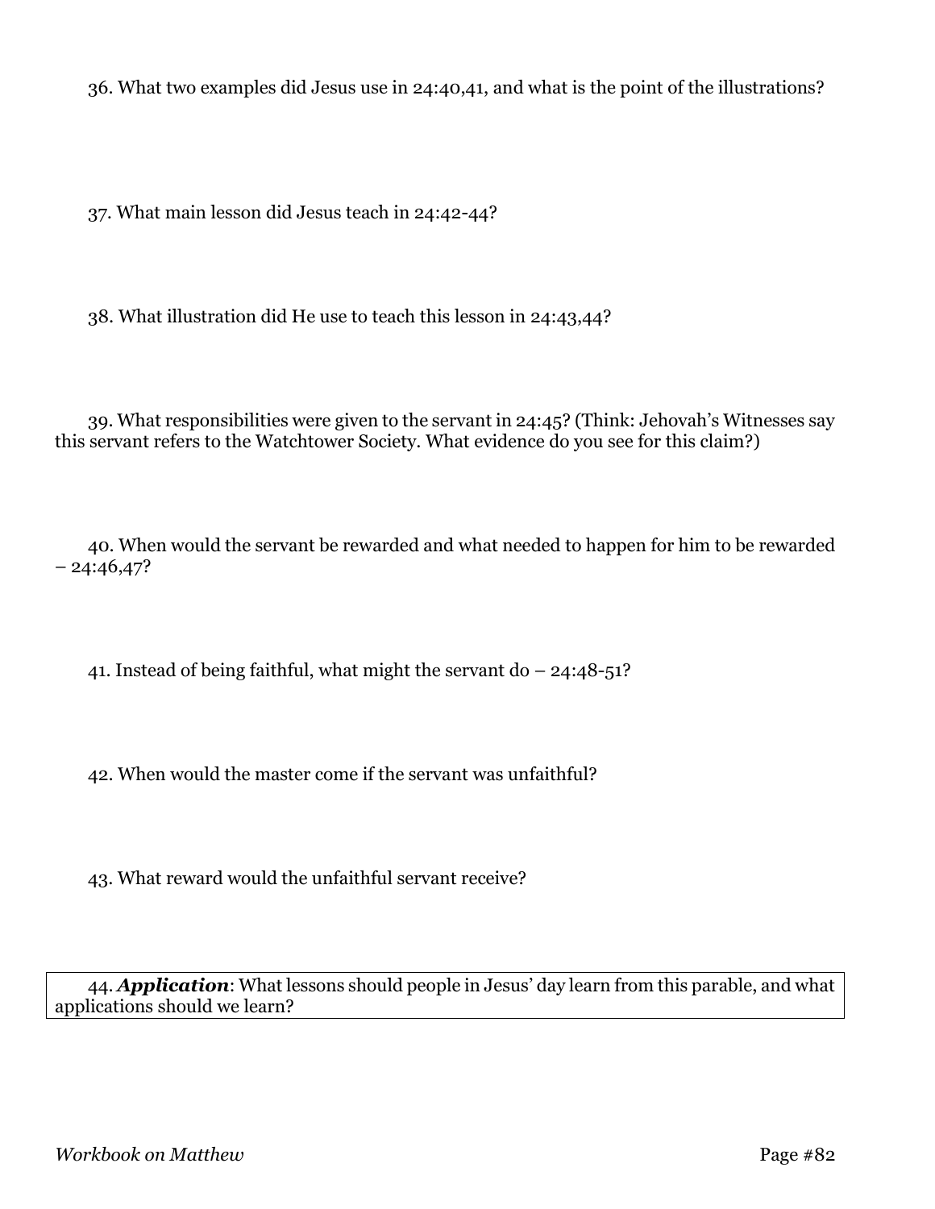36. What two examples did Jesus use in 24:40,41, and what is the point of the illustrations?

37. What main lesson did Jesus teach in 24:42-44?

38. What illustration did He use to teach this lesson in 24:43,44?

39. What responsibilities were given to the servant in 24:45? (Think: Jehovah's Witnesses say this servant refers to the Watchtower Society. What evidence do you see for this claim?)

40. When would the servant be rewarded and what needed to happen for him to be rewarded – 24:46,47?

41. Instead of being faithful, what might the servant do – 24:48-51?

42. When would the master come if the servant was unfaithful?

43. What reward would the unfaithful servant receive?

44. ***Application***: What lessons should people in Jesus' day learn from this parable, and what applications should we learn?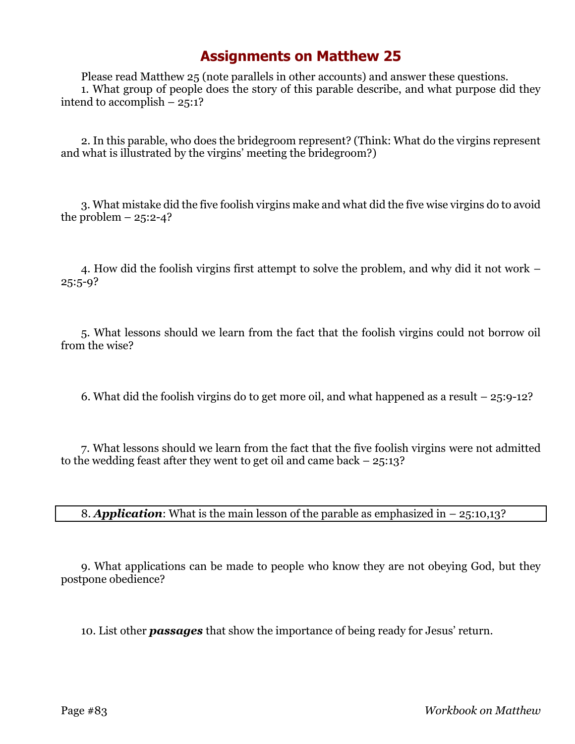# Assignments on Matthew 25

Please read Matthew 25 (note parallels in other accounts) and answer these questions.

1. What group of people does the story of this parable describe, and what purpose did they intend to accomplish – 25:1?

2. In this parable, who does the bridegroom represent? (Think: What do the virgins represent and what is illustrated by the virgins' meeting the bridegroom?)

3. What mistake did the five foolish virgins make and what did the five wise virgins do to avoid the problem – 25:2-4?

4. How did the foolish virgins first attempt to solve the problem, and why did it not work – 25:5-9?

5. What lessons should we learn from the fact that the foolish virgins could not borrow oil from the wise?

6. What did the foolish virgins do to get more oil, and what happened as a result – 25:9-12?

7. What lessons should we learn from the fact that the five foolish virgins were not admitted to the wedding feast after they went to get oil and came back – 25:13?

8. ***Application***: What is the main lesson of the parable as emphasized in – 25:10,13?

9. What applications can be made to people who know they are not obeying God, but they postpone obedience?

10. List other ***passages*** that show the importance of being ready for Jesus' return.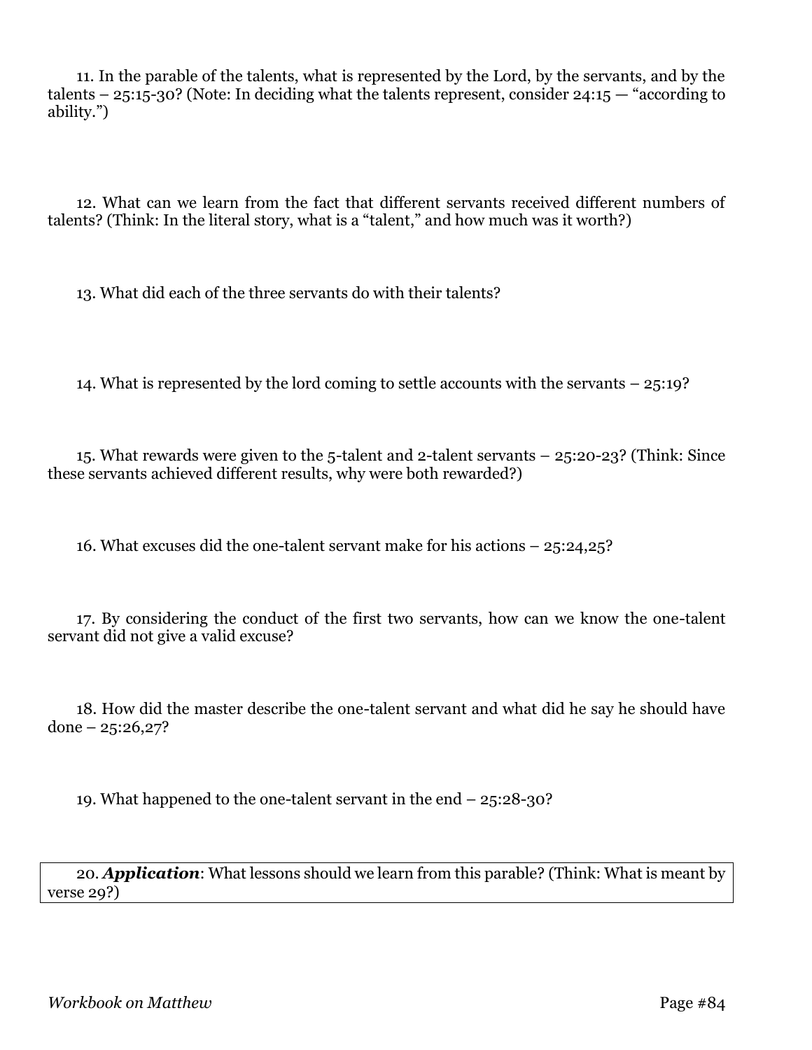11. In the parable of the talents, what is represented by the Lord, by the servants, and by the talents – 25:15-30? (Note: In deciding what the talents represent, consider 24:15 — "according to ability.")

12. What can we learn from the fact that different servants received different numbers of talents? (Think: In the literal story, what is a "talent," and how much was it worth?)

13. What did each of the three servants do with their talents?

14. What is represented by the lord coming to settle accounts with the servants – 25:19?

15. What rewards were given to the 5-talent and 2-talent servants – 25:20-23? (Think: Since these servants achieved different results, why were both rewarded?)

16. What excuses did the one-talent servant make for his actions – 25:24,25?

17. By considering the conduct of the first two servants, how can we know the one-talent servant did not give a valid excuse?

18. How did the master describe the one-talent servant and what did he say he should have done – 25:26,27?

19. What happened to the one-talent servant in the end – 25:28-30?

20. ***Application***: What lessons should we learn from this parable? (Think: What is meant by verse 29?)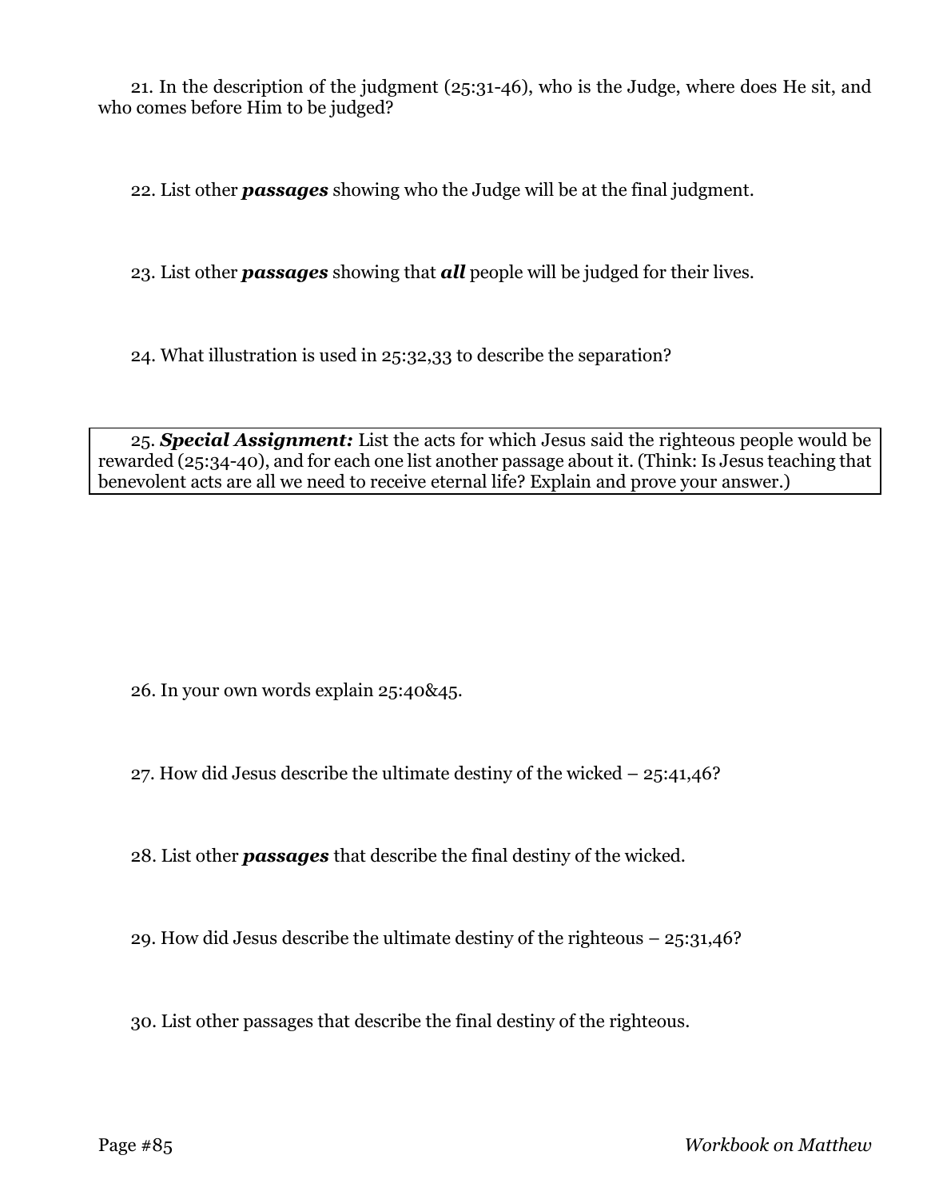21. In the description of the judgment (25:31-46), who is the Judge, where does He sit, and who comes before Him to be judged?

22. List other ***passages*** showing who the Judge will be at the final judgment.

23. List other ***passages*** showing that ***all*** people will be judged for their lives.

24. What illustration is used in 25:32,33 to describe the separation?

25. ***Special Assignment:*** List the acts for which Jesus said the righteous people would be rewarded (25:34-40), and for each one list another passage about it. (Think: Is Jesus teaching that benevolent acts are all we need to receive eternal life? Explain and prove your answer.)

26. In your own words explain 25:40&45.

27. How did Jesus describe the ultimate destiny of the wicked – 25:41,46?

28. List other ***passages*** that describe the final destiny of the wicked.

29. How did Jesus describe the ultimate destiny of the righteous – 25:31,46?

30. List other passages that describe the final destiny of the righteous.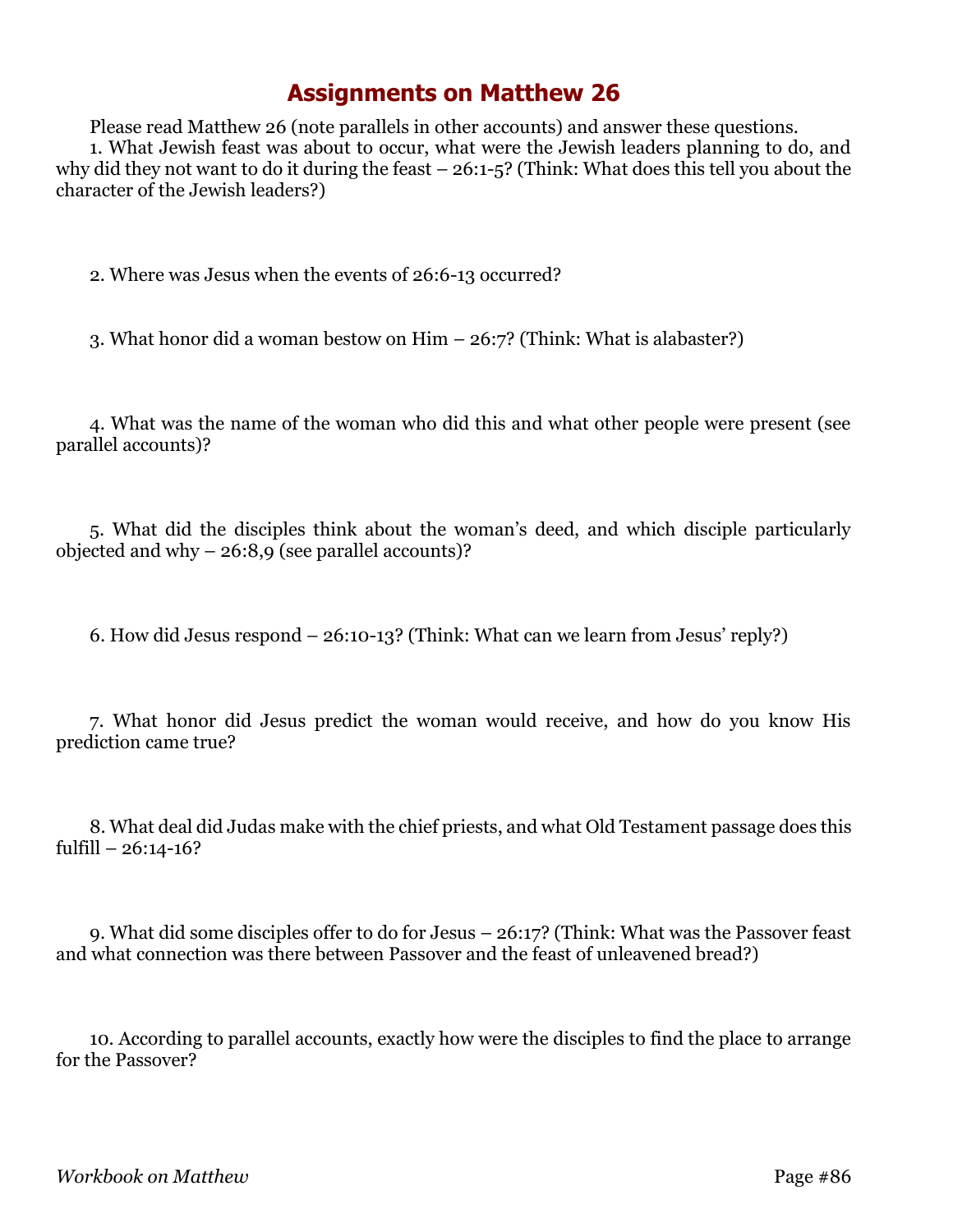# Assignments on Matthew 26

Please read Matthew 26 (note parallels in other accounts) and answer these questions.

1. What Jewish feast was about to occur, what were the Jewish leaders planning to do, and why did they not want to do it during the feast – 26:1-5? (Think: What does this tell you about the character of the Jewish leaders?)

2. Where was Jesus when the events of 26:6-13 occurred?

3. What honor did a woman bestow on Him – 26:7? (Think: What is alabaster?)

4. What was the name of the woman who did this and what other people were present (see parallel accounts)?

5. What did the disciples think about the woman's deed, and which disciple particularly objected and why – 26:8,9 (see parallel accounts)?

6. How did Jesus respond – 26:10-13? (Think: What can we learn from Jesus' reply?)

7. What honor did Jesus predict the woman would receive, and how do you know His prediction came true?

8. What deal did Judas make with the chief priests, and what Old Testament passage does this fulfill – 26:14-16?

9. What did some disciples offer to do for Jesus – 26:17? (Think: What was the Passover feast and what connection was there between Passover and the feast of unleavened bread?)

10. According to parallel accounts, exactly how were the disciples to find the place to arrange for the Passover?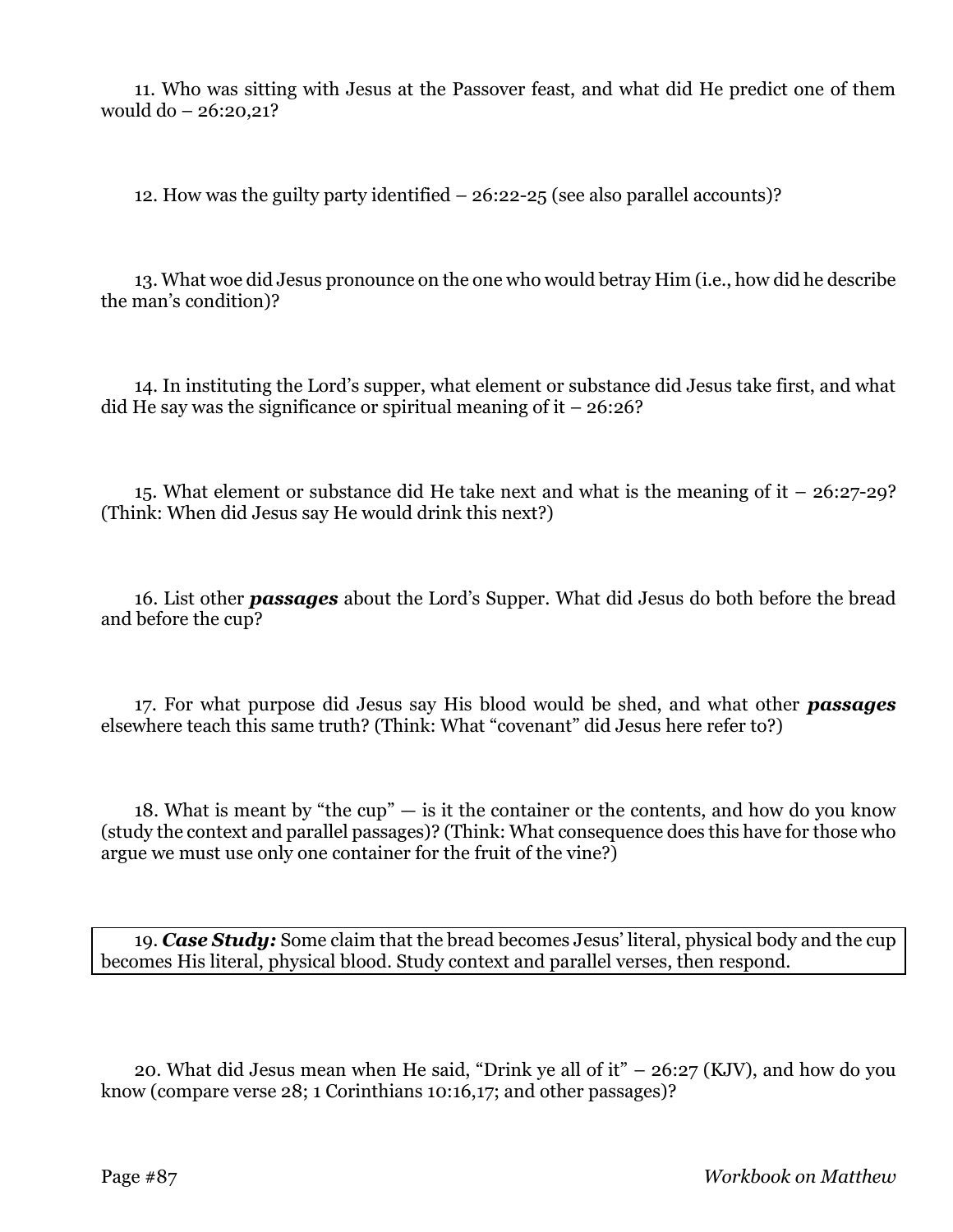11. Who was sitting with Jesus at the Passover feast, and what did He predict one of them would do – 26:20,21?

12. How was the guilty party identified – 26:22-25 (see also parallel accounts)?

13. What woe did Jesus pronounce on the one who would betray Him (i.e., how did he describe the man's condition)?

14. In instituting the Lord's supper, what element or substance did Jesus take first, and what did He say was the significance or spiritual meaning of it – 26:26?

15. What element or substance did He take next and what is the meaning of it – 26:27-29? (Think: When did Jesus say He would drink this next?)

16. List other ***passages*** about the Lord's Supper. What did Jesus do both before the bread and before the cup?

17. For what purpose did Jesus say His blood would be shed, and what other ***passages*** elsewhere teach this same truth? (Think: What "covenant" did Jesus here refer to?)

18. What is meant by "the cup" — is it the container or the contents, and how do you know (study the context and parallel passages)? (Think: What consequence does this have for those who argue we must use only one container for the fruit of the vine?)

19. ***Case Study:*** Some claim that the bread becomes Jesus' literal, physical body and the cup becomes His literal, physical blood. Study context and parallel verses, then respond.

20. What did Jesus mean when He said, "Drink ye all of it" – 26:27 (KJV), and how do you know (compare verse 28; 1 Corinthians 10:16,17; and other passages)?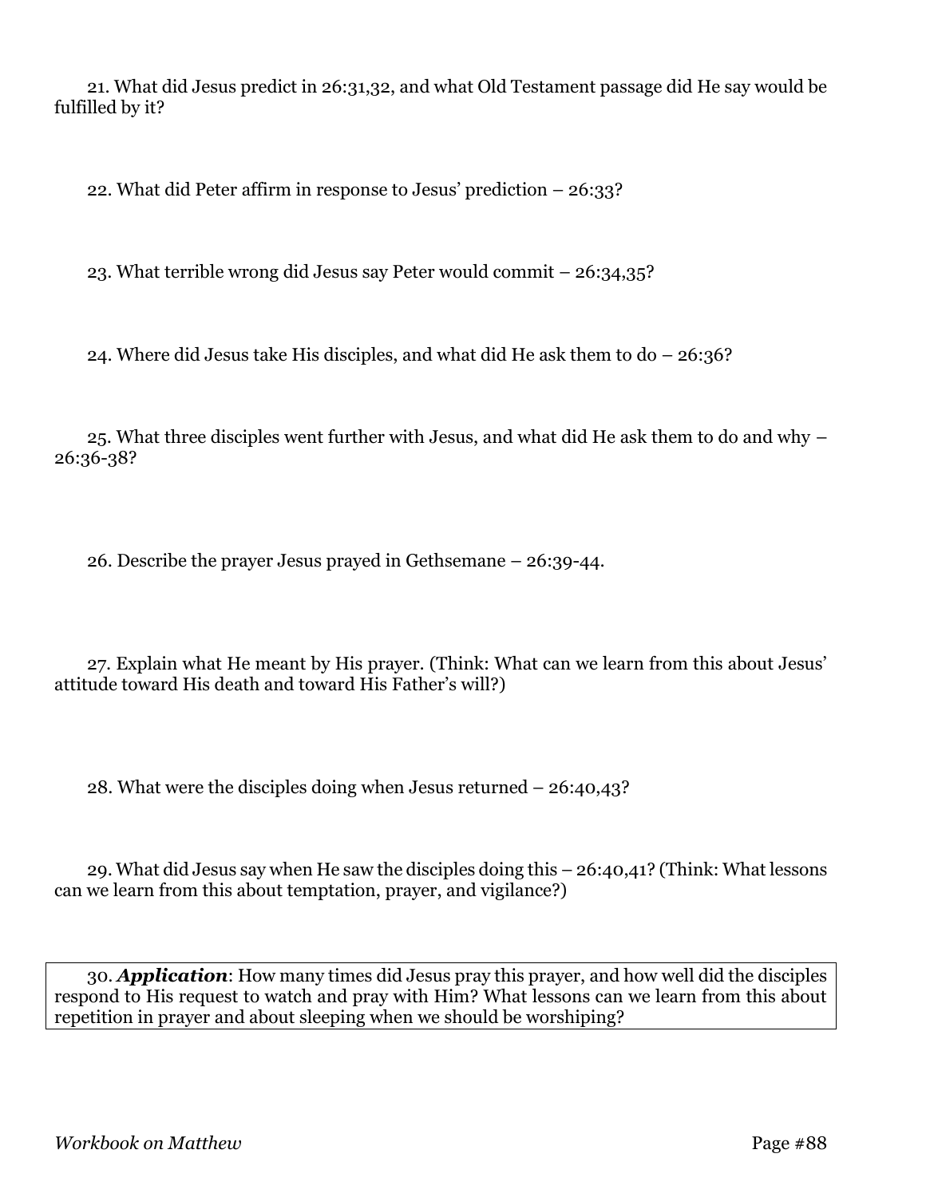21. What did Jesus predict in 26:31,32, and what Old Testament passage did He say would be fulfilled by it?

22. What did Peter affirm in response to Jesus' prediction – 26:33?

23. What terrible wrong did Jesus say Peter would commit – 26:34,35?

24. Where did Jesus take His disciples, and what did He ask them to do – 26:36?

25. What three disciples went further with Jesus, and what did He ask them to do and why – 26:36-38?

26. Describe the prayer Jesus prayed in Gethsemane – 26:39-44.

27. Explain what He meant by His prayer. (Think: What can we learn from this about Jesus' attitude toward His death and toward His Father's will?)

28. What were the disciples doing when Jesus returned – 26:40,43?

29. What did Jesus say when He saw the disciples doing this – 26:40,41? (Think: What lessons can we learn from this about temptation, prayer, and vigilance?)

30. ***Application***: How many times did Jesus pray this prayer, and how well did the disciples respond to His request to watch and pray with Him? What lessons can we learn from this about repetition in prayer and about sleeping when we should be worshiping?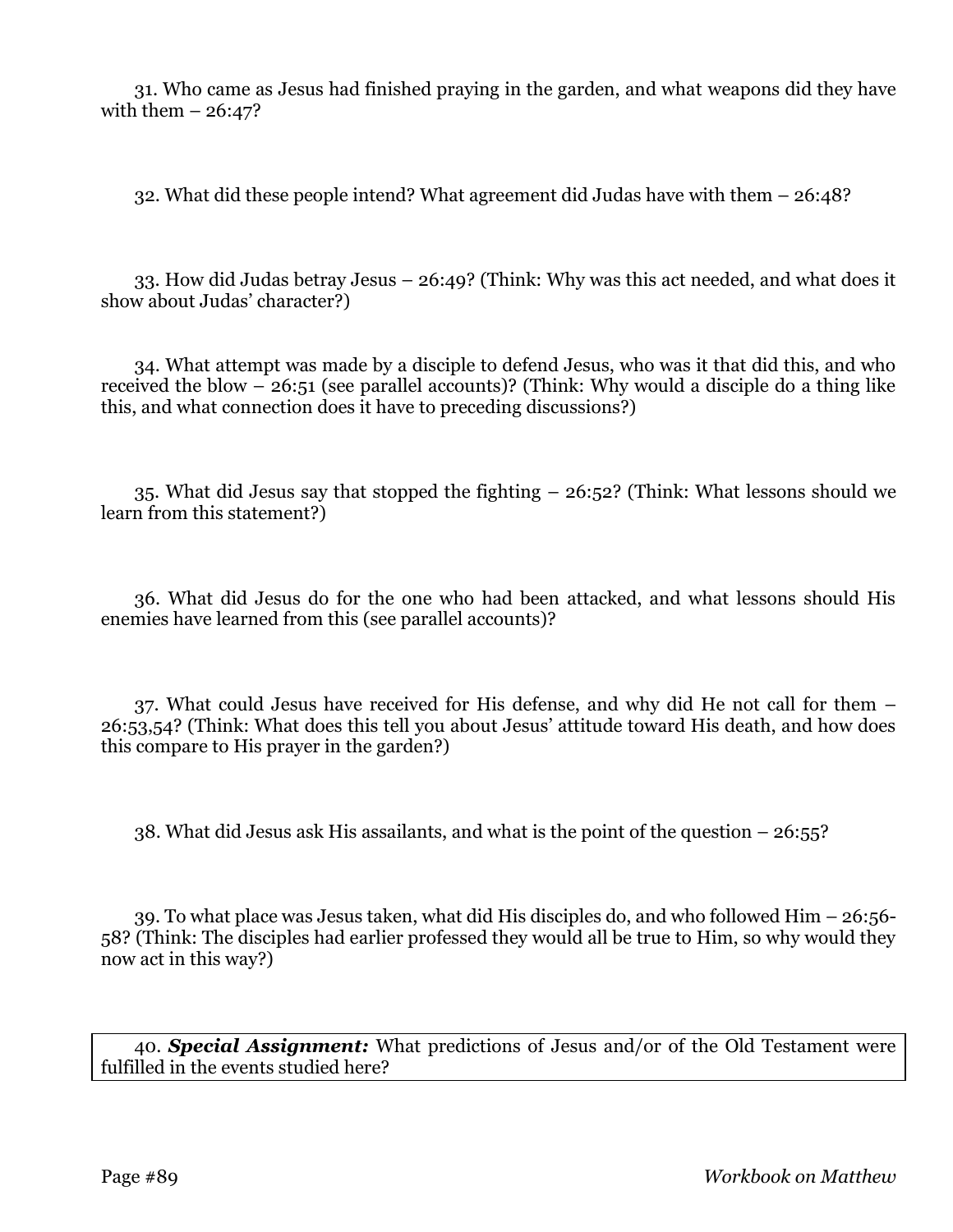31. Who came as Jesus had finished praying in the garden, and what weapons did they have with them – 26:47?

32. What did these people intend? What agreement did Judas have with them – 26:48?

33. How did Judas betray Jesus – 26:49? (Think: Why was this act needed, and what does it show about Judas' character?)

34. What attempt was made by a disciple to defend Jesus, who was it that did this, and who received the blow – 26:51 (see parallel accounts)? (Think: Why would a disciple do a thing like this, and what connection does it have to preceding discussions?)

35. What did Jesus say that stopped the fighting – 26:52? (Think: What lessons should we learn from this statement?)

36. What did Jesus do for the one who had been attacked, and what lessons should His enemies have learned from this (see parallel accounts)?

37. What could Jesus have received for His defense, and why did He not call for them – 26:53,54? (Think: What does this tell you about Jesus' attitude toward His death, and how does this compare to His prayer in the garden?)

38. What did Jesus ask His assailants, and what is the point of the question – 26:55?

39. To what place was Jesus taken, what did His disciples do, and who followed Him – 26:56-58? (Think: The disciples had earlier professed they would all be true to Him, so why would they now act in this way?)

40. ***Special Assignment:*** What predictions of Jesus and/or of the Old Testament were fulfilled in the events studied here?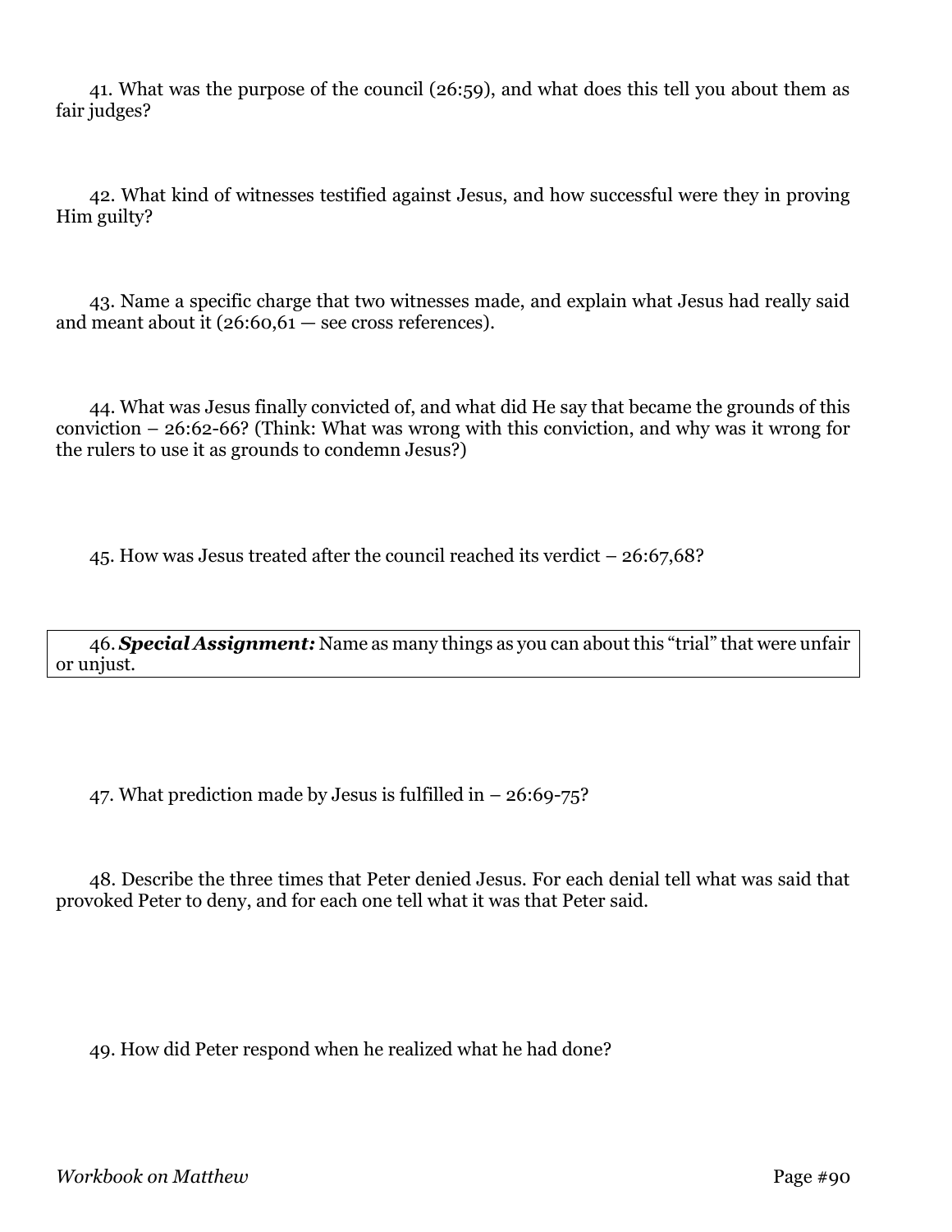41. What was the purpose of the council (26:59), and what does this tell you about them as fair judges?

42. What kind of witnesses testified against Jesus, and how successful were they in proving Him guilty?

43. Name a specific charge that two witnesses made, and explain what Jesus had really said and meant about it (26:60,61 — see cross references).

44. What was Jesus finally convicted of, and what did He say that became the grounds of this conviction – 26:62-66? (Think: What was wrong with this conviction, and why was it wrong for the rulers to use it as grounds to condemn Jesus?)

45. How was Jesus treated after the council reached its verdict – 26:67,68?

46. ***Special Assignment:*** Name as many things as you can about this "trial" that were unfair or unjust.

47. What prediction made by Jesus is fulfilled in – 26:69-75?

48. Describe the three times that Peter denied Jesus. For each denial tell what was said that provoked Peter to deny, and for each one tell what it was that Peter said.

49. How did Peter respond when he realized what he had done?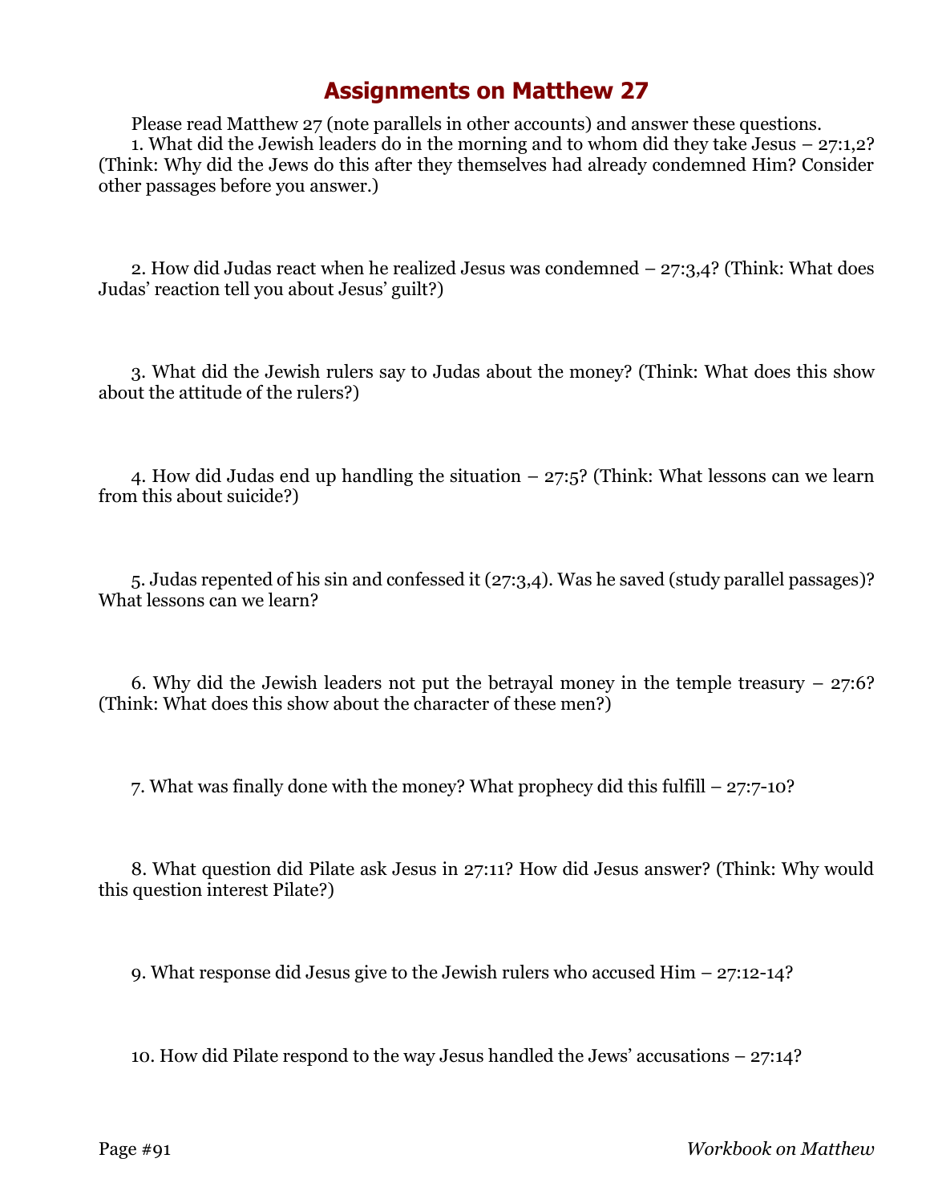# Assignments on Matthew 27

Please read Matthew 27 (note parallels in other accounts) and answer these questions.

1. What did the Jewish leaders do in the morning and to whom did they take Jesus – 27:1,2? (Think: Why did the Jews do this after they themselves had already condemned Him? Consider other passages before you answer.)

2. How did Judas react when he realized Jesus was condemned – 27:3,4? (Think: What does Judas' reaction tell you about Jesus' guilt?)

3. What did the Jewish rulers say to Judas about the money? (Think: What does this show about the attitude of the rulers?)

4. How did Judas end up handling the situation – 27:5? (Think: What lessons can we learn from this about suicide?)

5. Judas repented of his sin and confessed it (27:3,4). Was he saved (study parallel passages)? What lessons can we learn?

6. Why did the Jewish leaders not put the betrayal money in the temple treasury – 27:6? (Think: What does this show about the character of these men?)

7. What was finally done with the money? What prophecy did this fulfill – 27:7-10?

8. What question did Pilate ask Jesus in 27:11? How did Jesus answer? (Think: Why would this question interest Pilate?)

9. What response did Jesus give to the Jewish rulers who accused Him – 27:12-14?

10. How did Pilate respond to the way Jesus handled the Jews' accusations – 27:14?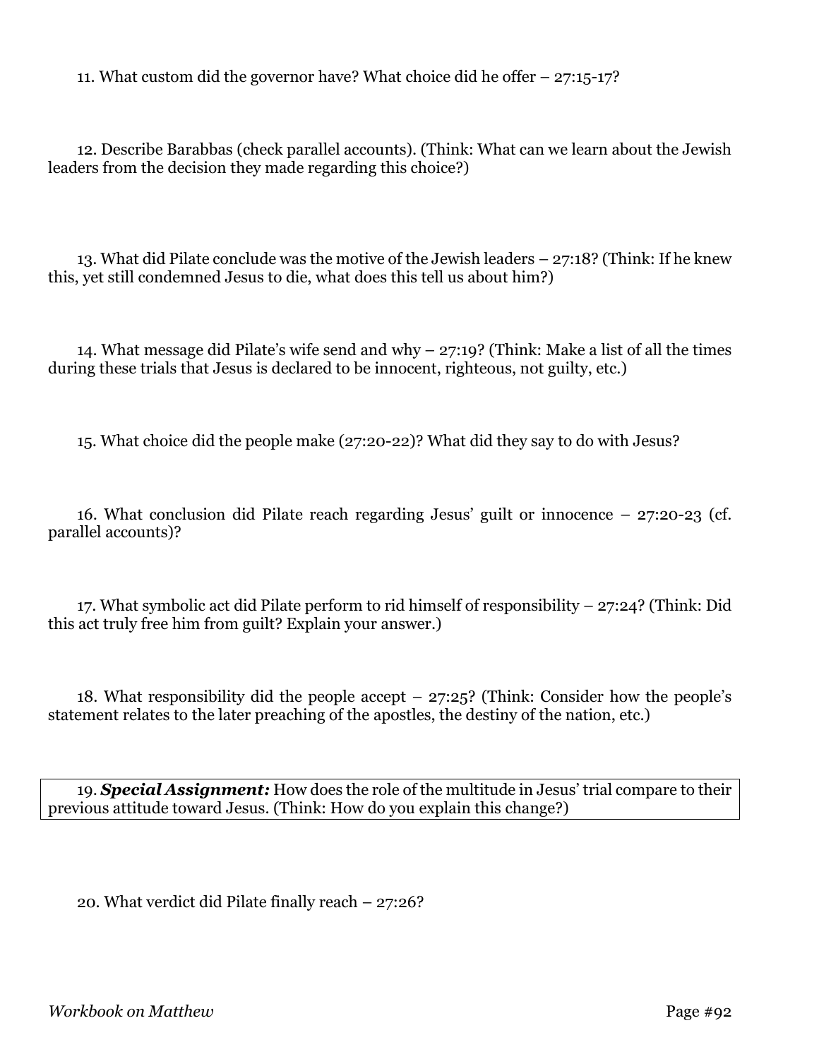11. What custom did the governor have? What choice did he offer – 27:15-17?

12. Describe Barabbas (check parallel accounts). (Think: What can we learn about the Jewish leaders from the decision they made regarding this choice?)

13. What did Pilate conclude was the motive of the Jewish leaders – 27:18? (Think: If he knew this, yet still condemned Jesus to die, what does this tell us about him?)

14. What message did Pilate's wife send and why – 27:19? (Think: Make a list of all the times during these trials that Jesus is declared to be innocent, righteous, not guilty, etc.)

15. What choice did the people make (27:20-22)? What did they say to do with Jesus?

16. What conclusion did Pilate reach regarding Jesus' guilt or innocence – 27:20-23 (cf. parallel accounts)?

17. What symbolic act did Pilate perform to rid himself of responsibility – 27:24? (Think: Did this act truly free him from guilt? Explain your answer.)

18. What responsibility did the people accept – 27:25? (Think: Consider how the people's statement relates to the later preaching of the apostles, the destiny of the nation, etc.)

19. ***Special Assignment:*** How does the role of the multitude in Jesus' trial compare to their previous attitude toward Jesus. (Think: How do you explain this change?)

20. What verdict did Pilate finally reach – 27:26?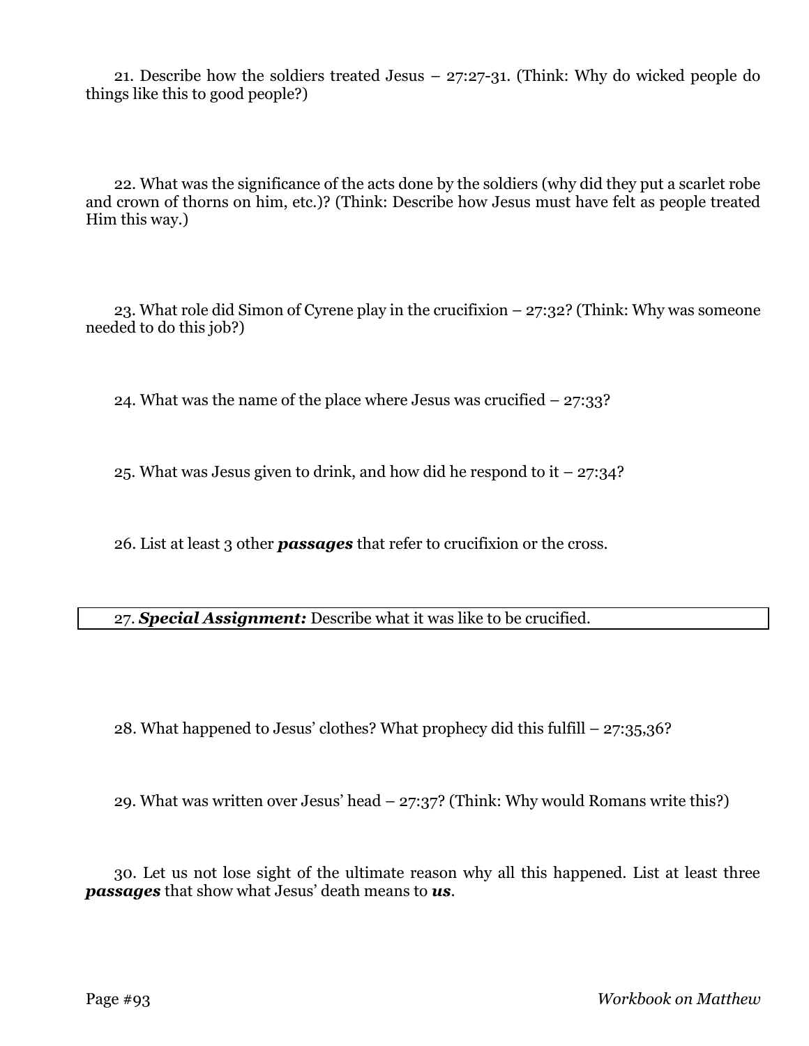21. Describe how the soldiers treated Jesus – 27:27-31. (Think: Why do wicked people do things like this to good people?)

22. What was the significance of the acts done by the soldiers (why did they put a scarlet robe and crown of thorns on him, etc.)? (Think: Describe how Jesus must have felt as people treated Him this way.)

23. What role did Simon of Cyrene play in the crucifixion – 27:32? (Think: Why was someone needed to do this job?)

24. What was the name of the place where Jesus was crucified – 27:33?

25. What was Jesus given to drink, and how did he respond to it – 27:34?

26. List at least 3 other ***passages*** that refer to crucifixion or the cross.

| 27. ***Special Assignment:*** Describe what it was like to be crucified. |
|---|

28. What happened to Jesus' clothes? What prophecy did this fulfill – 27:35,36?

29. What was written over Jesus' head – 27:37? (Think: Why would Romans write this?)

30. Let us not lose sight of the ultimate reason why all this happened. List at least three ***passages*** that show what Jesus' death means to ***us***.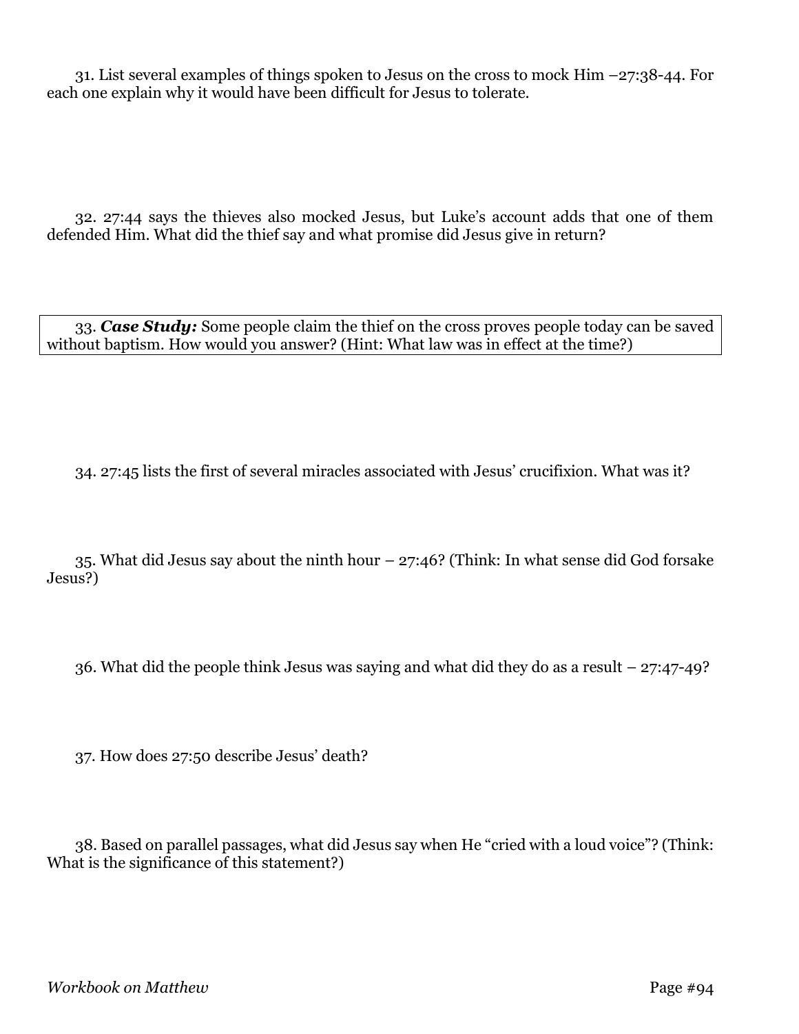31. List several examples of things spoken to Jesus on the cross to mock Him –27:38-44. For each one explain why it would have been difficult for Jesus to tolerate.

32. 27:44 says the thieves also mocked Jesus, but Luke's account adds that one of them defended Him. What did the thief say and what promise did Jesus give in return?

33. ***Case Study:*** Some people claim the thief on the cross proves people today can be saved without baptism. How would you answer? (Hint: What law was in effect at the time?)

34. 27:45 lists the first of several miracles associated with Jesus' crucifixion. What was it?

35. What did Jesus say about the ninth hour – 27:46? (Think: In what sense did God forsake Jesus?)

36. What did the people think Jesus was saying and what did they do as a result – 27:47-49?

37. How does 27:50 describe Jesus' death?

38. Based on parallel passages, what did Jesus say when He "cried with a loud voice"? (Think: What is the significance of this statement?)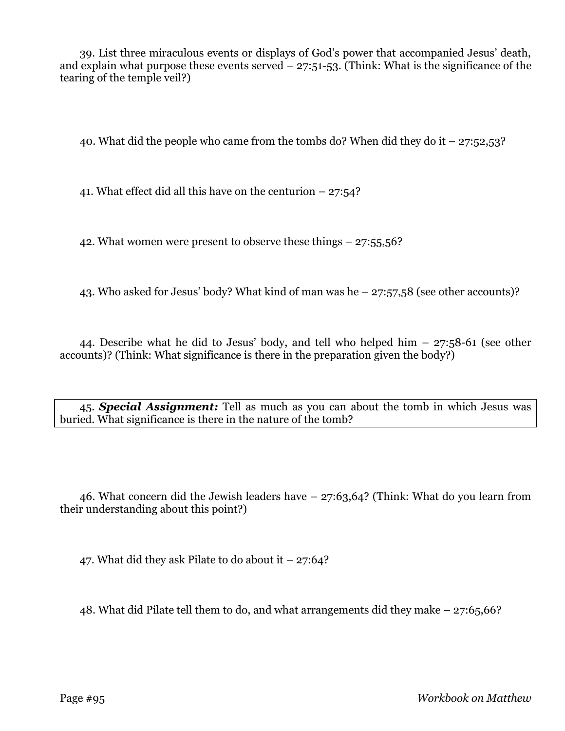39. List three miraculous events or displays of God's power that accompanied Jesus' death, and explain what purpose these events served – 27:51-53. (Think: What is the significance of the tearing of the temple veil?)

40. What did the people who came from the tombs do? When did they do it – 27:52,53?

41. What effect did all this have on the centurion – 27:54?

42. What women were present to observe these things – 27:55,56?

43. Who asked for Jesus' body? What kind of man was he – 27:57,58 (see other accounts)?

44. Describe what he did to Jesus' body, and tell who helped him – 27:58-61 (see other accounts)? (Think: What significance is there in the preparation given the body?)

45. ***Special Assignment:*** Tell as much as you can about the tomb in which Jesus was buried. What significance is there in the nature of the tomb?

46. What concern did the Jewish leaders have – 27:63,64? (Think: What do you learn from their understanding about this point?)

47. What did they ask Pilate to do about it – 27:64?

48. What did Pilate tell them to do, and what arrangements did they make – 27:65,66?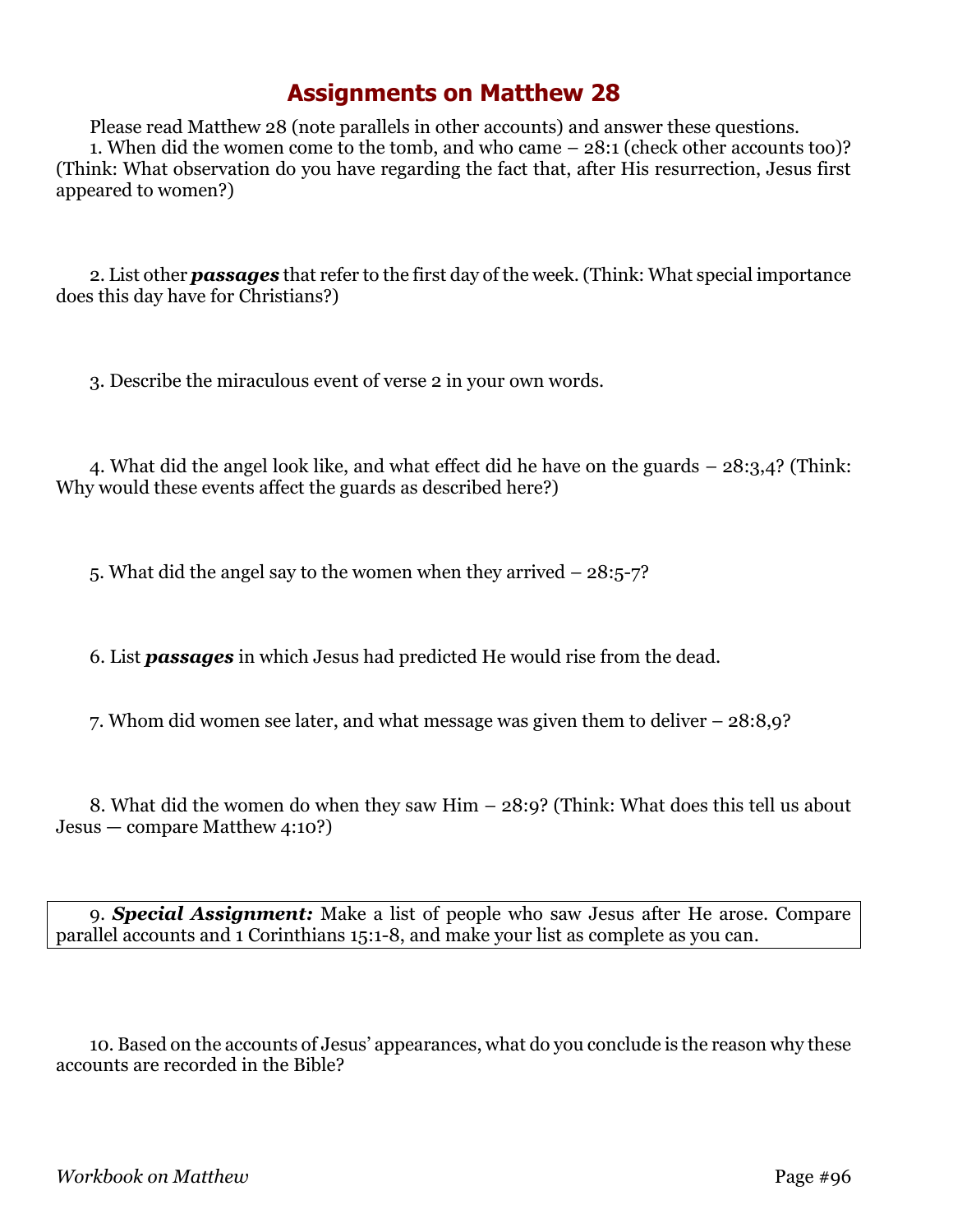# Assignments on Matthew 28

Please read Matthew 28 (note parallels in other accounts) and answer these questions.

1. When did the women come to the tomb, and who came – 28:1 (check other accounts too)? (Think: What observation do you have regarding the fact that, after His resurrection, Jesus first appeared to women?)

2. List other ***passages*** that refer to the first day of the week. (Think: What special importance does this day have for Christians?)

3. Describe the miraculous event of verse 2 in your own words.

4. What did the angel look like, and what effect did he have on the guards – 28:3,4? (Think: Why would these events affect the guards as described here?)

5. What did the angel say to the women when they arrived – 28:5-7?

6. List ***passages*** in which Jesus had predicted He would rise from the dead.

7. Whom did women see later, and what message was given them to deliver – 28:8,9?

8. What did the women do when they saw Him – 28:9? (Think: What does this tell us about Jesus — compare Matthew 4:10?)

9. ***Special Assignment:*** Make a list of people who saw Jesus after He arose. Compare parallel accounts and 1 Corinthians 15:1-8, and make your list as complete as you can.

10. Based on the accounts of Jesus' appearances, what do you conclude is the reason why these accounts are recorded in the Bible?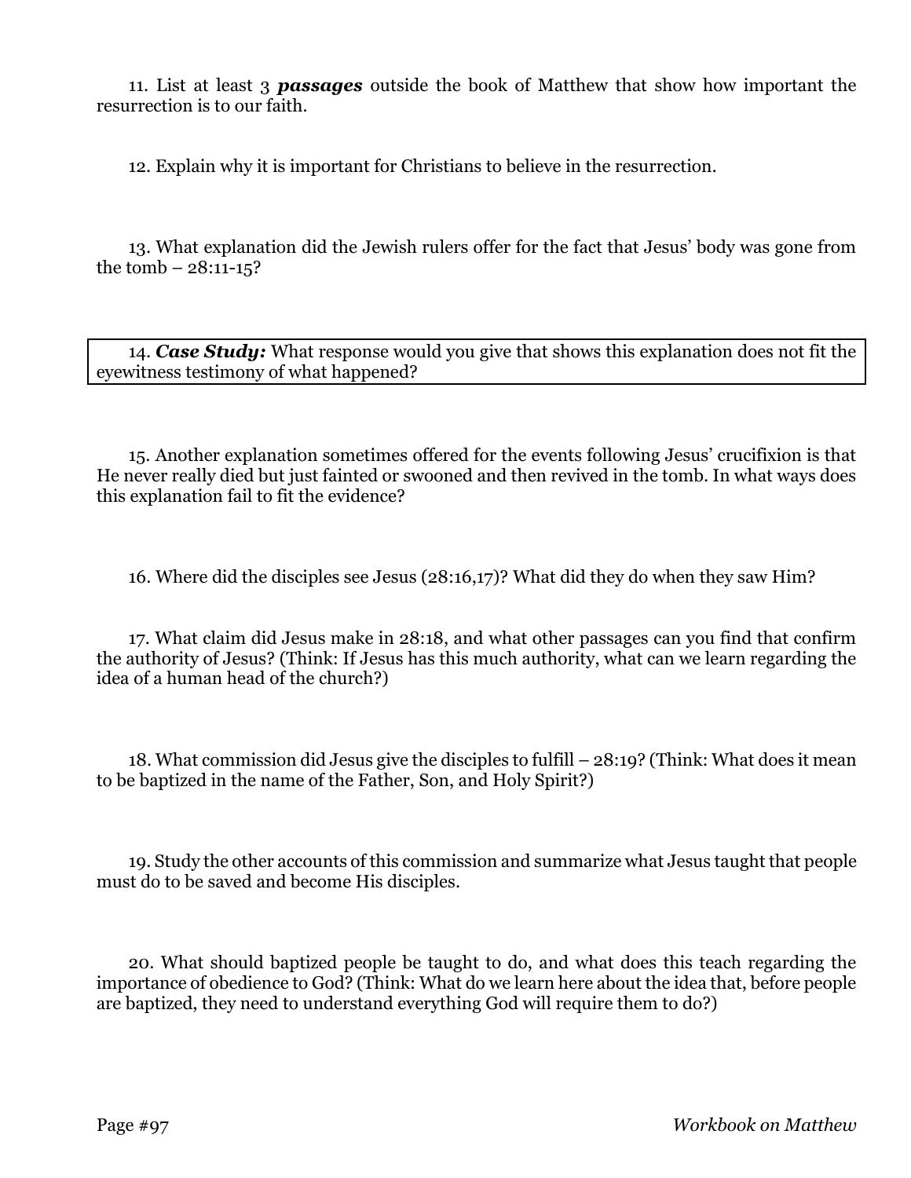11. List at least 3 ***passages*** outside the book of Matthew that show how important the resurrection is to our faith.

12. Explain why it is important for Christians to believe in the resurrection.

13. What explanation did the Jewish rulers offer for the fact that Jesus' body was gone from the tomb – 28:11-15?

14. ***Case Study:*** What response would you give that shows this explanation does not fit the eyewitness testimony of what happened?

15. Another explanation sometimes offered for the events following Jesus' crucifixion is that He never really died but just fainted or swooned and then revived in the tomb. In what ways does this explanation fail to fit the evidence?

16. Where did the disciples see Jesus (28:16,17)? What did they do when they saw Him?

17. What claim did Jesus make in 28:18, and what other passages can you find that confirm the authority of Jesus? (Think: If Jesus has this much authority, what can we learn regarding the idea of a human head of the church?)

18. What commission did Jesus give the disciples to fulfill – 28:19? (Think: What does it mean to be baptized in the name of the Father, Son, and Holy Spirit?)

19. Study the other accounts of this commission and summarize what Jesus taught that people must do to be saved and become His disciples.

20. What should baptized people be taught to do, and what does this teach regarding the importance of obedience to God? (Think: What do we learn here about the idea that, before people are baptized, they need to understand everything God will require them to do?)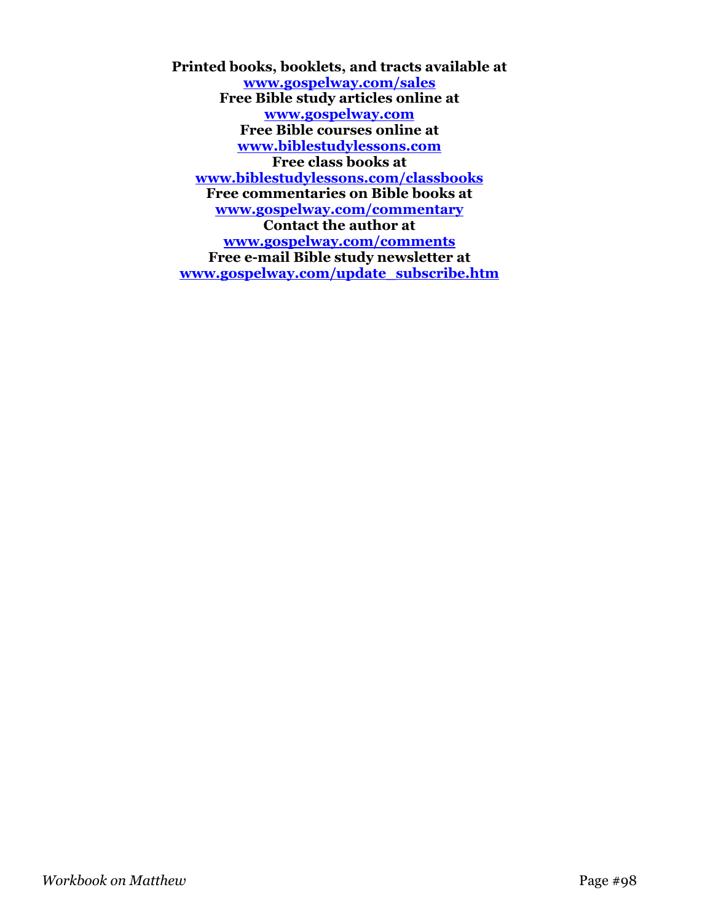**Printed books, booklets, and tracts available at**
**[www.gospelway.com/sales](http://www.gospelway.com/sales)**
**Free Bible study articles online at**
**[www.gospelway.com](http://www.gospelway.com)**
**Free Bible courses online at**
**[www.biblestudylessons.com](http://www.biblestudylessons.com)**
**Free class books at**
**[www.biblestudylessons.com/classbooks](http://www.biblestudylessons.com/classbooks)**
**Free commentaries on Bible books at**
**[www.gospelway.com/commentary](http://www.gospelway.com/commentary)**
**Contact the author at**
**[www.gospelway.com/comments](http://www.gospelway.com/comments)**
**Free e-mail Bible study newsletter at**
**[www.gospelway.com/update_subscribe.htm](http://www.gospelway.com/update_subscribe.htm)**